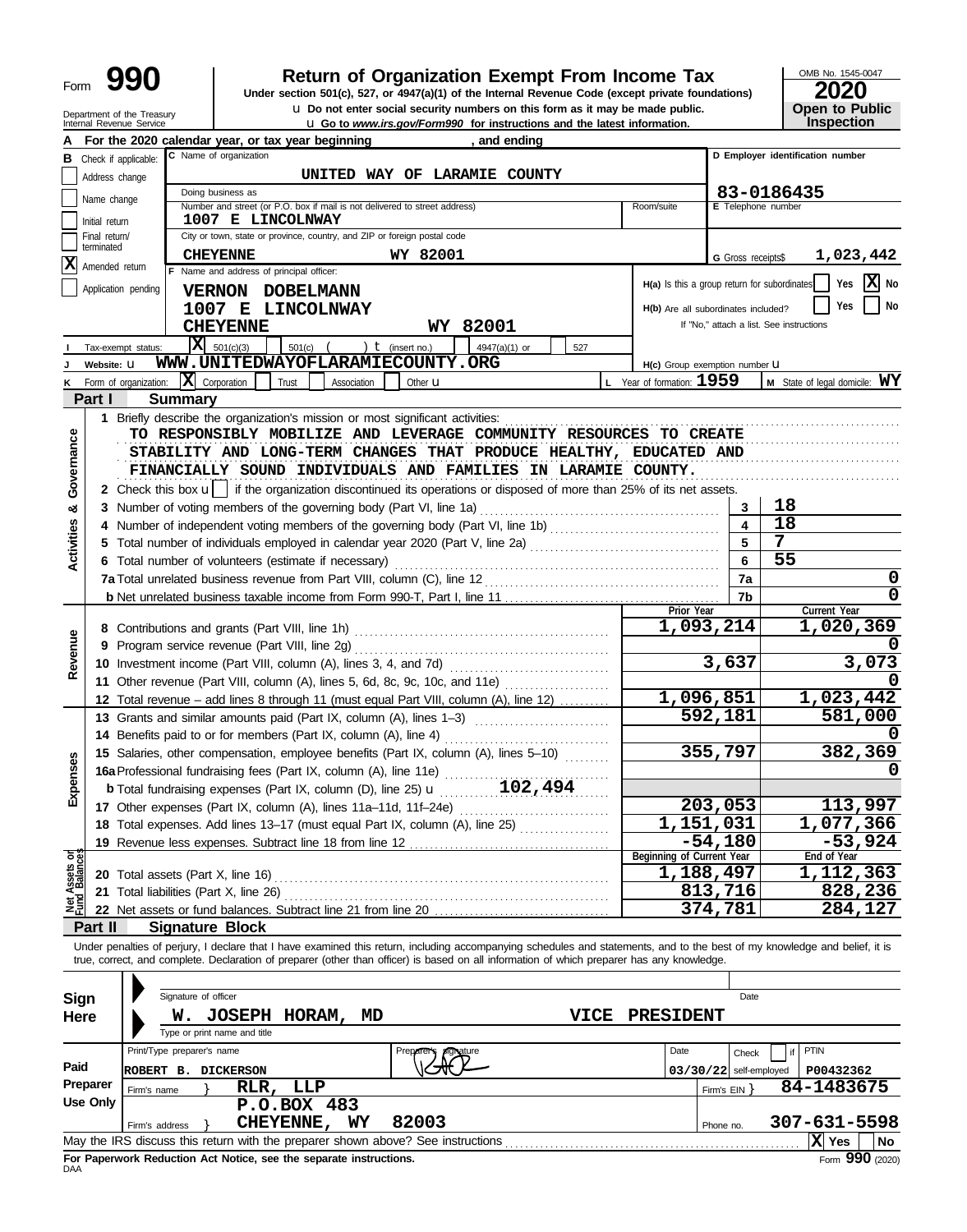Form **990**

# Return of Organization Exempt From Income Tax

**Under section 501(c), 527, or 4947(a)(1) of the Internal Revenue Code (except private foundations)**

u Do not enter social security numbers on this form as it may be made public.

u Go to *www.irs.gov/Form990* for instructions and the latest information.

Department of the Treasury
Internal Revenue Service

OMB No. 1545-0047

**2020**

**Open to Public Inspection**

**A** For the 2020 calendar year, or tax year beginning , and ending

**B** Check if applicable:
- Address change
- Name change
- Initial return
- Final return/terminated
- [X] Amended return
- Application pending

**C** Name of organization: UNITED WAY OF LARAMIE COUNTY

Doing business as

Number and street (or P.O. box if mail is not delivered to street address): 1007 E LINCOLNWAY  Room/suite

City or town, state or province, country, and ZIP or foreign postal code: CHEYENNE WY 82001

**D** Employer identification number: 83-0186435

**E** Telephone number

**G** Gross receipts$ 1,023,442

**F** Name and address of principal officer:
VERNON DOBELMANN
1007 E LINCOLNWAY
CHEYENNE WY 82001

H(a) Is this a group return for subordinates? Yes [X] No

H(b) Are all subordinates included? Yes No
If "No," attach a list. See instructions

**I** Tax-exempt status: [X] 501(c)(3) 501(c) ( ) t (insert no.) 4947(a)(1) or 527

**J** Website: u WWW.UNITEDWAYOFLARAMIECOUNTY.ORG

H(c) Group exemption number u

**K** Form of organization: [X] Corporation Trust Association Other u

**L** Year of formation: 1959  **M** State of legal domicile: WY

## Part I Summary

**Activities & Governance**

1 Briefly describe the organization's mission or most significant activities:
TO RESPONSIBLY MOBILIZE AND LEVERAGE COMMUNITY RESOURCES TO CREATE STABILITY AND LONG-TERM CHANGES THAT PRODUCE HEALTHY, EDUCATED AND FINANCIALLY SOUND INDIVIDUALS AND FAMILIES IN LARAMIE COUNTY.

2 Check this box u [ ] if the organization discontinued its operations or disposed of more than 25% of its net assets.

| | | | |
|---|---|---|---|
| 3 | Number of voting members of the governing body (Part VI, line 1a) | 3 | 18 |
| 4 | Number of independent voting members of the governing body (Part VI, line 1b) | 4 | 18 |
| 5 | Total number of individuals employed in calendar year 2020 (Part V, line 2a) | 5 | 7 |
| 6 | Total number of volunteers (estimate if necessary) | 6 | 55 |
| 7a | Total unrelated business revenue from Part VIII, column (C), line 12 | 7a | 0 |
| b | Net unrelated business taxable income from Form 990-T, Part I, line 11 | 7b | 0 |

| | | Prior Year | Current Year |
|---|---|---|---|
| **Revenue** | | | |
| 8 | Contributions and grants (Part VIII, line 1h) | 1,093,214 | 1,020,369 |
| 9 | Program service revenue (Part VIII, line 2g) | | 0 |
| 10 | Investment income (Part VIII, column (A), lines 3, 4, and 7d) | 3,637 | 3,073 |
| 11 | Other revenue (Part VIII, column (A), lines 5, 6d, 8c, 9c, 10c, and 11e) | | 0 |
| 12 | Total revenue – add lines 8 through 11 (must equal Part VIII, column (A), line 12) | 1,096,851 | 1,023,442 |
| **Expenses** | | | |
| 13 | Grants and similar amounts paid (Part IX, column (A), lines 1–3) | 592,181 | 581,000 |
| 14 | Benefits paid to or for members (Part IX, column (A), line 4) | | 0 |
| 15 | Salaries, other compensation, employee benefits (Part IX, column (A), lines 5–10) | 355,797 | 382,369 |
| 16a | Professional fundraising fees (Part IX, column (A), line 11e) | | 0 |
| b | Total fundraising expenses (Part IX, column (D), line 25) u 102,494 | | |
| 17 | Other expenses (Part IX, column (A), lines 11a–11d, 11f–24e) | 203,053 | 113,997 |
| 18 | Total expenses. Add lines 13–17 (must equal Part IX, column (A), line 25) | 1,151,031 | 1,077,366 |
| 19 | Revenue less expenses. Subtract line 18 from line 12 | -54,180 | -53,924 |
| **Net Assets or Fund Balances** | | Beginning of Current Year | End of Year |
| 20 | Total assets (Part X, line 16) | 1,188,497 | 1,112,363 |
| 21 | Total liabilities (Part X, line 26) | 813,716 | 828,236 |
| 22 | Net assets or fund balances. Subtract line 21 from line 20 | 374,781 | 284,127 |

## Part II Signature Block

Under penalties of perjury, I declare that I have examined this return, including accompanying schedules and statements, and to the best of my knowledge and belief, it is true, correct, and complete. Declaration of preparer (other than officer) is based on all information of which preparer has any knowledge.

**Sign Here**

Signature of officer  Date

W. JOSEPH HORAM, MD  VICE PRESIDENT
Type or print name and title

**Paid Preparer Use Only**

| Print/Type preparer's name | Preparer's signature | Date | Check if self-employed | PTIN |
|---|---|---|---|---|
| ROBERT B. DICKERSON | | 03/30/22 | | P00432362 |

Firm's name } RLR, LLP  Firm's EIN } 84-1483675

Firm's address } P.O.BOX 483 CHEYENNE, WY 82003  Phone no. 307-631-5598

May the IRS discuss this return with the preparer shown above? See instructions [X] Yes No

**For Paperwork Reduction Act Notice, see the separate instructions.**

DAA  Form **990** (2020)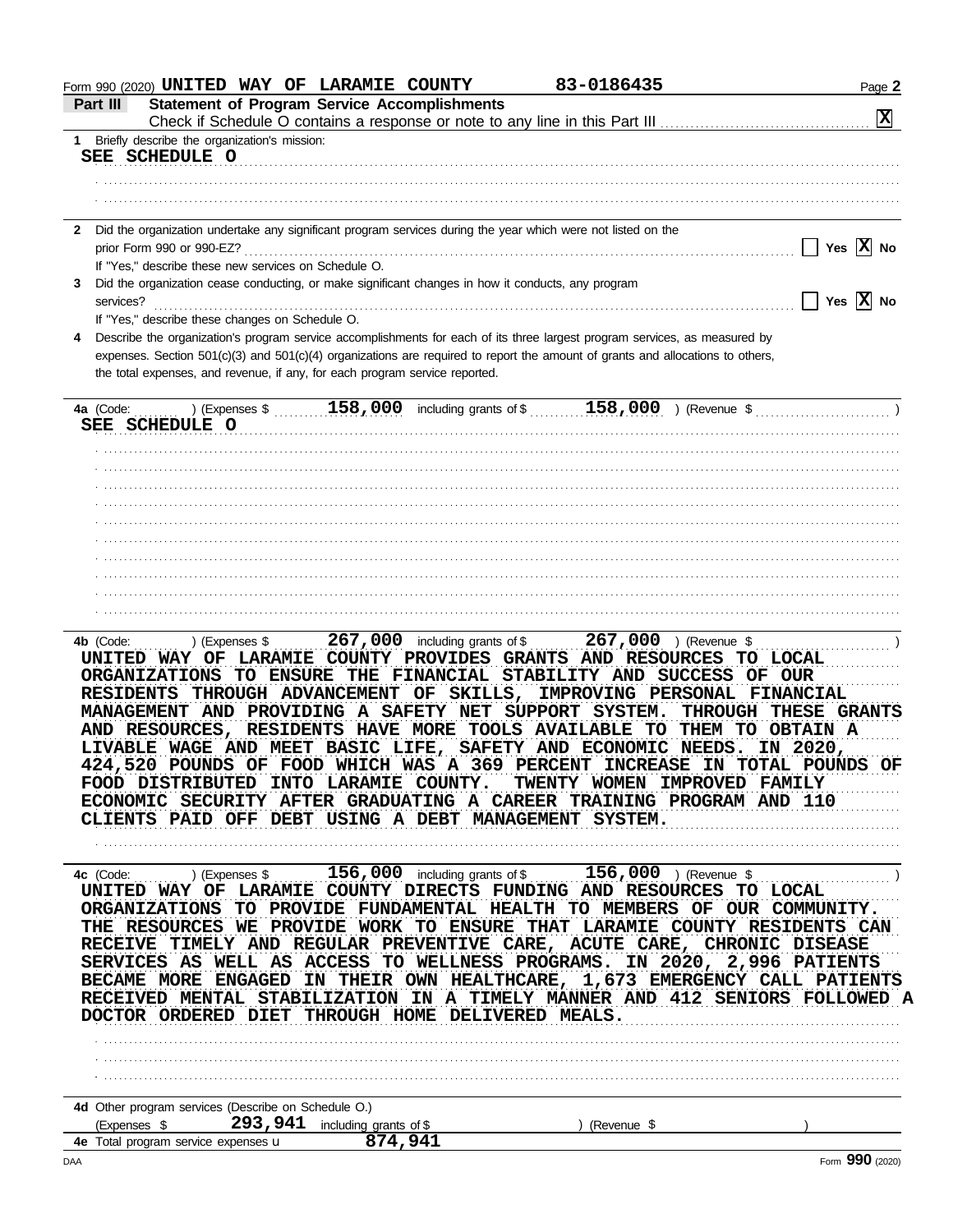Form 990 (2020) **UNITED WAY OF LARAMIE COUNTY** **83-0186435** Page **2**

## Part III Statement of Program Service Accomplishments

Check if Schedule O contains a response or note to any line in this Part III .......... [X]

**1** Briefly describe the organization's mission:

**SEE SCHEDULE O**

**2** Did the organization undertake any significant program services during the year which were not listed on the prior Form 990 or 990-EZ? .......... [ ] Yes [X] No

If "Yes," describe these new services on Schedule O.

**3** Did the organization cease conducting, or make significant changes in how it conducts, any program services? .......... [ ] Yes [X] No

If "Yes," describe these changes on Schedule O.

**4** Describe the organization's program service accomplishments for each of its three largest program services, as measured by expenses. Section 501(c)(3) and 501(c)(4) organizations are required to report the amount of grants and allocations to others, the total expenses, and revenue, if any, for each program service reported.

**4a** (Code: ) (Expenses $ **158,000** including grants of $ **158,000** ) (Revenue $ )

**SEE SCHEDULE O**

**4b** (Code: ) (Expenses $ **267,000** including grants of $ **267,000** ) (Revenue $ )

UNITED WAY OF LARAMIE COUNTY PROVIDES GRANTS AND RESOURCES TO LOCAL ORGANIZATIONS TO ENSURE THE FINANCIAL STABILITY AND SUCCESS OF OUR RESIDENTS THROUGH ADVANCEMENT OF SKILLS, IMPROVING PERSONAL FINANCIAL MANAGEMENT AND PROVIDING A SAFETY NET SUPPORT SYSTEM. THROUGH THESE GRANTS AND RESOURCES, RESIDENTS HAVE MORE TOOLS AVAILABLE TO THEM TO OBTAIN A LIVABLE WAGE AND MEET BASIC LIFE, SAFETY AND ECONOMIC NEEDS. IN 2020, 424,520 POUNDS OF FOOD WHICH WAS A 369 PERCENT INCREASE IN TOTAL POUNDS OF FOOD DISTRIBUTED INTO LARAMIE COUNTY. TWENTY WOMEN IMPROVED FAMILY ECONOMIC SECURITY AFTER GRADUATING A CAREER TRAINING PROGRAM AND 110 CLIENTS PAID OFF DEBT USING A DEBT MANAGEMENT SYSTEM.

**4c** (Code: ) (Expenses $ **156,000** including grants of $ **156,000** ) (Revenue $ )

UNITED WAY OF LARAMIE COUNTY DIRECTS FUNDING AND RESOURCES TO LOCAL ORGANIZATIONS TO PROVIDE FUNDAMENTAL HEALTH TO MEMBERS OF OUR COMMUNITY. THE RESOURCES WE PROVIDE WORK TO ENSURE THAT LARAMIE COUNTY RESIDENTS CAN RECEIVE TIMELY AND REGULAR PREVENTIVE CARE, ACUTE CARE, CHRONIC DISEASE SERVICES AS WELL AS ACCESS TO WELLNESS PROGRAMS. IN 2020, 2,996 PATIENTS BECAME MORE ENGAGED IN THEIR OWN HEALTHCARE, 1,673 EMERGENCY CALL PATIENTS RECEIVED MENTAL STABILIZATION IN A TIMELY MANNER AND 412 SENIORS FOLLOWED A DOCTOR ORDERED DIET THROUGH HOME DELIVERED MEALS.

**4d** Other program services (Describe on Schedule O.)

(Expenses $ **293,941** including grants of $ ) (Revenue $ )

**4e** Total program service expenses **874,941**

DAA Form **990** (2020)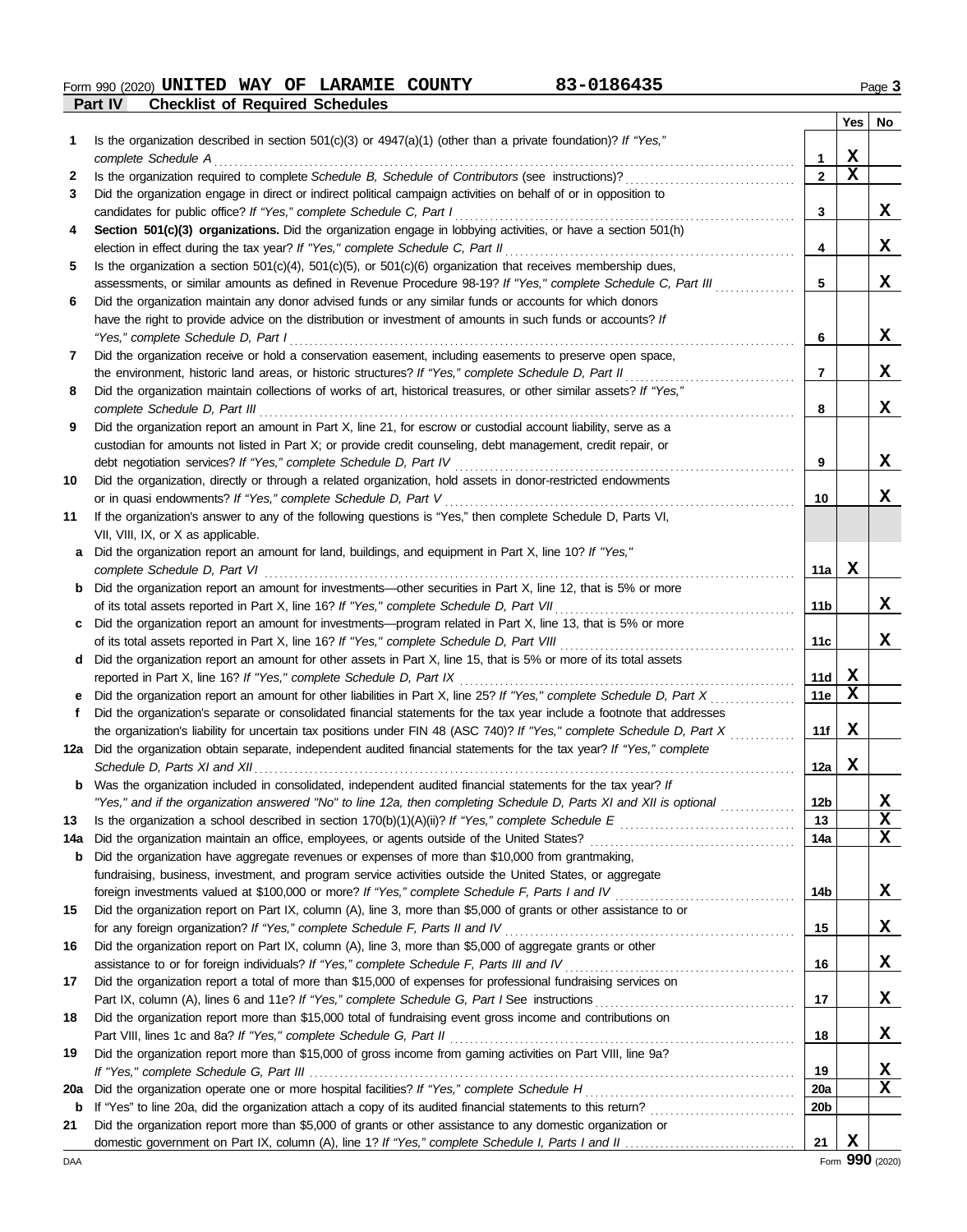Form 990 (2020) **UNITED WAY OF LARAMIE COUNTY** **83-0186435**

**Part IV Checklist of Required Schedules**

| | | | Yes | No |
|---|---|---|---|---|
| 1 | Is the organization described in section 501(c)(3) or 4947(a)(1) (other than a private foundation)? *If "Yes," complete Schedule A* | 1 | X | |
| 2 | Is the organization required to complete *Schedule B, Schedule of Contributors* (see instructions)? | 2 | X | |
| 3 | Did the organization engage in direct or indirect political campaign activities on behalf of or in opposition to candidates for public office? *If "Yes," complete Schedule C, Part I* | 3 | | X |
| 4 | **Section 501(c)(3) organizations.** Did the organization engage in lobbying activities, or have a section 501(h) election in effect during the tax year? *If "Yes," complete Schedule C, Part II* | 4 | | X |
| 5 | Is the organization a section 501(c)(4), 501(c)(5), or 501(c)(6) organization that receives membership dues, assessments, or similar amounts as defined in Revenue Procedure 98-19? *If "Yes," complete Schedule C, Part III* | 5 | | X |
| 6 | Did the organization maintain any donor advised funds or any similar funds or accounts for which donors have the right to provide advice on the distribution or investment of amounts in such funds or accounts? *If "Yes," complete Schedule D, Part I* | 6 | | X |
| 7 | Did the organization receive or hold a conservation easement, including easements to preserve open space, the environment, historic land areas, or historic structures? *If "Yes," complete Schedule D, Part II* | 7 | | X |
| 8 | Did the organization maintain collections of works of art, historical treasures, or other similar assets? *If "Yes," complete Schedule D, Part III* | 8 | | X |
| 9 | Did the organization report an amount in Part X, line 21, for escrow or custodial account liability, serve as a custodian for amounts not listed in Part X; or provide credit counseling, debt management, credit repair, or debt negotiation services? *If "Yes," complete Schedule D, Part IV* | 9 | | X |
| 10 | Did the organization, directly or through a related organization, hold assets in donor-restricted endowments or in quasi endowments? *If "Yes," complete Schedule D, Part V* | 10 | | X |
| 11 | If the organization's answer to any of the following questions is "Yes," then complete Schedule D, Parts VI, VII, VIII, IX, or X as applicable. | | | |
| a | Did the organization report an amount for land, buildings, and equipment in Part X, line 10? *If "Yes," complete Schedule D, Part VI* | 11a | X | |
| b | Did the organization report an amount for investments—other securities in Part X, line 12, that is 5% or more of its total assets reported in Part X, line 16? *If "Yes," complete Schedule D, Part VII* | 11b | | X |
| c | Did the organization report an amount for investments—program related in Part X, line 13, that is 5% or more of its total assets reported in Part X, line 16? *If "Yes," complete Schedule D, Part VIII* | 11c | | X |
| d | Did the organization report an amount for other assets in Part X, line 15, that is 5% or more of its total assets reported in Part X, line 16? *If "Yes," complete Schedule D, Part IX* | 11d | X | |
| e | Did the organization report an amount for other liabilities in Part X, line 25? *If "Yes," complete Schedule D, Part X* | 11e | X | |
| f | Did the organization's separate or consolidated financial statements for the tax year include a footnote that addresses the organization's liability for uncertain tax positions under FIN 48 (ASC 740)? *If "Yes," complete Schedule D, Part X* | 11f | X | |
| 12a | Did the organization obtain separate, independent audited financial statements for the tax year? *If "Yes," complete Schedule D, Parts XI and XII* | 12a | X | |
| b | Was the organization included in consolidated, independent audited financial statements for the tax year? *If "Yes," and if the organization answered "No" to line 12a, then completing Schedule D, Parts XI and XII is optional* | 12b | | X |
| 13 | Is the organization a school described in section 170(b)(1)(A)(ii)? *If "Yes," complete Schedule E* | 13 | | X |
| 14a | Did the organization maintain an office, employees, or agents outside of the United States? | 14a | | X |
| b | Did the organization have aggregate revenues or expenses of more than $10,000 from grantmaking, fundraising, business, investment, and program service activities outside the United States, or aggregate foreign investments valued at $100,000 or more? *If "Yes," complete Schedule F, Parts I and IV* | 14b | | X |
| 15 | Did the organization report on Part IX, column (A), line 3, more than $5,000 of grants or other assistance to or for any foreign organization? *If "Yes," complete Schedule F, Parts II and IV* | 15 | | X |
| 16 | Did the organization report on Part IX, column (A), line 3, more than $5,000 of aggregate grants or other assistance to or for foreign individuals? *If "Yes," complete Schedule F, Parts III and IV* | 16 | | X |
| 17 | Did the organization report a total of more than $15,000 of expenses for professional fundraising services on Part IX, column (A), lines 6 and 11e? *If "Yes," complete Schedule G, Part I* See instructions | 17 | | X |
| 18 | Did the organization report more than $15,000 total of fundraising event gross income and contributions on Part VIII, lines 1c and 8a? *If "Yes," complete Schedule G, Part II* | 18 | | X |
| 19 | Did the organization report more than $15,000 of gross income from gaming activities on Part VIII, line 9a? *If "Yes," complete Schedule G, Part III* | 19 | | X |
| 20a | Did the organization operate one or more hospital facilities? *If "Yes," complete Schedule H* | 20a | | X |
| b | If "Yes" to line 20a, did the organization attach a copy of its audited financial statements to this return? | 20b | | |
| 21 | Did the organization report more than $5,000 of grants or other assistance to any domestic organization or domestic government on Part IX, column (A), line 1? *If "Yes," complete Schedule I, Parts I and II* | 21 | X | |

DAA Form **990** (2020)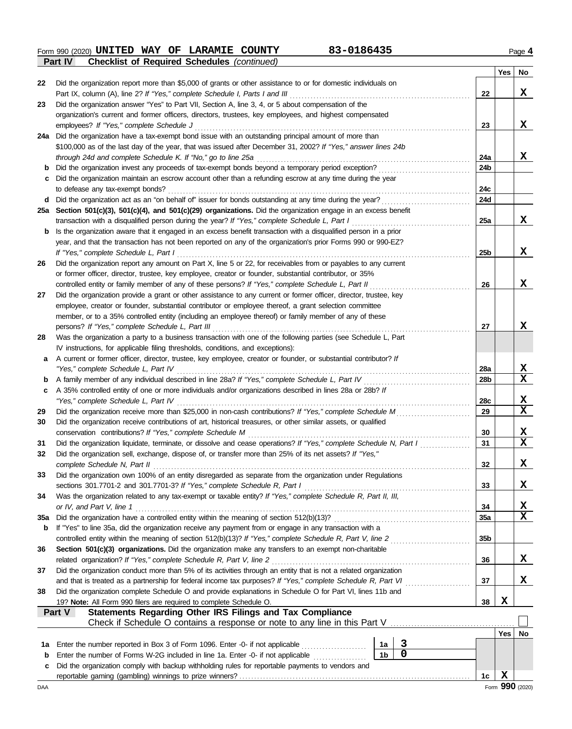Form 990 (2020) **UNITED WAY OF LARAMIE COUNTY** **83-0186435** Page **4**

**Part IV — Checklist of Required Schedules** *(continued)*

| | | | Yes | No |
|---|---|---|---|---|
| 22 | Did the organization report more than $5,000 of grants or other assistance to or for domestic individuals on Part IX, column (A), line 2? *If "Yes," complete Schedule I, Parts I and III* | 22 | | X |
| 23 | Did the organization answer "Yes" to Part VII, Section A, line 3, 4, or 5 about compensation of the organization's current and former officers, directors, trustees, key employees, and highest compensated employees? *If "Yes," complete Schedule J* | 23 | | X |
| 24a | Did the organization have a tax-exempt bond issue with an outstanding principal amount of more than $100,000 as of the last day of the year, that was issued after December 31, 2002? *If "Yes," answer lines 24b through 24d and complete Schedule K. If "No," go to line 25a* | 24a | | X |
| b | Did the organization invest any proceeds of tax-exempt bonds beyond a temporary period exception? | 24b | | |
| c | Did the organization maintain an escrow account other than a refunding escrow at any time during the year to defease any tax-exempt bonds? | 24c | | |
| d | Did the organization act as an "on behalf of" issuer for bonds outstanding at any time during the year? | 24d | | |
| 25a | **Section 501(c)(3), 501(c)(4), and 501(c)(29) organizations.** Did the organization engage in an excess benefit transaction with a disqualified person during the year? *If "Yes," complete Schedule L, Part I* | 25a | | X |
| b | Is the organization aware that it engaged in an excess benefit transaction with a disqualified person in a prior year, and that the transaction has not been reported on any of the organization's prior Forms 990 or 990-EZ? *If "Yes," complete Schedule L, Part I* | 25b | | X |
| 26 | Did the organization report any amount on Part X, line 5 or 22, for receivables from or payables to any current or former officer, director, trustee, key employee, creator or founder, substantial contributor, or 35% controlled entity or family member of any of these persons? *If "Yes," complete Schedule L, Part II* | 26 | | X |
| 27 | Did the organization provide a grant or other assistance to any current or former officer, director, trustee, key employee, creator or founder, substantial contributor or employee thereof, a grant selection committee member, or to a 35% controlled entity (including an employee thereof) or family member of any of these persons? *If "Yes," complete Schedule L, Part III* | 27 | | X |
| 28 | Was the organization a party to a business transaction with one of the following parties (see Schedule L, Part IV instructions, for applicable filing thresholds, conditions, and exceptions): | | | |
| a | A current or former officer, director, trustee, key employee, creator or founder, or substantial contributor? *If "Yes," complete Schedule L, Part IV* | 28a | | X |
| b | A family member of any individual described in line 28a? *If "Yes," complete Schedule L, Part IV* | 28b | | X |
| c | A 35% controlled entity of one or more individuals and/or organizations described in lines 28a or 28b? *If "Yes," complete Schedule L, Part IV* | 28c | | X |
| 29 | Did the organization receive more than $25,000 in non-cash contributions? *If "Yes," complete Schedule M* | 29 | | X |
| 30 | Did the organization receive contributions of art, historical treasures, or other similar assets, or qualified conservation contributions? *If "Yes," complete Schedule M* | 30 | | X |
| 31 | Did the organization liquidate, terminate, or dissolve and cease operations? *If "Yes," complete Schedule N, Part I* | 31 | | X |
| 32 | Did the organization sell, exchange, dispose of, or transfer more than 25% of its net assets? *If "Yes," complete Schedule N, Part II* | 32 | | X |
| 33 | Did the organization own 100% of an entity disregarded as separate from the organization under Regulations sections 301.7701-2 and 301.7701-3? *If "Yes," complete Schedule R, Part I* | 33 | | X |
| 34 | Was the organization related to any tax-exempt or taxable entity? *If "Yes," complete Schedule R, Part II, III, or IV, and Part V, line 1* | 34 | | X |
| 35a | Did the organization have a controlled entity within the meaning of section 512(b)(13)? | 35a | | X |
| b | If "Yes" to line 35a, did the organization receive any payment from or engage in any transaction with a controlled entity within the meaning of section 512(b)(13)? *If "Yes," complete Schedule R, Part V, line 2* | 35b | | |
| 36 | **Section 501(c)(3) organizations.** Did the organization make any transfers to an exempt non-charitable related organization? *If "Yes," complete Schedule R, Part V, line 2* | 36 | | X |
| 37 | Did the organization conduct more than 5% of its activities through an entity that is not a related organization and that is treated as a partnership for federal income tax purposes? *If "Yes," complete Schedule R, Part VI* | 37 | | X |
| 38 | Did the organization complete Schedule O and provide explanations in Schedule O for Part VI, lines 11b and 19? **Note:** All Form 990 filers are required to complete Schedule O. | 38 | X | |

**Part V — Statements Regarding Other IRS Filings and Tax Compliance**

Check if Schedule O contains a response or note to any line in this Part V ☐

| | | | | | Yes | No |
|---|---|---|---|---|---|---|
| 1a | Enter the number reported in Box 3 of Form 1096. Enter -0- if not applicable | 1a | 3 | | | |
| b | Enter the number of Forms W-2G included in line 1a. Enter -0- if not applicable | 1b | 0 | | | |
| c | Did the organization comply with backup withholding rules for reportable payments to vendors and reportable gaming (gambling) winnings to prize winners? | | | 1c | X | |

DAA Form **990** (2020)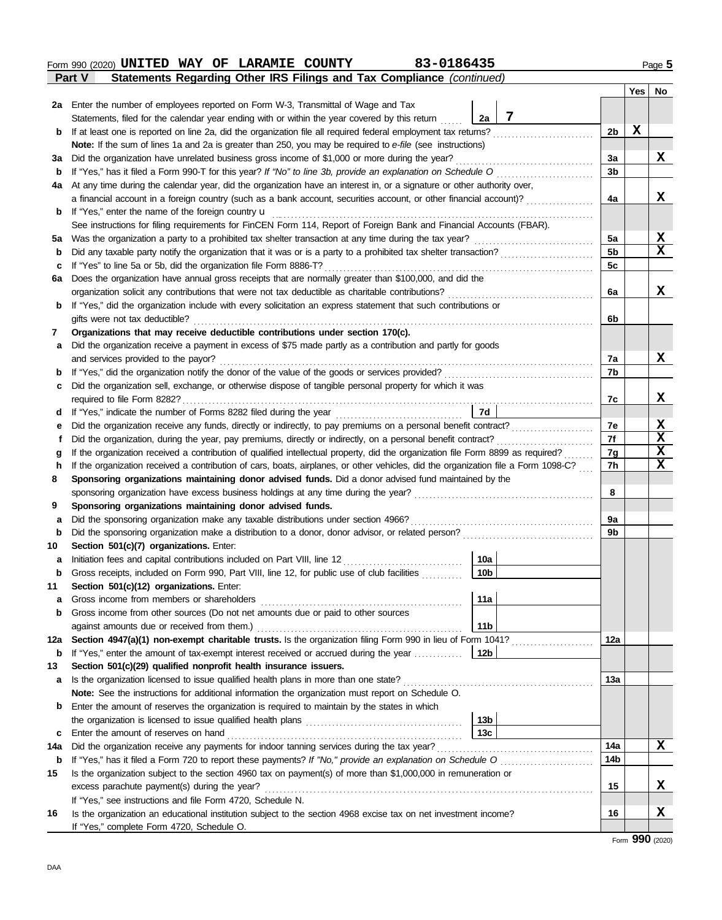Form 990 (2020) **UNITED WAY OF LARAMIE COUNTY** **83-0186435** Page **5**

**Part V Statements Regarding Other IRS Filings and Tax Compliance** *(continued)*

| | | | | | Yes | No |
|---|---|---|---|---|---|---|
| **2a** | Enter the number of employees reported on Form W-3, Transmittal of Wage and Tax Statements, filed for the calendar year ending with or within the year covered by this return | 2a | 7 | | | |
| **b** | If at least one is reported on line 2a, did the organization file all required federal employment tax returns? | | | 2b | X | |
| | **Note:** If the sum of lines 1a and 2a is greater than 250, you may be required to *e-file* (see instructions) | | | | | |
| **3a** | Did the organization have unrelated business gross income of $1,000 or more during the year? | | | 3a | | X |
| **b** | If "Yes," has it filed a Form 990-T for this year? *If "No" to line 3b, provide an explanation on Schedule O* | | | 3b | | |
| **4a** | At any time during the calendar year, did the organization have an interest in, or a signature or other authority over, a financial account in a foreign country (such as a bank account, securities account, or other financial account)? | | | 4a | | X |
| **b** | If "Yes," enter the name of the foreign country u | | | | | |
| | See instructions for filing requirements for FinCEN Form 114, Report of Foreign Bank and Financial Accounts (FBAR). | | | | | |
| **5a** | Was the organization a party to a prohibited tax shelter transaction at any time during the tax year? | | | 5a | | X |
| **b** | Did any taxable party notify the organization that it was or is a party to a prohibited tax shelter transaction? | | | 5b | | X |
| **c** | If "Yes" to line 5a or 5b, did the organization file Form 8886-T? | | | 5c | | |
| **6a** | Does the organization have annual gross receipts that are normally greater than $100,000, and did the organization solicit any contributions that were not tax deductible as charitable contributions? | | | 6a | | X |
| **b** | If "Yes," did the organization include with every solicitation an express statement that such contributions or gifts were not tax deductible? | | | 6b | | |
| **7** | **Organizations that may receive deductible contributions under section 170(c).** | | | | | |
| **a** | Did the organization receive a payment in excess of $75 made partly as a contribution and partly for goods and services provided to the payor? | | | 7a | | X |
| **b** | If "Yes," did the organization notify the donor of the value of the goods or services provided? | | | 7b | | |
| **c** | Did the organization sell, exchange, or otherwise dispose of tangible personal property for which it was required to file Form 8282? | | | 7c | | X |
| **d** | If "Yes," indicate the number of Forms 8282 filed during the year | 7d | | | | |
| **e** | Did the organization receive any funds, directly or indirectly, to pay premiums on a personal benefit contract? | | | 7e | | X |
| **f** | Did the organization, during the year, pay premiums, directly or indirectly, on a personal benefit contract? | | | 7f | | X |
| **g** | If the organization received a contribution of qualified intellectual property, did the organization file Form 8899 as required? | | | 7g | | X |
| **h** | If the organization received a contribution of cars, boats, airplanes, or other vehicles, did the organization file a Form 1098-C? | | | 7h | | X |
| **8** | **Sponsoring organizations maintaining donor advised funds.** Did a donor advised fund maintained by the sponsoring organization have excess business holdings at any time during the year? | | | 8 | | |
| **9** | **Sponsoring organizations maintaining donor advised funds.** | | | | | |
| **a** | Did the sponsoring organization make any taxable distributions under section 4966? | | | 9a | | |
| **b** | Did the sponsoring organization make a distribution to a donor, donor advisor, or related person? | | | 9b | | |
| **10** | **Section 501(c)(7) organizations.** Enter: | | | | | |
| **a** | Initiation fees and capital contributions included on Part VIII, line 12 | 10a | | | | |
| **b** | Gross receipts, included on Form 990, Part VIII, line 12, for public use of club facilities | 10b | | | | |
| **11** | **Section 501(c)(12) organizations.** Enter: | | | | | |
| **a** | Gross income from members or shareholders | 11a | | | | |
| **b** | Gross income from other sources (Do not net amounts due or paid to other sources against amounts due or received from them.) | 11b | | | | |
| **12a** | **Section 4947(a)(1) non-exempt charitable trusts.** Is the organization filing Form 990 in lieu of Form 1041? | | | 12a | | |
| **b** | If "Yes," enter the amount of tax-exempt interest received or accrued during the year | 12b | | | | |
| **13** | **Section 501(c)(29) qualified nonprofit health insurance issuers.** | | | | | |
| **a** | Is the organization licensed to issue qualified health plans in more than one state? | | | 13a | | |
| | **Note:** See the instructions for additional information the organization must report on Schedule O. | | | | | |
| **b** | Enter the amount of reserves the organization is required to maintain by the states in which the organization is licensed to issue qualified health plans | 13b | | | | |
| **c** | Enter the amount of reserves on hand | 13c | | | | |
| **14a** | Did the organization receive any payments for indoor tanning services during the tax year? | | | 14a | | X |
| **b** | If "Yes," has it filed a Form 720 to report these payments? *If "No," provide an explanation on Schedule O* | | | 14b | | |
| **15** | Is the organization subject to the section 4960 tax on payment(s) of more than $1,000,000 in remuneration or excess parachute payment(s) during the year? | | | 15 | | X |
| | If "Yes," see instructions and file Form 4720, Schedule N. | | | | | |
| **16** | Is the organization an educational institution subject to the section 4968 excise tax on net investment income? | | | 16 | | X |
| | If "Yes," complete Form 4720, Schedule O. | | | | | |

Form **990** (2020)

DAA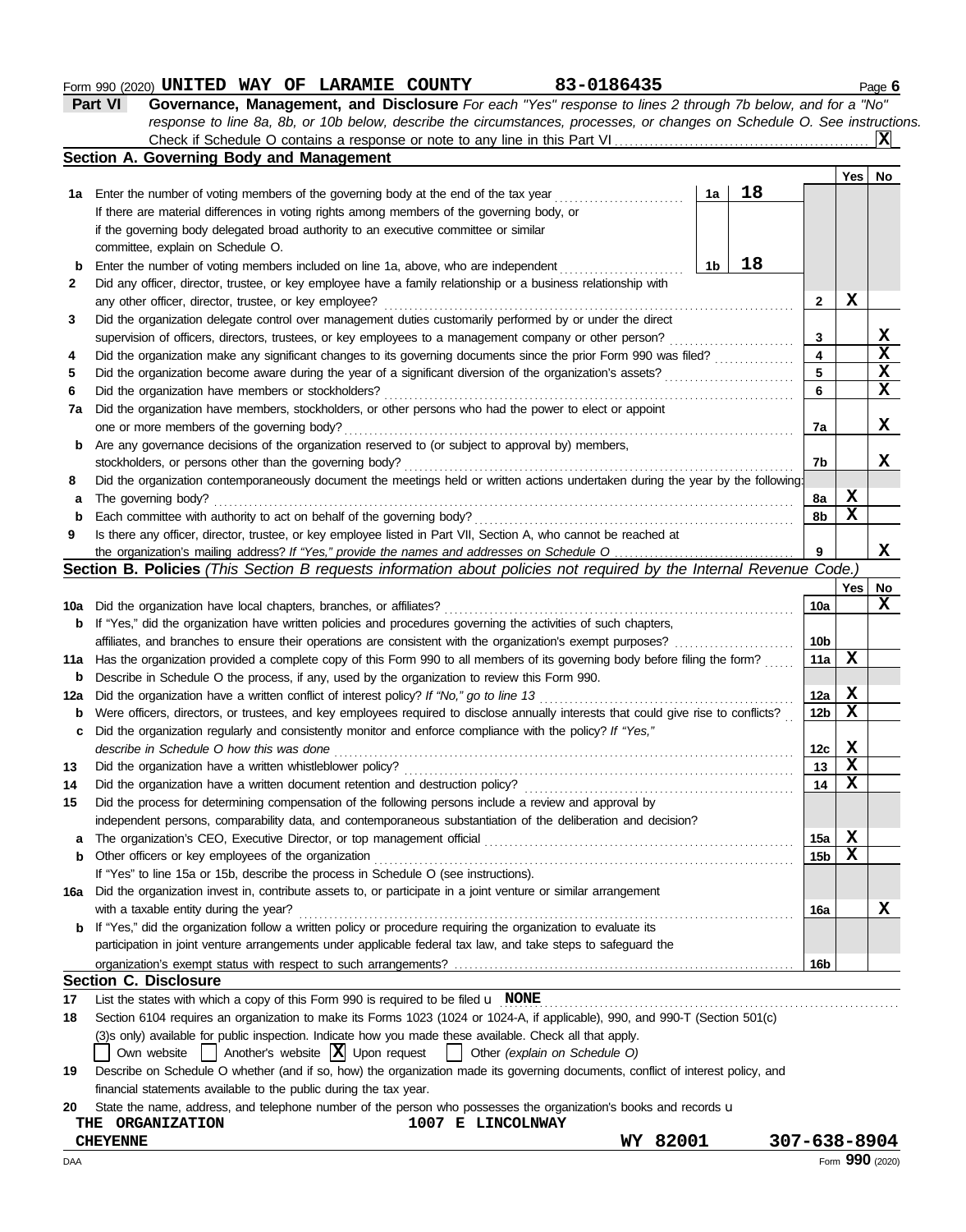Form 990 (2020) **UNITED WAY OF LARAMIE COUNTY** **83-0186435**

## Part VI — Governance, Management, and Disclosure

*For each "Yes" response to lines 2 through 7b below, and for a "No" response to line 8a, 8b, or 10b below, describe the circumstances, processes, or changes on Schedule O. See instructions.*

Check if Schedule O contains a response or note to any line in this Part VI ... [X]

### Section A. Governing Body and Management

| | | | | Yes | No |
|---|---|---|---|---|---|
| **1a** | Enter the number of voting members of the governing body at the end of the tax year. If there are material differences in voting rights among members of the governing body, or if the governing body delegated broad authority to an executive committee or similar committee, explain on Schedule O. | 1a | 18 | | |
| **b** | Enter the number of voting members included on line 1a, above, who are independent | 1b | 18 | | |
| **2** | Did any officer, director, trustee, or key employee have a family relationship or a business relationship with any other officer, director, trustee, or key employee? | 2 | | X | |
| **3** | Did the organization delegate control over management duties customarily performed by or under the direct supervision of officers, directors, trustees, or key employees to a management company or other person? | 3 | | | X |
| **4** | Did the organization make any significant changes to its governing documents since the prior Form 990 was filed? | 4 | | | X |
| **5** | Did the organization become aware during the year of a significant diversion of the organization's assets? | 5 | | | X |
| **6** | Did the organization have members or stockholders? | 6 | | | X |
| **7a** | Did the organization have members, stockholders, or other persons who had the power to elect or appoint one or more members of the governing body? | 7a | | | X |
| **b** | Are any governance decisions of the organization reserved to (or subject to approval by) members, stockholders, or persons other than the governing body? | 7b | | | X |
| **8** | Did the organization contemporaneously document the meetings held or written actions undertaken during the year by the following: | | | | |
| **a** | The governing body? | 8a | | X | |
| **b** | Each committee with authority to act on behalf of the governing body? | 8b | | X | |
| **9** | Is there any officer, director, trustee, or key employee listed in Part VII, Section A, who cannot be reached at the organization's mailing address? *If "Yes," provide the names and addresses on Schedule O* | 9 | | | X |

### Section B. Policies *(This Section B requests information about policies not required by the Internal Revenue Code.)*

| | | | Yes | No |
|---|---|---|---|---|
| **10a** | Did the organization have local chapters, branches, or affiliates? | 10a | | X |
| **b** | If "Yes," did the organization have written policies and procedures governing the activities of such chapters, affiliates, and branches to ensure their operations are consistent with the organization's exempt purposes? | 10b | | |
| **11a** | Has the organization provided a complete copy of this Form 990 to all members of its governing body before filing the form? | 11a | X | |
| **b** | Describe in Schedule O the process, if any, used by the organization to review this Form 990. | | | |
| **12a** | Did the organization have a written conflict of interest policy? *If "No," go to line 13* | 12a | X | |
| **b** | Were officers, directors, or trustees, and key employees required to disclose annually interests that could give rise to conflicts? | 12b | X | |
| **c** | Did the organization regularly and consistently monitor and enforce compliance with the policy? *If "Yes," describe in Schedule O how this was done* | 12c | X | |
| **13** | Did the organization have a written whistleblower policy? | 13 | X | |
| **14** | Did the organization have a written document retention and destruction policy? | 14 | X | |
| **15** | Did the process for determining compensation of the following persons include a review and approval by independent persons, comparability data, and contemporaneous substantiation of the deliberation and decision? | | | |
| **a** | The organization's CEO, Executive Director, or top management official | 15a | X | |
| **b** | Other officers or key employees of the organization | 15b | X | |
| | If "Yes" to line 15a or 15b, describe the process in Schedule O (see instructions). | | | |
| **16a** | Did the organization invest in, contribute assets to, or participate in a joint venture or similar arrangement with a taxable entity during the year? | 16a | | X |
| **b** | If "Yes," did the organization follow a written policy or procedure requiring the organization to evaluate its participation in joint venture arrangements under applicable federal tax law, and take steps to safeguard the organization's exempt status with respect to such arrangements? | 16b | | |

### Section C. Disclosure

**17** List the states with which a copy of this Form 990 is required to be filed u **NONE**

**18** Section 6104 requires an organization to make its Forms 1023 (1024 or 1024-A, if applicable), 990, and 990-T (Section 501(c)(3)s only) available for public inspection. Indicate how you made these available. Check all that apply.

[ ] Own website [ ] Another's website [X] Upon request [ ] Other *(explain on Schedule O)*

**19** Describe on Schedule O whether (and if so, how) the organization made its governing documents, conflict of interest policy, and financial statements available to the public during the tax year.

**20** State the name, address, and telephone number of the person who possesses the organization's books and records u

**THE ORGANIZATION** **1007 E LINCOLNWAY**
**CHEYENNE** **WY 82001** **307-638-8904**

DAA Form **990** (2020)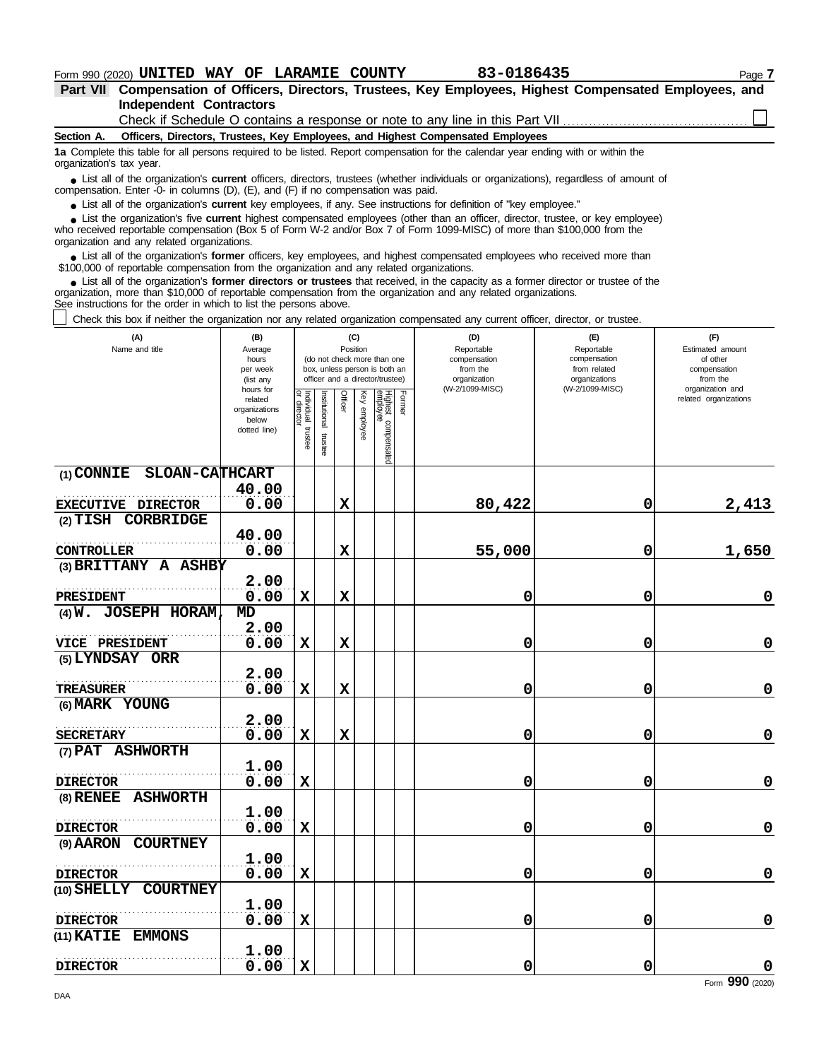Form 990 (2020) **UNITED WAY OF LARAMIE COUNTY** **83-0186435**

**Part VII Compensation of Officers, Directors, Trustees, Key Employees, Highest Compensated Employees, and Independent Contractors**

Check if Schedule O contains a response or note to any line in this Part VII ☐

**Section A. Officers, Directors, Trustees, Key Employees, and Highest Compensated Employees**

**1a** Complete this table for all persons required to be listed. Report compensation for the calendar year ending with or within the organization's tax year.

- List all of the organization's **current** officers, directors, trustees (whether individuals or organizations), regardless of amount of compensation. Enter -0- in columns (D), (E), and (F) if no compensation was paid.
- List all of the organization's **current** key employees, if any. See instructions for definition of "key employee."
- List the organization's five **current** highest compensated employees (other than an officer, director, trustee, or key employee) who received reportable compensation (Box 5 of Form W-2 and/or Box 7 of Form 1099-MISC) of more than $100,000 from the organization and any related organizations.
- List all of the organization's **former** officers, key employees, and highest compensated employees who received more than $100,000 of reportable compensation from the organization and any related organizations.
- List all of the organization's **former directors or trustees** that received, in the capacity as a former director or trustee of the organization, more than $10,000 of reportable compensation from the organization and any related organizations.

See instructions for the order in which to list the persons above.

☐ Check this box if neither the organization nor any related organization compensated any current officer, director, or trustee.

| (A) Name and title | (B) Average hours per week (list any hours for related organizations below dotted line) | (C) Position: Individual trustee or director | Institutional trustee | Officer | Key employee | Highest compensated employee | Former | (D) Reportable compensation from the organization (W-2/1099-MISC) | (E) Reportable compensation from related organizations (W-2/1099-MISC) | (F) Estimated amount of other compensation from the organization and related organizations |
|---|---|---|---|---|---|---|---|---|---|---|
| (1) CONNIE SLOAN-CATHCART<br>EXECUTIVE DIRECTOR | 40.00<br>0.00 | | | X | | | | 80,422 | 0 | 2,413 |
| (2) TISH CORBRIDGE<br>CONTROLLER | 40.00<br>0.00 | | | X | | | | 55,000 | 0 | 1,650 |
| (3) BRITTANY A ASHBY<br>PRESIDENT | 2.00<br>0.00 | X | | X | | | | 0 | 0 | 0 |
| (4) W. JOSEPH HORAM, MD<br>VICE PRESIDENT | 2.00<br>0.00 | X | | X | | | | 0 | 0 | 0 |
| (5) LYNDSAY ORR<br>TREASURER | 2.00<br>0.00 | X | | X | | | | 0 | 0 | 0 |
| (6) MARK YOUNG<br>SECRETARY | 2.00<br>0.00 | X | | X | | | | 0 | 0 | 0 |
| (7) PAT ASHWORTH<br>DIRECTOR | 1.00<br>0.00 | X | | | | | | 0 | 0 | 0 |
| (8) RENEE ASHWORTH<br>DIRECTOR | 1.00<br>0.00 | X | | | | | | 0 | 0 | 0 |
| (9) AARON COURTNEY<br>DIRECTOR | 1.00<br>0.00 | X | | | | | | 0 | 0 | 0 |
| (10) SHELLY COURTNEY<br>DIRECTOR | 1.00<br>0.00 | X | | | | | | 0 | 0 | 0 |
| (11) KATIE EMMONS<br>DIRECTOR | 1.00<br>0.00 | X | | | | | | 0 | 0 | 0 |

Form **990** (2020)

DAA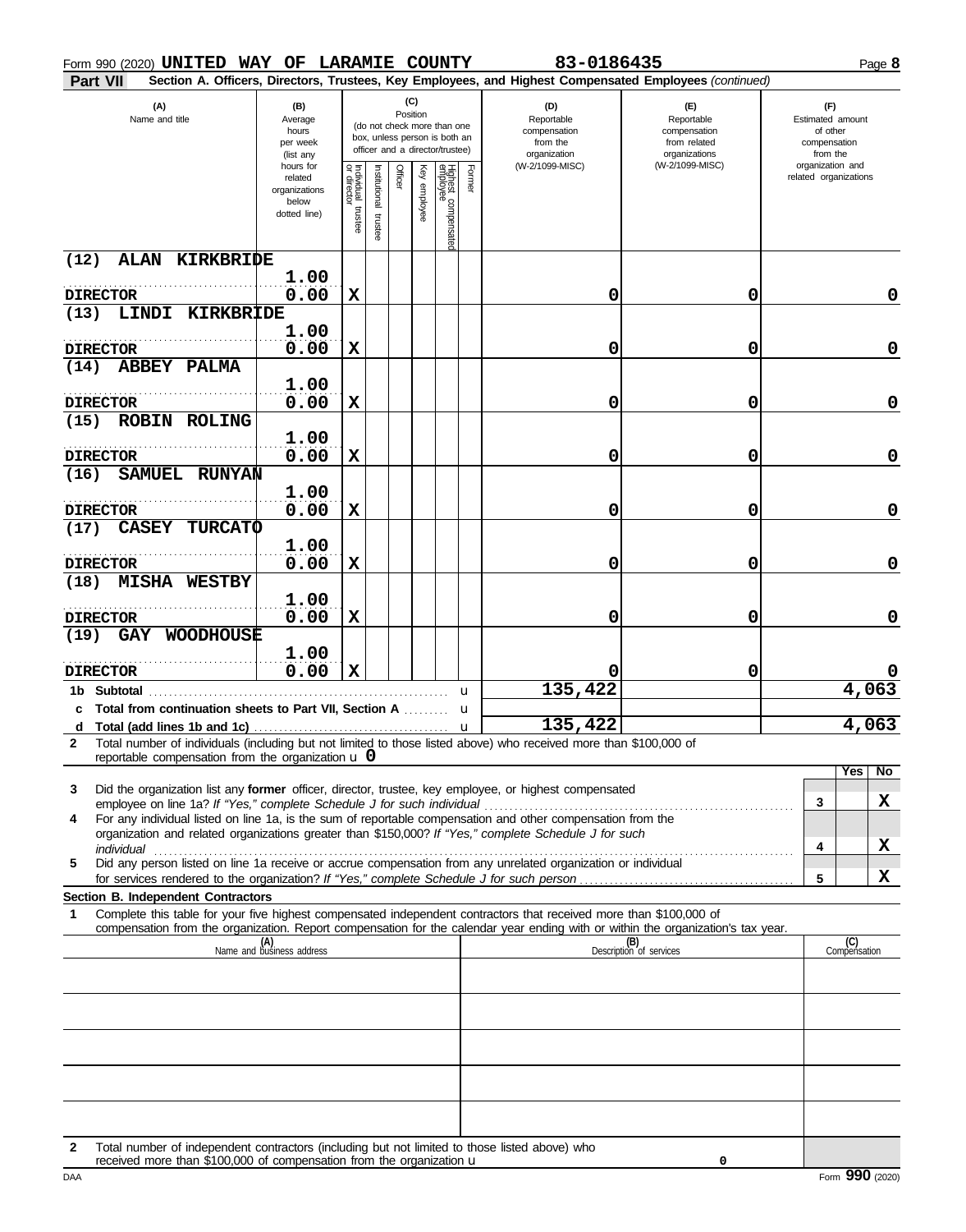Form 990 (2020) **UNITED WAY OF LARAMIE COUNTY** 83-0186435

**Part VII** **Section A. Officers, Directors, Trustees, Key Employees, and Highest Compensated Employees** *(continued)*

| (A) Name and title | (B) Average hours per week (list any hours for related organizations below dotted line) | (C) Position: Individual trustee or director | Institutional trustee | Officer | Key employee | Highest compensated employee | Former | (D) Reportable compensation from the organization (W-2/1099-MISC) | (E) Reportable compensation from related organizations (W-2/1099-MISC) | (F) Estimated amount of other compensation from the organization and related organizations |
|---|---|---|---|---|---|---|---|---|---|---|
| (12) ALAN KIRKBRIDE<br>DIRECTOR | 1.00<br>0.00 | X | | | | | | 0 | 0 | 0 |
| (13) LINDI KIRKBRIDE<br>DIRECTOR | 1.00<br>0.00 | X | | | | | | 0 | 0 | 0 |
| (14) ABBEY PALMA<br>DIRECTOR | 1.00<br>0.00 | X | | | | | | 0 | 0 | 0 |
| (15) ROBIN ROLING<br>DIRECTOR | 1.00<br>0.00 | X | | | | | | 0 | 0 | 0 |
| (16) SAMUEL RUNYAN<br>DIRECTOR | 1.00<br>0.00 | X | | | | | | 0 | 0 | 0 |
| (17) CASEY TURCATO<br>DIRECTOR | 1.00<br>0.00 | X | | | | | | 0 | 0 | 0 |
| (18) MISHA WESTBY<br>DIRECTOR | 1.00<br>0.00 | X | | | | | | 0 | 0 | 0 |
| (19) GAY WOODHOUSE<br>DIRECTOR | 1.00<br>0.00 | X | | | | | | 0 | 0 | 0 |
| **1b Subtotal** | | | | | | | | 135,422 | | 4,063 |
| **c Total from continuation sheets to Part VII, Section A** | | | | | | | | | | |
| **d Total (add lines 1b and 1c)** | | | | | | | | 135,422 | | 4,063 |

**2** Total number of individuals (including but not limited to those listed above) who received more than $100,000 of reportable compensation from the organization u 0

| | | | Yes | No |
|---|---|---|---|---|
| **3** | Did the organization list any **former** officer, director, trustee, key employee, or highest compensated employee on line 1a? *If "Yes," complete Schedule J for such individual* | 3 | | X |
| **4** | For any individual listed on line 1a, is the sum of reportable compensation and other compensation from the organization and related organizations greater than $150,000? *If "Yes," complete Schedule J for such individual* | 4 | | X |
| **5** | Did any person listed on line 1a receive or accrue compensation from any unrelated organization or individual for services rendered to the organization? *If "Yes," complete Schedule J for such person* | 5 | | X |

**Section B. Independent Contractors**

**1** Complete this table for your five highest compensated independent contractors that received more than $100,000 of compensation from the organization. Report compensation for the calendar year ending with or within the organization's tax year.

| (A) Name and business address | (B) Description of services | (C) Compensation |
|---|---|---|
| | | |
| | | |
| | | |
| | | |
| | | |

**2** Total number of independent contractors (including but not limited to those listed above) who received more than $100,000 of compensation from the organization u 0

Form **990** (2020)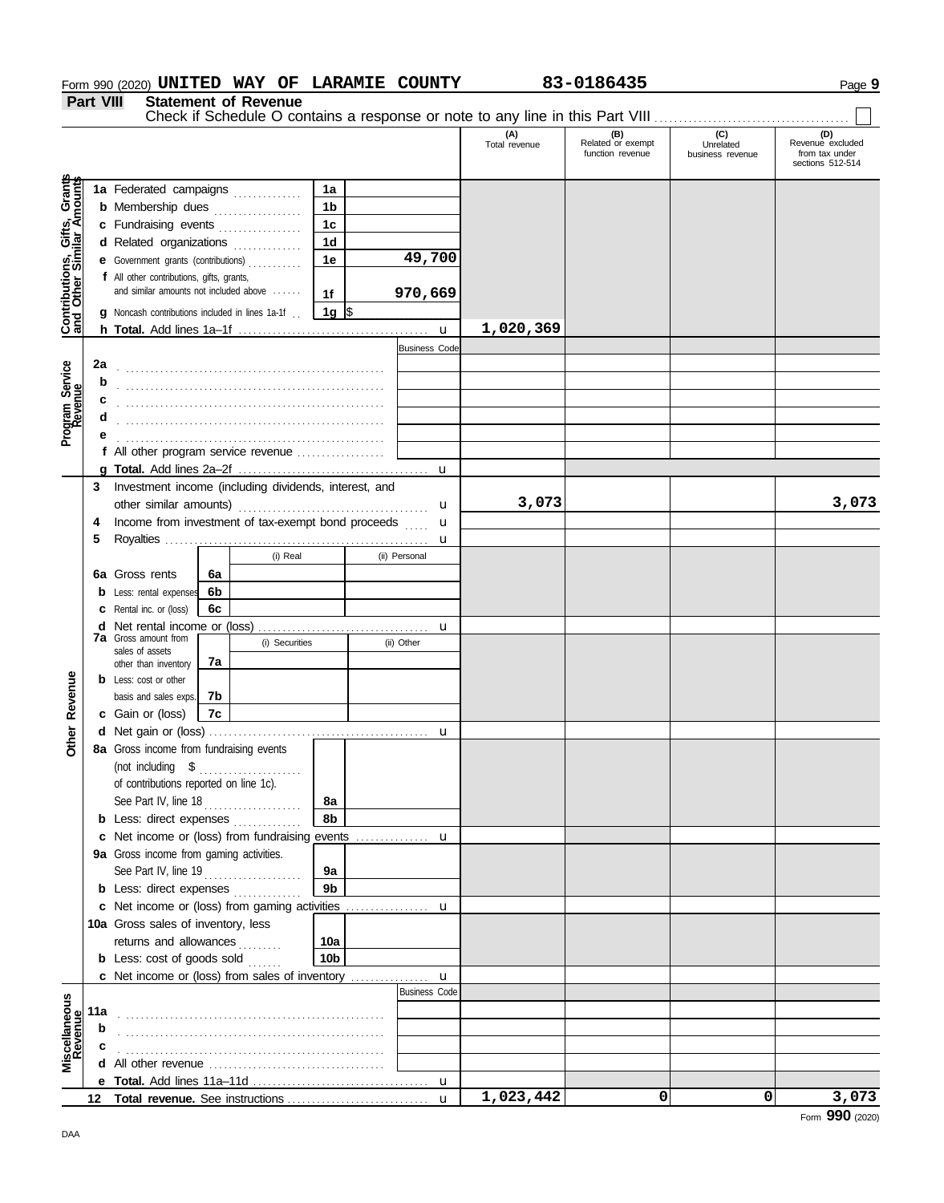Form 990 (2020) **UNITED WAY OF LARAMIE COUNTY** **83-0186435** Page **9**

## Part VIII Statement of Revenue

Check if Schedule O contains a response or note to any line in this Part VIII ☐

| | | | | (A) Total revenue | (B) Related or exempt function revenue | (C) Unrelated business revenue | (D) Revenue excluded from tax under sections 512-514 |
|---|---|---|---|---|---|---|---|
| **Contributions, Gifts, Grants and Other Similar Amounts** | 1a Federated campaigns | 1a | | | | | |
| | b Membership dues | 1b | | | | | |
| | c Fundraising events | 1c | | | | | |
| | d Related organizations | 1d | | | | | |
| | e Government grants (contributions) | 1e | 49,700 | | | | |
| | f All other contributions, gifts, grants, and similar amounts not included above | 1f | 970,669 | | | | |
| | g Noncash contributions included in lines 1a-1f | 1g | $ | | | | |
| | h **Total.** Add lines 1a–1f | | | 1,020,369 | | | |
| **Program Service Revenue** | | | Business Code | | | | |
| | 2a | | | | | | |
| | b | | | | | | |
| | c | | | | | | |
| | d | | | | | | |
| | e | | | | | | |
| | f All other program service revenue | | | | | | |
| | g **Total.** Add lines 2a–2f | | | | | | |
| **Other Revenue** | 3 Investment income (including dividends, interest, and other similar amounts) | | | 3,073 | | | 3,073 |
| | 4 Income from investment of tax-exempt bond proceeds | | | | | | |
| | 5 Royalties | | | | | | |
| | | (i) Real | (ii) Personal | | | | |
| | 6a Gross rents | 6a | | | | | |
| | b Less: rental expenses | 6b | | | | | |
| | c Rental inc. or (loss) | 6c | | | | | |
| | d Net rental income or (loss) | | | | | | |
| | | (i) Securities | (ii) Other | | | | |
| | 7a Gross amount from sales of assets other than inventory | 7a | | | | | |
| | b Less: cost or other basis and sales exps. | 7b | | | | | |
| | c Gain or (loss) | 7c | | | | | |
| | d Net gain or (loss) | | | | | | |
| | 8a Gross income from fundraising events (not including $ of contributions reported on line 1c). See Part IV, line 18 | 8a | | | | | |
| | b Less: direct expenses | 8b | | | | | |
| | c Net income or (loss) from fundraising events | | | | | | |
| | 9a Gross income from gaming activities. See Part IV, line 19 | 9a | | | | | |
| | b Less: direct expenses | 9b | | | | | |
| | c Net income or (loss) from gaming activities | | | | | | |
| | 10a Gross sales of inventory, less returns and allowances | 10a | | | | | |
| | b Less: cost of goods sold | 10b | | | | | |
| | c Net income or (loss) from sales of inventory | | | | | | |
| **Miscellaneous Revenue** | | | Business Code | | | | |
| | 11a | | | | | | |
| | b | | | | | | |
| | c | | | | | | |
| | d All other revenue | | | | | | |
| | e **Total.** Add lines 11a–11d | | | | | | |
| | 12 **Total revenue.** See instructions | | | 1,023,442 | 0 | 0 | 3,073 |

Form **990** (2020)

DAA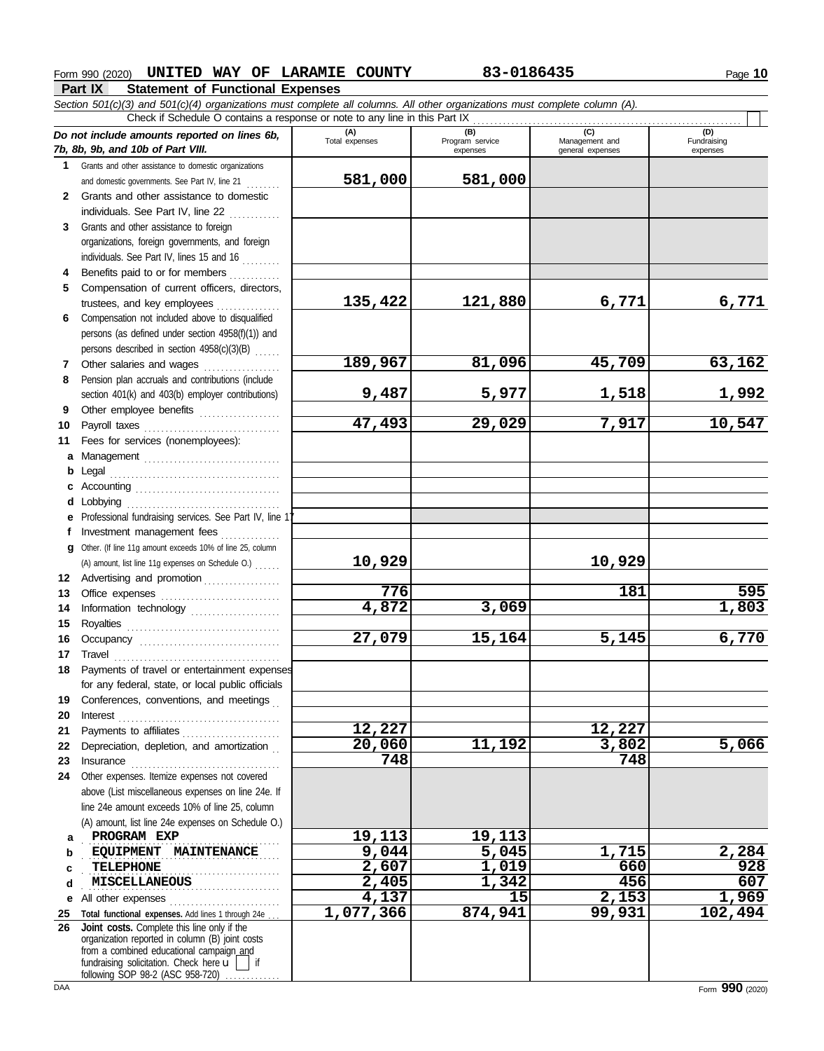Form 990 (2020) **UNITED WAY OF LARAMIE COUNTY** **83-0186435** Page **10**

## Part IX Statement of Functional Expenses

*Section 501(c)(3) and 501(c)(4) organizations must complete all columns. All other organizations must complete column (A).*

Check if Schedule O contains a response or note to any line in this Part IX ☐

| *Do not include amounts reported on lines 6b, 7b, 8b, 9b, and 10b of Part VIII.* | (A) Total expenses | (B) Program service expenses | (C) Management and general expenses | (D) Fundraising expenses |
|---|---|---|---|---|
| **1** Grants and other assistance to domestic organizations and domestic governments. See Part IV, line 21 | **581,000** | **581,000** | | |
| **2** Grants and other assistance to domestic individuals. See Part IV, line 22 | | | | |
| **3** Grants and other assistance to foreign organizations, foreign governments, and foreign individuals. See Part IV, lines 15 and 16 | | | | |
| **4** Benefits paid to or for members | | | | |
| **5** Compensation of current officers, directors, trustees, and key employees | **135,422** | **121,880** | **6,771** | **6,771** |
| **6** Compensation not included above to disqualified persons (as defined under section 4958(f)(1)) and persons described in section 4958(c)(3)(B) | | | | |
| **7** Other salaries and wages | **189,967** | **81,096** | **45,709** | **63,162** |
| **8** Pension plan accruals and contributions (include section 401(k) and 403(b) employer contributions) | **9,487** | **5,977** | **1,518** | **1,992** |
| **9** Other employee benefits | | | | |
| **10** Payroll taxes | **47,493** | **29,029** | **7,917** | **10,547** |
| **11** Fees for services (nonemployees): | | | | |
| **a** Management | | | | |
| **b** Legal | | | | |
| **c** Accounting | | | | |
| **d** Lobbying | | | | |
| **e** Professional fundraising services. See Part IV, line 17 | | | | |
| **f** Investment management fees | | | | |
| **g** Other. (If line 11g amount exceeds 10% of line 25, column (A) amount, list line 11g expenses on Schedule O.) | **10,929** | | **10,929** | |
| **12** Advertising and promotion | | | | |
| **13** Office expenses | **776** | | **181** | **595** |
| **14** Information technology | **4,872** | **3,069** | | **1,803** |
| **15** Royalties | | | | |
| **16** Occupancy | **27,079** | **15,164** | **5,145** | **6,770** |
| **17** Travel | | | | |
| **18** Payments of travel or entertainment expenses for any federal, state, or local public officials | | | | |
| **19** Conferences, conventions, and meetings | | | | |
| **20** Interest | | | | |
| **21** Payments to affiliates | **12,227** | | **12,227** | |
| **22** Depreciation, depletion, and amortization | **20,060** | **11,192** | **3,802** | **5,066** |
| **23** Insurance | **748** | | **748** | |
| **24** Other expenses. Itemize expenses not covered above (List miscellaneous expenses on line 24e. If line 24e amount exceeds 10% of line 25, column (A) amount, list line 24e expenses on Schedule O.) | | | | |
| **a** PROGRAM EXP | **19,113** | **19,113** | | |
| **b** EQUIPMENT MAINTENANCE | **9,044** | **5,045** | **1,715** | **2,284** |
| **c** TELEPHONE | **2,607** | **1,019** | **660** | **928** |
| **d** MISCELLANEOUS | **2,405** | **1,342** | **456** | **607** |
| **e** All other expenses | **4,137** | **15** | **2,153** | **1,969** |
| **25** **Total functional expenses.** Add lines 1 through 24e | **1,077,366** | **874,941** | **99,931** | **102,494** |
| **26** **Joint costs.** Complete this line only if the organization reported in column (B) joint costs from a combined educational campaign and fundraising solicitation. Check here ☐ if following SOP 98-2 (ASC 958-720) | | | | |

DAA Form **990** (2020)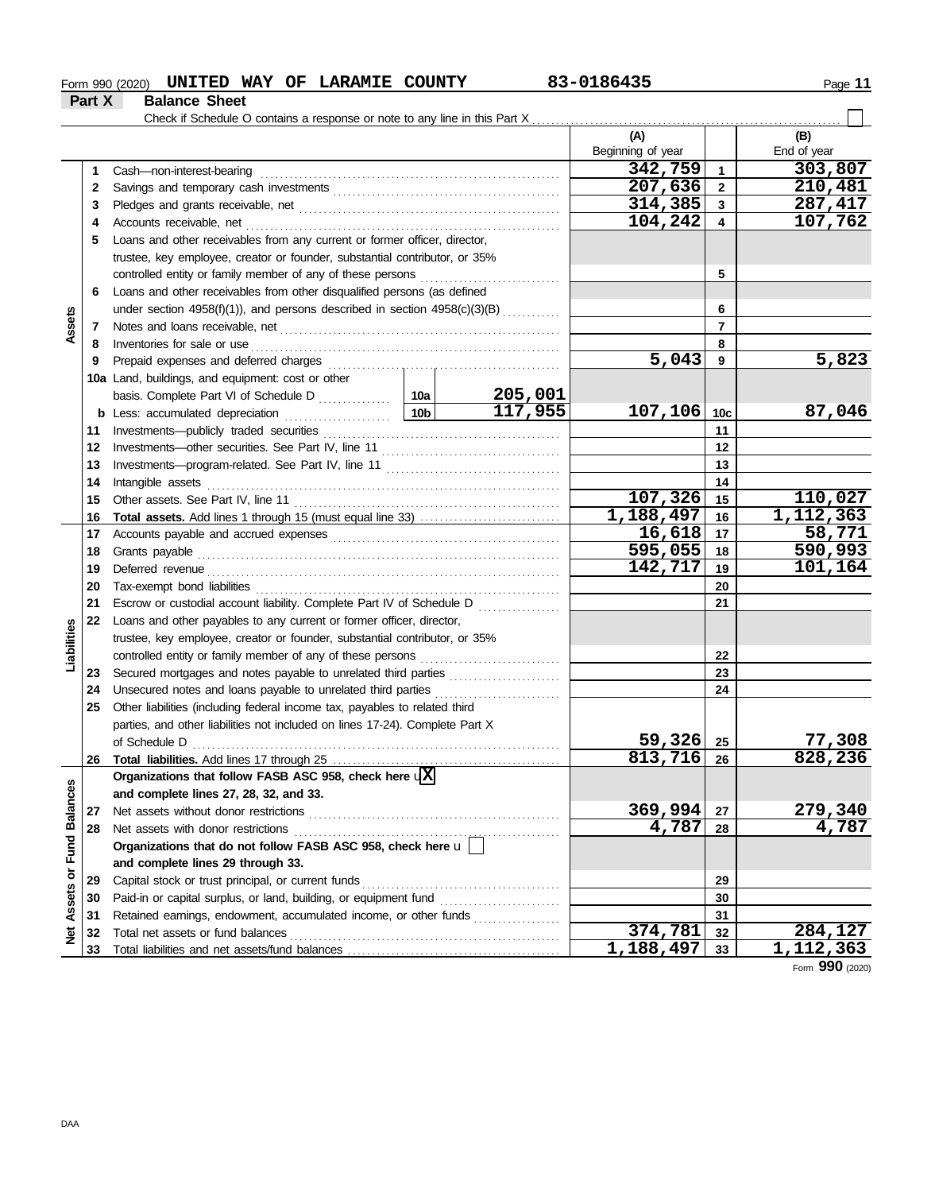Form 990 (2020) **UNITED WAY OF LARAMIE COUNTY** **83-0186435**

## Part X Balance Sheet

Check if Schedule O contains a response or note to any line in this Part X ☐

| | | | | | (A) Beginning of year | | (B) End of year |
|---|---|---|---|---|---|---|---|
| **Assets** | 1 | Cash—non-interest-bearing | | | 342,759 | 1 | 303,807 |
| | 2 | Savings and temporary cash investments | | | 207,636 | 2 | 210,481 |
| | 3 | Pledges and grants receivable, net | | | 314,385 | 3 | 287,417 |
| | 4 | Accounts receivable, net | | | 104,242 | 4 | 107,762 |
| | 5 | Loans and other receivables from any current or former officer, director, trustee, key employee, creator or founder, substantial contributor, or 35% controlled entity or family member of any of these persons | | | | 5 | |
| | 6 | Loans and other receivables from other disqualified persons (as defined under section 4958(f)(1)), and persons described in section 4958(c)(3)(B) | | | | 6 | |
| | 7 | Notes and loans receivable, net | | | | 7 | |
| | 8 | Inventories for sale or use | | | | 8 | |
| | 9 | Prepaid expenses and deferred charges | | | 5,043 | 9 | 5,823 |
| | 10a | Land, buildings, and equipment: cost or other basis. Complete Part VI of Schedule D | 10a | 205,001 | | | |
| | b | Less: accumulated depreciation | 10b | 117,955 | 107,106 | 10c | 87,046 |
| | 11 | Investments—publicly traded securities | | | | 11 | |
| | 12 | Investments—other securities. See Part IV, line 11 | | | | 12 | |
| | 13 | Investments—program-related. See Part IV, line 11 | | | | 13 | |
| | 14 | Intangible assets | | | | 14 | |
| | 15 | Other assets. See Part IV, line 11 | | | 107,326 | 15 | 110,027 |
| | 16 | **Total assets.** Add lines 1 through 15 (must equal line 33) | | | 1,188,497 | 16 | 1,112,363 |
| **Liabilities** | 17 | Accounts payable and accrued expenses | | | 16,618 | 17 | 58,771 |
| | 18 | Grants payable | | | 595,055 | 18 | 590,993 |
| | 19 | Deferred revenue | | | 142,717 | 19 | 101,164 |
| | 20 | Tax-exempt bond liabilities | | | | 20 | |
| | 21 | Escrow or custodial account liability. Complete Part IV of Schedule D | | | | 21 | |
| | 22 | Loans and other payables to any current or former officer, director, trustee, key employee, creator or founder, substantial contributor, or 35% controlled entity or family member of any of these persons | | | | 22 | |
| | 23 | Secured mortgages and notes payable to unrelated third parties | | | | 23 | |
| | 24 | Unsecured notes and loans payable to unrelated third parties | | | | 24 | |
| | 25 | Other liabilities (including federal income tax, payables to related third parties, and other liabilities not included on lines 17-24). Complete Part X of Schedule D | | | 59,326 | 25 | 77,308 |
| | 26 | **Total liabilities.** Add lines 17 through 25 | | | 813,716 | 26 | 828,236 |
| **Net Assets or Fund Balances** | | **Organizations that follow FASB ASC 958, check here** ☒ **and complete lines 27, 28, 32, and 33.** | | | | | |
| | 27 | Net assets without donor restrictions | | | 369,994 | 27 | 279,340 |
| | 28 | Net assets with donor restrictions | | | 4,787 | 28 | 4,787 |
| | | **Organizations that do not follow FASB ASC 958, check here** ☐ **and complete lines 29 through 33.** | | | | | |
| | 29 | Capital stock or trust principal, or current funds | | | | 29 | |
| | 30 | Paid-in or capital surplus, or land, building, or equipment fund | | | | 30 | |
| | 31 | Retained earnings, endowment, accumulated income, or other funds | | | | 31 | |
| | 32 | Total net assets or fund balances | | | 374,781 | 32 | 284,127 |
| | 33 | Total liabilities and net assets/fund balances | | | 1,188,497 | 33 | 1,112,363 |

Form **990** (2020)

DAA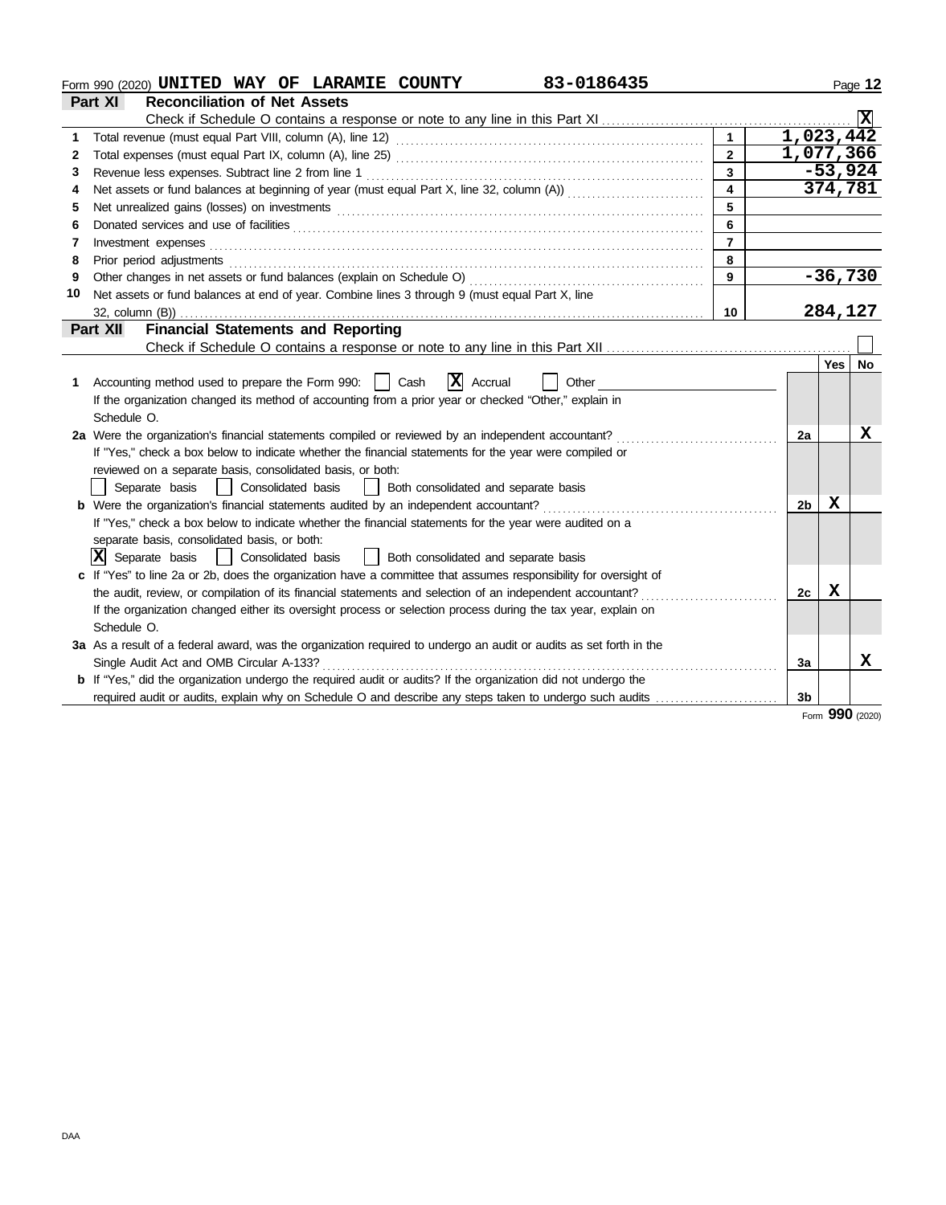Form 990 (2020) **UNITED WAY OF LARAMIE COUNTY** **83-0186435**

## Part XI Reconciliation of Net Assets

Check if Schedule O contains a response or note to any line in this Part XI .......... [X]

| | | | |
|---|---|---|---|
| 1 | Total revenue (must equal Part VIII, column (A), line 12) | 1 | 1,023,442 |
| 2 | Total expenses (must equal Part IX, column (A), line 25) | 2 | 1,077,366 |
| 3 | Revenue less expenses. Subtract line 2 from line 1 | 3 | -53,924 |
| 4 | Net assets or fund balances at beginning of year (must equal Part X, line 32, column (A)) | 4 | 374,781 |
| 5 | Net unrealized gains (losses) on investments | 5 | |
| 6 | Donated services and use of facilities | 6 | |
| 7 | Investment expenses | 7 | |
| 8 | Prior period adjustments | 8 | |
| 9 | Other changes in net assets or fund balances (explain on Schedule O) | 9 | -36,730 |
| 10 | Net assets or fund balances at end of year. Combine lines 3 through 9 (must equal Part X, line 32, column (B)) | 10 | 284,127 |

## Part XII Financial Statements and Reporting

Check if Schedule O contains a response or note to any line in this Part XII .......... [ ]

| | | | Yes | No |
|---|---|---|---|---|
| 1 | Accounting method used to prepare the Form 990: [ ] Cash [X] Accrual [ ] Other<br>If the organization changed its method of accounting from a prior year or checked "Other," explain in Schedule O. | | | |
| 2a | Were the organization's financial statements compiled or reviewed by an independent accountant?<br>If "Yes," check a box below to indicate whether the financial statements for the year were compiled or reviewed on a separate basis, consolidated basis, or both:<br>[ ] Separate basis [ ] Consolidated basis [ ] Both consolidated and separate basis | 2a | | X |
| b | Were the organization's financial statements audited by an independent accountant?<br>If "Yes," check a box below to indicate whether the financial statements for the year were audited on a separate basis, consolidated basis, or both:<br>[X] Separate basis [ ] Consolidated basis [ ] Both consolidated and separate basis | 2b | X | |
| c | If "Yes" to line 2a or 2b, does the organization have a committee that assumes responsibility for oversight of the audit, review, or compilation of its financial statements and selection of an independent accountant?<br>If the organization changed either its oversight process or selection process during the tax year, explain on Schedule O. | 2c | X | |
| 3a | As a result of a federal award, was the organization required to undergo an audit or audits as set forth in the Single Audit Act and OMB Circular A-133? | 3a | | X |
| b | If "Yes," did the organization undergo the required audit or audits? If the organization did not undergo the required audit or audits, explain why on Schedule O and describe any steps taken to undergo such audits | 3b | | |

Form **990** (2020)

DAA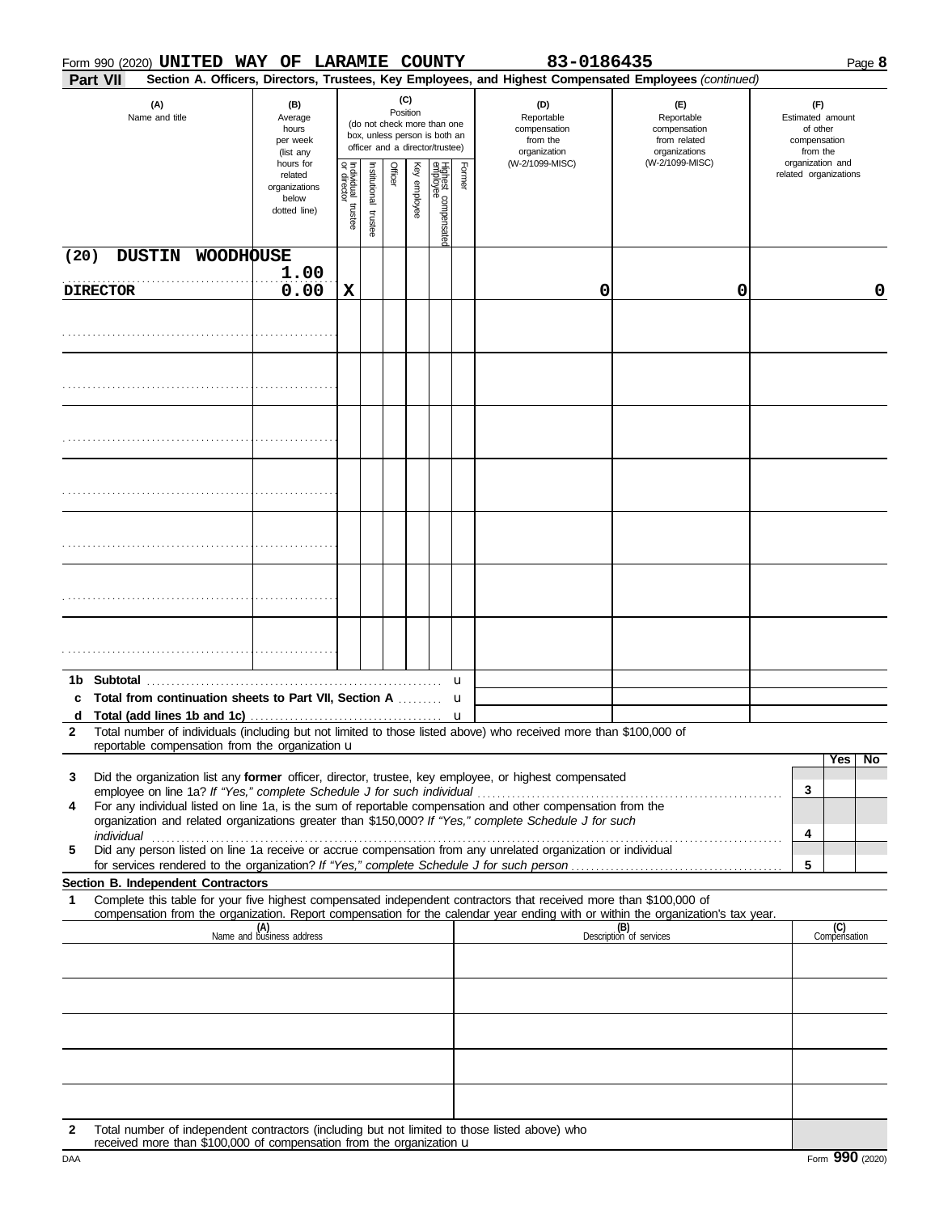Form 990 (2020) **UNITED WAY OF LARAMIE COUNTY** **83-0186435**

**Part VII** **Section A. Officers, Directors, Trustees, Key Employees, and Highest Compensated Employees** *(continued)*

| (A) Name and title | (B) Average hours per week (list any hours for related organizations below dotted line) | (C) Position (do not check more than one box, unless person is both an officer and a director/trustee): Individual trustee or director | Institutional trustee | Officer | Key employee | Highest compensated employee | Former | (D) Reportable compensation from the organization (W-2/1099-MISC) | (E) Reportable compensation from related organizations (W-2/1099-MISC) | (F) Estimated amount of other compensation from the organization and related organizations |
|---|---|---|---|---|---|---|---|---|---|---|
| (20) DUSTIN WOODHOUSE<br>DIRECTOR | 1.00<br>0.00 | X | | | | | | 0 | 0 | 0 |
| | | | | | | | | | | |
| | | | | | | | | | | |
| | | | | | | | | | | |
| | | | | | | | | | | |
| | | | | | | | | | | |
| | | | | | | | | | | |
| | | | | | | | | | | |

**1b Subtotal** ▶

**c Total from continuation sheets to Part VII, Section A** ▶

**d Total (add lines 1b and 1c)** ▶

**2** Total number of individuals (including but not limited to those listed above) who received more than $100,000 of reportable compensation from the organization ▶

| | | Yes | No |
|---|---|---|---|
| **3** Did the organization list any **former** officer, director, trustee, key employee, or highest compensated employee on line 1a? *If "Yes," complete Schedule J for such individual* | 3 | | |
| **4** For any individual listed on line 1a, is the sum of reportable compensation and other compensation from the organization and related organizations greater than $150,000? *If "Yes," complete Schedule J for such individual* | 4 | | |
| **5** Did any person listed on line 1a receive or accrue compensation from any unrelated organization or individual for services rendered to the organization? *If "Yes," complete Schedule J for such person* | 5 | | |

**Section B. Independent Contractors**

**1** Complete this table for your five highest compensated independent contractors that received more than $100,000 of compensation from the organization. Report compensation for the calendar year ending with or within the organization's tax year.

| (A) Name and business address | (B) Description of services | (C) Compensation |
|---|---|---|
| | | |
| | | |
| | | |
| | | |
| | | |

**2** Total number of independent contractors (including but not limited to those listed above) who received more than $100,000 of compensation from the organization ▶

DAA Form **990** (2020)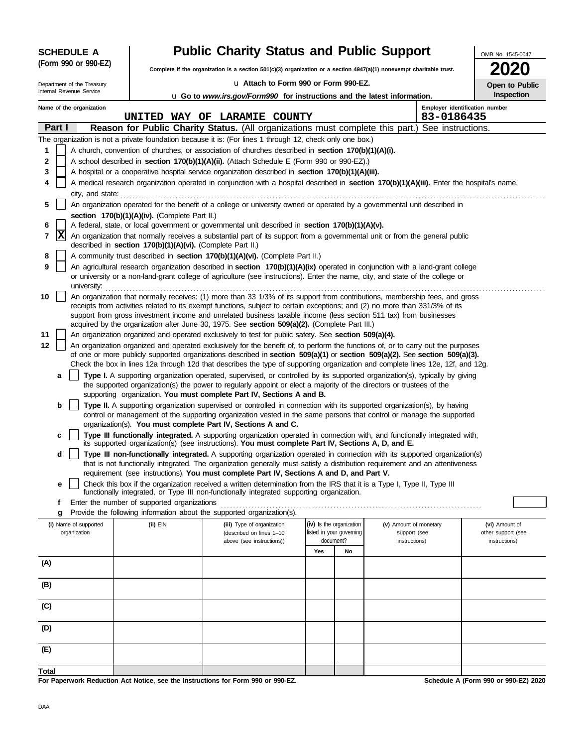**SCHEDULE A**
**(Form 990 or 990-EZ)**

Department of the Treasury
Internal Revenue Service

# Public Charity Status and Public Support

**Complete if the organization is a section 501(c)(3) organization or a section 4947(a)(1) nonexempt charitable trust.**

u **Attach to Form 990 or Form 990-EZ.**

u **Go to *www.irs.gov/Form990* for instructions and the latest information.**

OMB No. 1545-0047

**2020**

**Open to Public Inspection**

**Name of the organization:** UNITED WAY OF LARAMIE COUNTY

**Employer identification number:** 83-0186435

## Part I — Reason for Public Charity Status. (All organizations must complete this part.) See instructions.

The organization is not a private foundation because it is: (For lines 1 through 12, check only one box.)

1. [ ] A church, convention of churches, or association of churches described in **section 170(b)(1)(A)(i).**
2. [ ] A school described in **section 170(b)(1)(A)(ii).** (Attach Schedule E (Form 990 or 990-EZ).)
3. [ ] A hospital or a cooperative hospital service organization described in **section 170(b)(1)(A)(iii).**
4. [ ] A medical research organization operated in conjunction with a hospital described in **section 170(b)(1)(A)(iii).** Enter the hospital's name, city, and state:
5. [ ] An organization operated for the benefit of a college or university owned or operated by a governmental unit described in **section 170(b)(1)(A)(iv).** (Complete Part II.)
6. [ ] A federal, state, or local government or governmental unit described in **section 170(b)(1)(A)(v).**
7. [X] An organization that normally receives a substantial part of its support from a governmental unit or from the general public described in **section 170(b)(1)(A)(vi).** (Complete Part II.)
8. [ ] A community trust described in **section 170(b)(1)(A)(vi).** (Complete Part II.)
9. [ ] An agricultural research organization described in **section 170(b)(1)(A)(ix)** operated in conjunction with a land-grant college or university or a non-land-grant college of agriculture (see instructions). Enter the name, city, and state of the college or university:
10. [ ] An organization that normally receives: (1) more than 33 1/3% of its support from contributions, membership fees, and gross receipts from activities related to its exempt functions, subject to certain exceptions; and (2) no more than 331/3% of its support from gross investment income and unrelated business taxable income (less section 511 tax) from businesses acquired by the organization after June 30, 1975. See **section 509(a)(2).** (Complete Part III.)
11. [ ] An organization organized and operated exclusively to test for public safety. See **section 509(a)(4).**
12. [ ] An organization organized and operated exclusively for the benefit of, to perform the functions of, or to carry out the purposes of one or more publicly supported organizations described in **section 509(a)(1)** or **section 509(a)(2).** See **section 509(a)(3).** Check the box in lines 12a through 12d that describes the type of supporting organization and complete lines 12e, 12f, and 12g.
   - **a** [ ] **Type I.** A supporting organization operated, supervised, or controlled by its supported organization(s), typically by giving the supported organization(s) the power to regularly appoint or elect a majority of the directors or trustees of the supporting organization. **You must complete Part IV, Sections A and B.**
   - **b** [ ] **Type II.** A supporting organization supervised or controlled in connection with its supported organization(s), by having control or management of the supporting organization vested in the same persons that control or manage the supported organization(s). **You must complete Part IV, Sections A and C.**
   - **c** [ ] **Type III functionally integrated.** A supporting organization operated in connection with, and functionally integrated with, its supported organization(s) (see instructions). **You must complete Part IV, Sections A, D, and E.**
   - **d** [ ] **Type III non-functionally integrated.** A supporting organization operated in connection with its supported organization(s) that is not functionally integrated. The organization generally must satisfy a distribution requirement and an attentiveness requirement (see instructions). **You must complete Part IV, Sections A and D, and Part V.**
   - **e** [ ] Check this box if the organization received a written determination from the IRS that it is a Type I, Type II, Type III functionally integrated, or Type III non-functionally integrated supporting organization.
   - **f** Enter the number of supported organizations
   - **g** Provide the following information about the supported organization(s).

| (i) Name of supported organization | (ii) EIN | (iii) Type of organization (described on lines 1–10 above (see instructions)) | (iv) Is the organization listed in your governing document? Yes | No | (v) Amount of monetary support (see instructions) | (vi) Amount of other support (see instructions) |
|---|---|---|---|---|---|---|
| (A) | | | | | | |
| (B) | | | | | | |
| (C) | | | | | | |
| (D) | | | | | | |
| (E) | | | | | | |
| Total | | | | | | |

**For Paperwork Reduction Act Notice, see the Instructions for Form 990 or 990-EZ.**

**Schedule A (Form 990 or 990-EZ) 2020**

DAA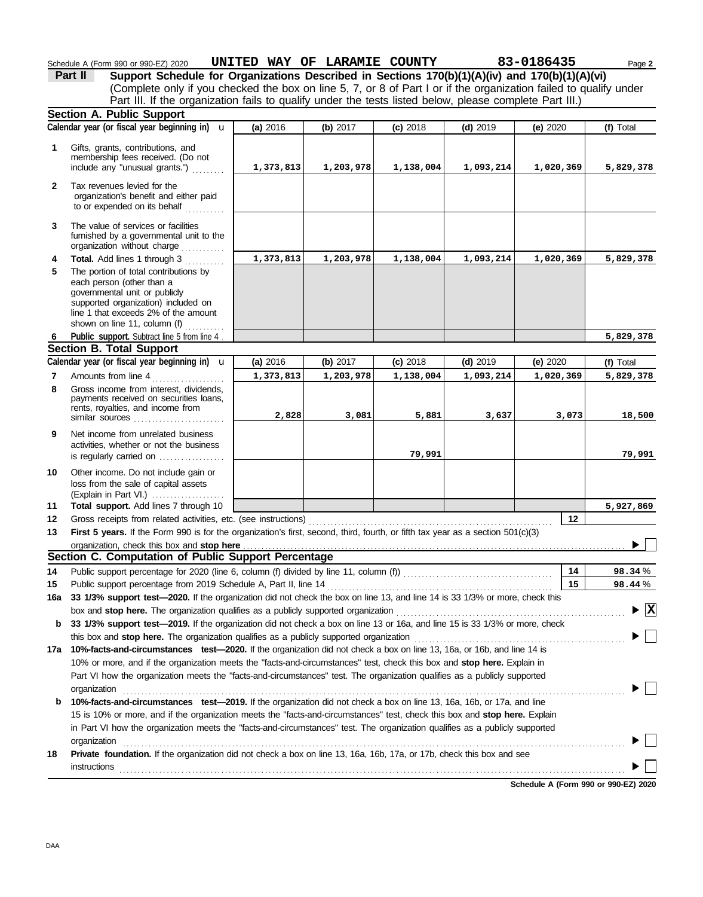Schedule A (Form 990 or 990-EZ) 2020 **UNITED WAY OF LARAMIE COUNTY** **83-0186435** Page **2**

**Part II** **Support Schedule for Organizations Described in Sections 170(b)(1)(A)(iv) and 170(b)(1)(A)(vi)**
(Complete only if you checked the box on line 5, 7, or 8 of Part I or if the organization failed to qualify under Part III. If the organization fails to qualify under the tests listed below, please complete Part III.)

## Section A. Public Support

| Calendar year (or fiscal year beginning in) u | (a) 2016 | (b) 2017 | (c) 2018 | (d) 2019 | (e) 2020 | (f) Total |
|---|---|---|---|---|---|---|
| **1** Gifts, grants, contributions, and membership fees received. (Do not include any "unusual grants.") | 1,373,813 | 1,203,978 | 1,138,004 | 1,093,214 | 1,020,369 | 5,829,378 |
| **2** Tax revenues levied for the organization's benefit and either paid to or expended on its behalf | | | | | | |
| **3** The value of services or facilities furnished by a governmental unit to the organization without charge | | | | | | |
| **4** **Total.** Add lines 1 through 3 | 1,373,813 | 1,203,978 | 1,138,004 | 1,093,214 | 1,020,369 | 5,829,378 |
| **5** The portion of total contributions by each person (other than a governmental unit or publicly supported organization) included on line 1 that exceeds 2% of the amount shown on line 11, column (f) | | | | | | |
| **6** **Public support.** Subtract line 5 from line 4 | | | | | | 5,829,378 |

## Section B. Total Support

| Calendar year (or fiscal year beginning in) u | (a) 2016 | (b) 2017 | (c) 2018 | (d) 2019 | (e) 2020 | (f) Total |
|---|---|---|---|---|---|---|
| **7** Amounts from line 4 | 1,373,813 | 1,203,978 | 1,138,004 | 1,093,214 | 1,020,369 | 5,829,378 |
| **8** Gross income from interest, dividends, payments received on securities loans, rents, royalties, and income from similar sources | 2,828 | 3,081 | 5,881 | 3,637 | 3,073 | 18,500 |
| **9** Net income from unrelated business activities, whether or not the business is regularly carried on | | | 79,991 | | | 79,991 |
| **10** Other income. Do not include gain or loss from the sale of capital assets (Explain in Part VI.) | | | | | | |
| **11** **Total support.** Add lines 7 through 10 | | | | | | 5,927,869 |

**12** Gross receipts from related activities, etc. (see instructions) — **12**

**13** **First 5 years.** If the Form 990 is for the organization's first, second, third, fourth, or fifth tax year as a section 501(c)(3) organization, check this box and **stop here** ▶ ☐

## Section C. Computation of Public Support Percentage

**14** Public support percentage for 2020 (line 6, column (f) divided by line 11, column (f)) — **14** — **98.34** %

**15** Public support percentage from 2019 Schedule A, Part II, line 14 — **15** — **98.44** %

**16a** **33 1/3% support test—2020.** If the organization did not check the box on line 13, and line 14 is 33 1/3% or more, check this box and **stop here.** The organization qualifies as a publicly supported organization ▶ ☒

**b** **33 1/3% support test—2019.** If the organization did not check a box on line 13 or 16a, and line 15 is 33 1/3% or more, check this box and **stop here.** The organization qualifies as a publicly supported organization ▶ ☐

**17a** **10%-facts-and-circumstances test—2020.** If the organization did not check a box on line 13, 16a, or 16b, and line 14 is 10% or more, and if the organization meets the "facts-and-circumstances" test, check this box and **stop here.** Explain in Part VI how the organization meets the "facts-and-circumstances" test. The organization qualifies as a publicly supported organization ▶ ☐

**b** **10%-facts-and-circumstances test—2019.** If the organization did not check a box on line 13, 16a, 16b, or 17a, and line 15 is 10% or more, and if the organization meets the "facts-and-circumstances" test, check this box and **stop here.** Explain in Part VI how the organization meets the "facts-and-circumstances" test. The organization qualifies as a publicly supported organization ▶ ☐

**18** **Private foundation.** If the organization did not check a box on line 13, 16a, 16b, 17a, or 17b, check this box and see instructions ▶ ☐

**Schedule A (Form 990 or 990-EZ) 2020**

DAA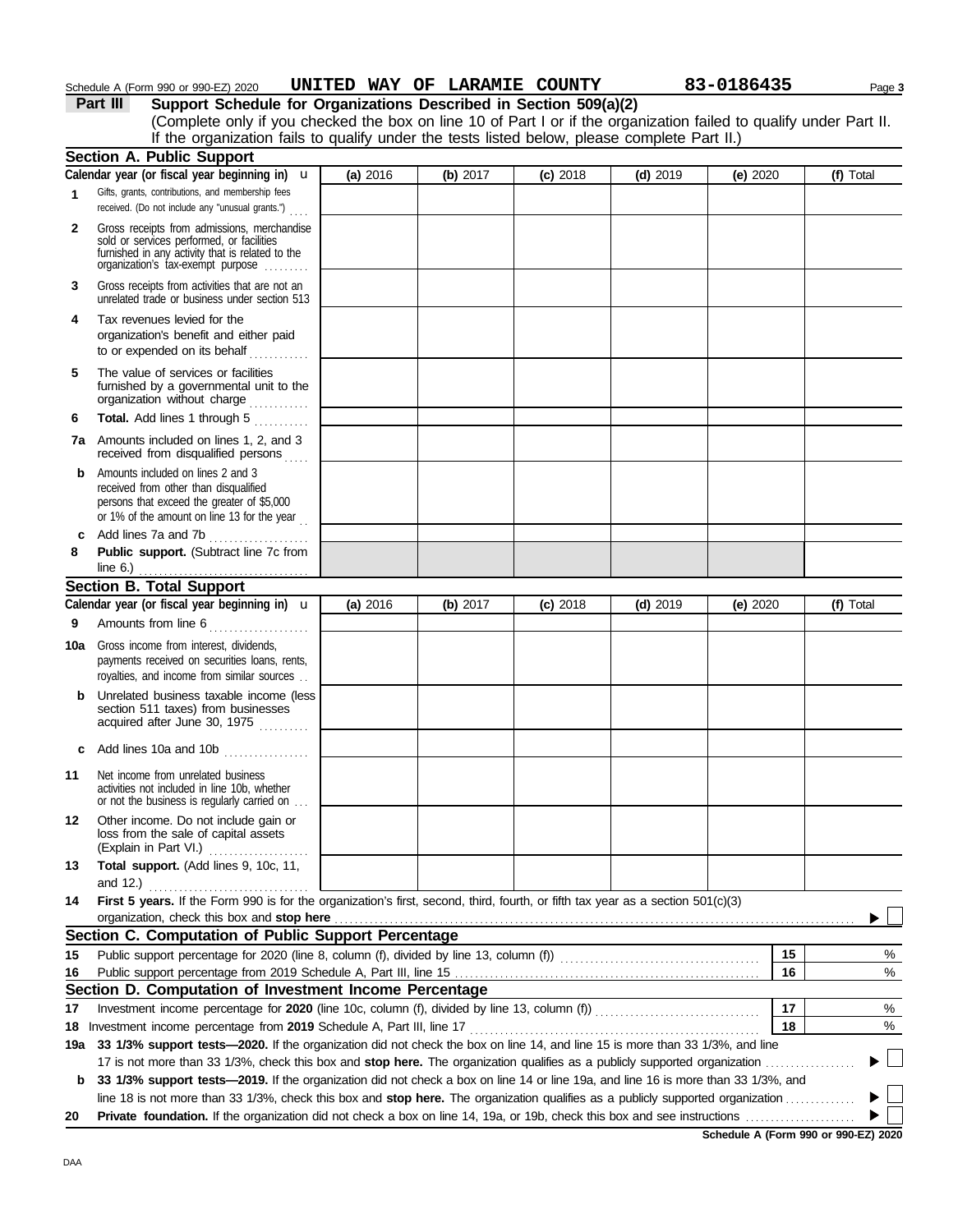Schedule A (Form 990 or 990-EZ) 2020 **UNITED WAY OF LARAMIE COUNTY** **83-0186435** Page **3**

## Part III Support Schedule for Organizations Described in Section 509(a)(2)

(Complete only if you checked the box on line 10 of Part I or if the organization failed to qualify under Part II. If the organization fails to qualify under the tests listed below, please complete Part II.)

### Section A. Public Support

| Calendar year (or fiscal year beginning in) u | (a) 2016 | (b) 2017 | (c) 2018 | (d) 2019 | (e) 2020 | (f) Total |
|---|---|---|---|---|---|---|
| **1** Gifts, grants, contributions, and membership fees received. (Do not include any "unusual grants.") | | | | | | |
| **2** Gross receipts from admissions, merchandise sold or services performed, or facilities furnished in any activity that is related to the organization's tax-exempt purpose | | | | | | |
| **3** Gross receipts from activities that are not an unrelated trade or business under section 513 | | | | | | |
| **4** Tax revenues levied for the organization's benefit and either paid to or expended on its behalf | | | | | | |
| **5** The value of services or facilities furnished by a governmental unit to the organization without charge | | | | | | |
| **6** **Total.** Add lines 1 through 5 | | | | | | |
| **7a** Amounts included on lines 1, 2, and 3 received from disqualified persons | | | | | | |
| **b** Amounts included on lines 2 and 3 received from other than disqualified persons that exceed the greater of $5,000 or 1% of the amount on line 13 for the year | | | | | | |
| **c** Add lines 7a and 7b | | | | | | |
| **8** **Public support.** (Subtract line 7c from line 6.) | | | | | | |

### Section B. Total Support

| Calendar year (or fiscal year beginning in) u | (a) 2016 | (b) 2017 | (c) 2018 | (d) 2019 | (e) 2020 | (f) Total |
|---|---|---|---|---|---|---|
| **9** Amounts from line 6 | | | | | | |
| **10a** Gross income from interest, dividends, payments received on securities loans, rents, royalties, and income from similar sources | | | | | | |
| **b** Unrelated business taxable income (less section 511 taxes) from businesses acquired after June 30, 1975 | | | | | | |
| **c** Add lines 10a and 10b | | | | | | |
| **11** Net income from unrelated business activities not included in line 10b, whether or not the business is regularly carried on | | | | | | |
| **12** Other income. Do not include gain or loss from the sale of capital assets (Explain in Part VI.) | | | | | | |
| **13** **Total support.** (Add lines 9, 10c, 11, and 12.) | | | | | | |

**14** **First 5 years.** If the Form 990 is for the organization's first, second, third, fourth, or fifth tax year as a section 501(c)(3) organization, check this box and **stop here** ▶ ☐

### Section C. Computation of Public Support Percentage

| | | | |
|---|---|---|---|
| **15** | Public support percentage for 2020 (line 8, column (f), divided by line 13, column (f)) | 15 | % |
| **16** | Public support percentage from 2019 Schedule A, Part III, line 15 | 16 | % |

### Section D. Computation of Investment Income Percentage

| | | | |
|---|---|---|---|
| **17** | Investment income percentage for **2020** (line 10c, column (f), divided by line 13, column (f)) | 17 | % |
| **18** | Investment income percentage from **2019** Schedule A, Part III, line 17 | 18 | % |

**19a** **33 1/3% support tests—2020.** If the organization did not check the box on line 14, and line 15 is more than 33 1/3%, and line 17 is not more than 33 1/3%, check this box and **stop here.** The organization qualifies as a publicly supported organization ▶ ☐

**b** **33 1/3% support tests—2019.** If the organization did not check a box on line 14 or line 19a, and line 16 is more than 33 1/3%, and line 18 is not more than 33 1/3%, check this box and **stop here.** The organization qualifies as a publicly supported organization ▶ ☐

**20** **Private foundation.** If the organization did not check a box on line 14, 19a, or 19b, check this box and see instructions ▶ ☐

**Schedule A (Form 990 or 990-EZ) 2020**

DAA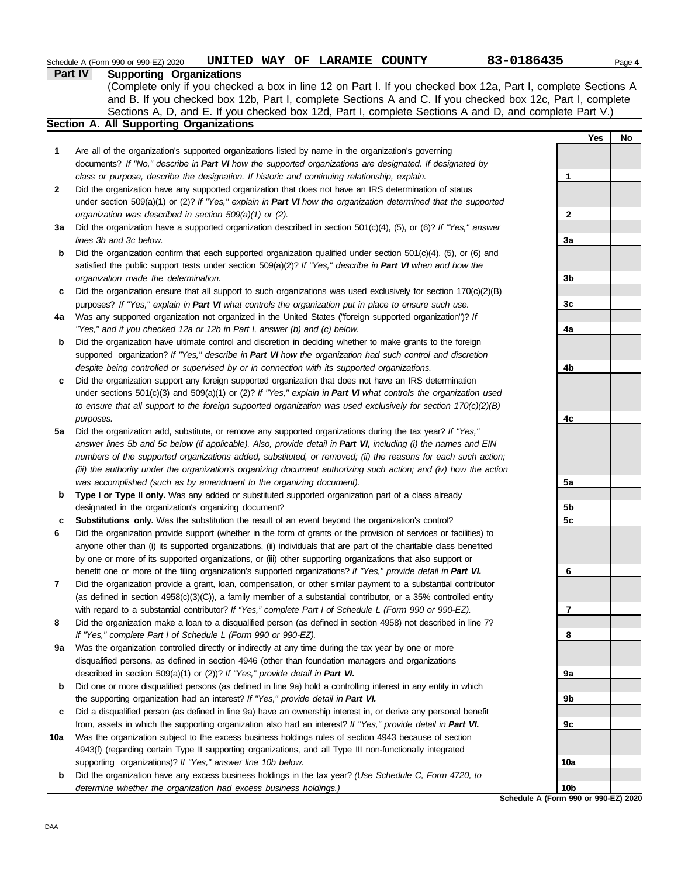Schedule A (Form 990 or 990-EZ) 2020 **UNITED WAY OF LARAMIE COUNTY** **83-0186435**

## Part IV Supporting Organizations

(Complete only if you checked a box in line 12 on Part I. If you checked box 12a, Part I, complete Sections A and B. If you checked box 12b, Part I, complete Sections A and C. If you checked box 12c, Part I, complete Sections A, D, and E. If you checked box 12d, Part I, complete Sections A and D, and complete Part V.)

### Section A. All Supporting Organizations

| | | | Yes | No |
|---|---|---|---|---|
| **1** | Are all of the organization's supported organizations listed by name in the organization's governing documents? *If "No," describe in **Part VI** how the supported organizations are designated. If designated by class or purpose, describe the designation. If historic and continuing relationship, explain.* | 1 | | |
| **2** | Did the organization have any supported organization that does not have an IRS determination of status under section 509(a)(1) or (2)? *If "Yes," explain in **Part VI** how the organization determined that the supported organization was described in section 509(a)(1) or (2).* | 2 | | |
| **3a** | Did the organization have a supported organization described in section 501(c)(4), (5), or (6)? *If "Yes," answer lines 3b and 3c below.* | 3a | | |
| **b** | Did the organization confirm that each supported organization qualified under section 501(c)(4), (5), or (6) and satisfied the public support tests under section 509(a)(2)? *If "Yes," describe in **Part VI** when and how the organization made the determination.* | 3b | | |
| **c** | Did the organization ensure that all support to such organizations was used exclusively for section 170(c)(2)(B) purposes? *If "Yes," explain in **Part VI** what controls the organization put in place to ensure such use.* | 3c | | |
| **4a** | Was any supported organization not organized in the United States ("foreign supported organization")? *If "Yes," and if you checked 12a or 12b in Part I, answer (b) and (c) below.* | 4a | | |
| **b** | Did the organization have ultimate control and discretion in deciding whether to make grants to the foreign supported organization? *If "Yes," describe in **Part VI** how the organization had such control and discretion despite being controlled or supervised by or in connection with its supported organizations.* | 4b | | |
| **c** | Did the organization support any foreign supported organization that does not have an IRS determination under sections 501(c)(3) and 509(a)(1) or (2)? *If "Yes," explain in **Part VI** what controls the organization used to ensure that all support to the foreign supported organization was used exclusively for section 170(c)(2)(B) purposes.* | 4c | | |
| **5a** | Did the organization add, substitute, or remove any supported organizations during the tax year? *If "Yes," answer lines 5b and 5c below (if applicable). Also, provide detail in **Part VI,** including (i) the names and EIN numbers of the supported organizations added, substituted, or removed; (ii) the reasons for each such action; (iii) the authority under the organization's organizing document authorizing such action; and (iv) how the action was accomplished (such as by amendment to the organizing document).* | 5a | | |
| **b** | **Type I or Type II only.** Was any added or substituted supported organization part of a class already designated in the organization's organizing document? | 5b | | |
| **c** | **Substitutions only.** Was the substitution the result of an event beyond the organization's control? | 5c | | |
| **6** | Did the organization provide support (whether in the form of grants or the provision of services or facilities) to anyone other than (i) its supported organizations, (ii) individuals that are part of the charitable class benefited by one or more of its supported organizations, or (iii) other supporting organizations that also support or benefit one or more of the filing organization's supported organizations? *If "Yes," provide detail in **Part VI.*** | 6 | | |
| **7** | Did the organization provide a grant, loan, compensation, or other similar payment to a substantial contributor (as defined in section 4958(c)(3)(C)), a family member of a substantial contributor, or a 35% controlled entity with regard to a substantial contributor? *If "Yes," complete Part I of Schedule L (Form 990 or 990-EZ).* | 7 | | |
| **8** | Did the organization make a loan to a disqualified person (as defined in section 4958) not described in line 7? *If "Yes," complete Part I of Schedule L (Form 990 or 990-EZ).* | 8 | | |
| **9a** | Was the organization controlled directly or indirectly at any time during the tax year by one or more disqualified persons, as defined in section 4946 (other than foundation managers and organizations described in section 509(a)(1) or (2))? *If "Yes," provide detail in **Part VI.*** | 9a | | |
| **b** | Did one or more disqualified persons (as defined in line 9a) hold a controlling interest in any entity in which the supporting organization had an interest? *If "Yes," provide detail in **Part VI.*** | 9b | | |
| **c** | Did a disqualified person (as defined in line 9a) have an ownership interest in, or derive any personal benefit from, assets in which the supporting organization also had an interest? *If "Yes," provide detail in **Part VI.*** | 9c | | |
| **10a** | Was the organization subject to the excess business holdings rules of section 4943 because of section 4943(f) (regarding certain Type II supporting organizations, and all Type III non-functionally integrated supporting organizations)? *If "Yes," answer line 10b below.* | 10a | | |
| **b** | Did the organization have any excess business holdings in the tax year? *(Use Schedule C, Form 4720, to determine whether the organization had excess business holdings.)* | 10b | | |

**Schedule A (Form 990 or 990-EZ) 2020**

DAA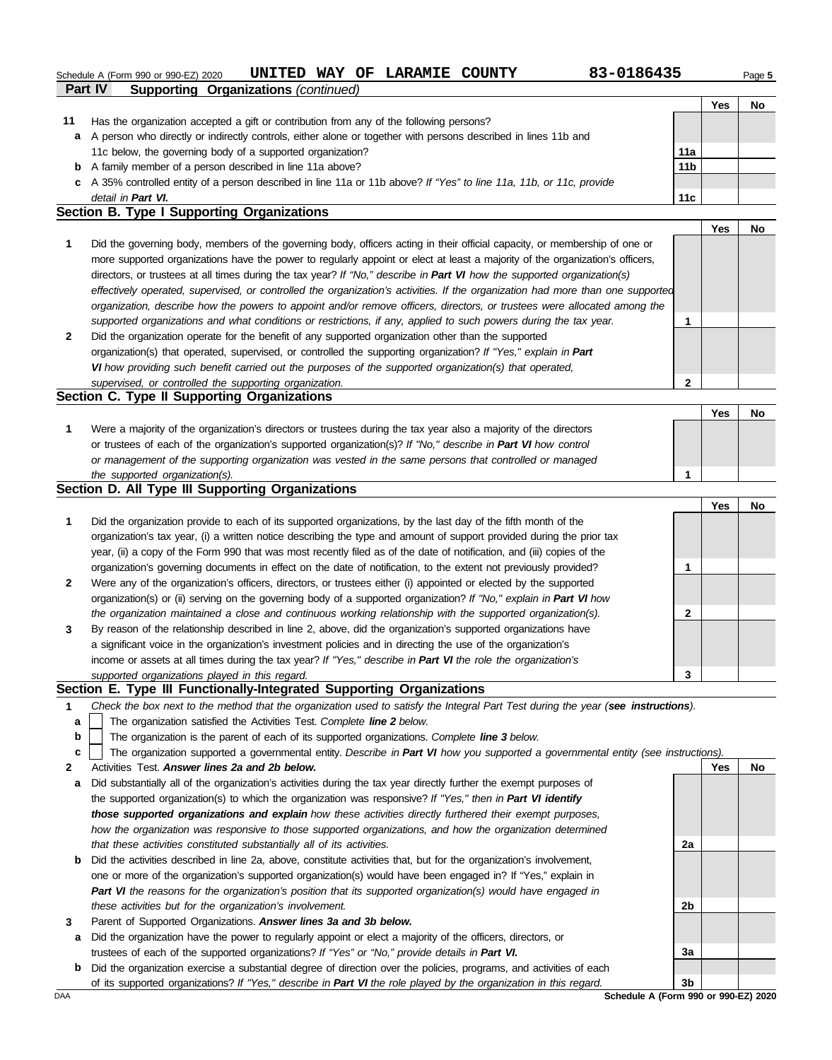Schedule A (Form 990 or 990-EZ) 2020 **UNITED WAY OF LARAMIE COUNTY** **83-0186435**

**Part IV — Supporting Organizations** *(continued)*

| | | | Yes | No |
|---|---|---|---|---|
| **11** | Has the organization accepted a gift or contribution from any of the following persons? | | | |
| **a** | A person who directly or indirectly controls, either alone or together with persons described in lines 11b and 11c below, the governing body of a supported organization? | 11a | | |
| **b** | A family member of a person described in line 11a above? | 11b | | |
| **c** | A 35% controlled entity of a person described in line 11a or 11b above? *If "Yes" to line 11a, 11b, or 11c, provide detail in **Part VI.*** | 11c | | |

## Section B. Type I Supporting Organizations

| | | | Yes | No |
|---|---|---|---|---|
| **1** | Did the governing body, members of the governing body, officers acting in their official capacity, or membership of one or more supported organizations have the power to regularly appoint or elect at least a majority of the organization's officers, directors, or trustees at all times during the tax year? *If "No," describe in **Part VI** how the supported organization(s) effectively operated, supervised, or controlled the organization's activities. If the organization had more than one supported organization, describe how the powers to appoint and/or remove officers, directors, or trustees were allocated among the supported organizations and what conditions or restrictions, if any, applied to such powers during the tax year.* | 1 | | |
| **2** | Did the organization operate for the benefit of any supported organization other than the supported organization(s) that operated, supervised, or controlled the supporting organization? *If "Yes," explain in **Part VI** how providing such benefit carried out the purposes of the supported organization(s) that operated, supervised, or controlled the supporting organization.* | 2 | | |

## Section C. Type II Supporting Organizations

| | | | Yes | No |
|---|---|---|---|---|
| **1** | Were a majority of the organization's directors or trustees during the tax year also a majority of the directors or trustees of each of the organization's supported organization(s)? *If "No," describe in **Part VI** how control or management of the supporting organization was vested in the same persons that controlled or managed the supported organization(s).* | 1 | | |

## Section D. All Type III Supporting Organizations

| | | | Yes | No |
|---|---|---|---|---|
| **1** | Did the organization provide to each of its supported organizations, by the last day of the fifth month of the organization's tax year, (i) a written notice describing the type and amount of support provided during the prior tax year, (ii) a copy of the Form 990 that was most recently filed as of the date of notification, and (iii) copies of the organization's governing documents in effect on the date of notification, to the extent not previously provided? | 1 | | |
| **2** | Were any of the organization's officers, directors, or trustees either (i) appointed or elected by the supported organization(s) or (ii) serving on the governing body of a supported organization? *If "No," explain in **Part VI** how the organization maintained a close and continuous working relationship with the supported organization(s).* | 2 | | |
| **3** | By reason of the relationship described in line 2, above, did the organization's supported organizations have a significant voice in the organization's investment policies and in directing the use of the organization's income or assets at all times during the tax year? *If "Yes," describe in **Part VI** the role the organization's supported organizations played in this regard.* | 3 | | |

## Section E. Type III Functionally-Integrated Supporting Organizations

**1** *Check the box next to the method that the organization used to satisfy the Integral Part Test during the year (**see instructions**).*

- **a** ☐ The organization satisfied the Activities Test. *Complete **line 2** below.*
- **b** ☐ The organization is the parent of each of its supported organizations. *Complete **line 3** below.*
- **c** ☐ The organization supported a governmental entity. *Describe in **Part VI** how you supported a governmental entity (see instructions).*

| | | | Yes | No |
|---|---|---|---|---|
| **2** | Activities Test. ***Answer lines 2a and 2b below.*** | | | |
| **a** | Did substantially all of the organization's activities during the tax year directly further the exempt purposes of the supported organization(s) to which the organization was responsive? *If "Yes," then in **Part VI identify those supported organizations and explain** how these activities directly furthered their exempt purposes, how the organization was responsive to those supported organizations, and how the organization determined that these activities constituted substantially all of its activities.* | 2a | | |
| **b** | Did the activities described in line 2a, above, constitute activities that, but for the organization's involvement, one or more of the organization's supported organization(s) would have been engaged in? If "Yes," explain in ***Part VI** the reasons for the organization's position that its supported organization(s) would have engaged in these activities but for the organization's involvement.* | 2b | | |
| **3** | Parent of Supported Organizations. ***Answer lines 3a and 3b below.*** | | | |
| **a** | Did the organization have the power to regularly appoint or elect a majority of the officers, directors, or trustees of each of the supported organizations? *If "Yes" or "No," provide details in **Part VI.*** | 3a | | |
| **b** | Did the organization exercise a substantial degree of direction over the policies, programs, and activities of each of its supported organizations? *If "Yes," describe in **Part VI** the role played by the organization in this regard.* | 3b | | |

DAA **Schedule A (Form 990 or 990-EZ) 2020**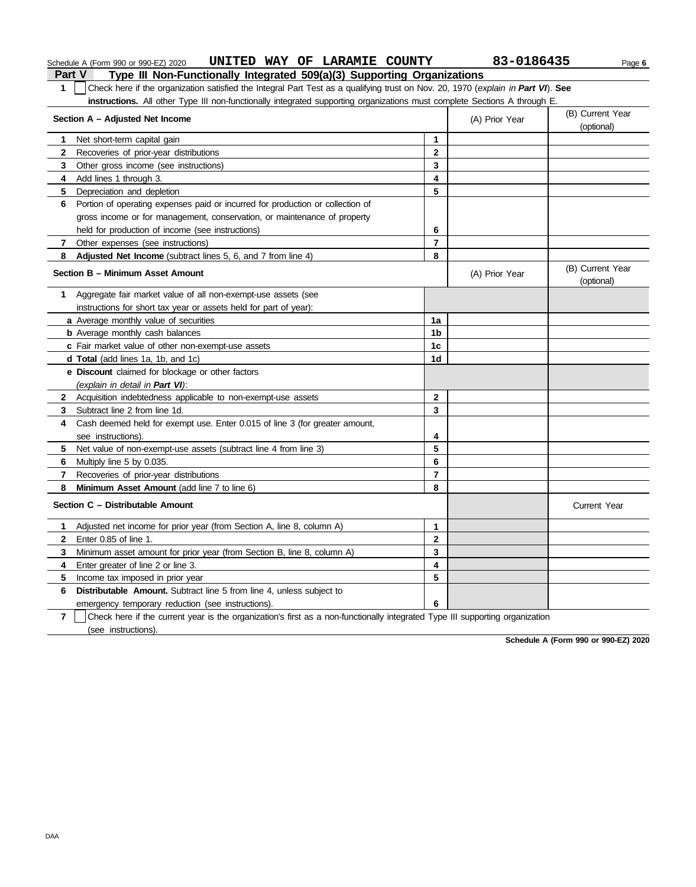Schedule A (Form 990 or 990-EZ) 2020 **UNITED WAY OF LARAMIE COUNTY** **83-0186435**

## Part V Type III Non-Functionally Integrated 509(a)(3) Supporting Organizations

**1** ☐ Check here if the organization satisfied the Integral Part Test as a qualifying trust on Nov. 20, 1970 (*explain in **Part VI***). **See instructions.** All other Type III non-functionally integrated supporting organizations must complete Sections A through E.

| **Section A – Adjusted Net Income** | | (A) Prior Year | (B) Current Year (optional) |
|---|---|---|---|
| **1** Net short-term capital gain | **1** | | |
| **2** Recoveries of prior-year distributions | **2** | | |
| **3** Other gross income (see instructions) | **3** | | |
| **4** Add lines 1 through 3. | **4** | | |
| **5** Depreciation and depletion | **5** | | |
| **6** Portion of operating expenses paid or incurred for production or collection of gross income or for management, conservation, or maintenance of property held for production of income (see instructions) | **6** | | |
| **7** Other expenses (see instructions) | **7** | | |
| **8** **Adjusted Net Income** (subtract lines 5, 6, and 7 from line 4) | **8** | | |

| **Section B – Minimum Asset Amount** | | (A) Prior Year | (B) Current Year (optional) |
|---|---|---|---|
| **1** Aggregate fair market value of all non-exempt-use assets (see instructions for short tax year or assets held for part of year): | | | |
| **a** Average monthly value of securities | **1a** | | |
| **b** Average monthly cash balances | **1b** | | |
| **c** Fair market value of other non-exempt-use assets | **1c** | | |
| **d** **Total** (add lines 1a, 1b, and 1c) | **1d** | | |
| **e** **Discount** claimed for blockage or other factors (*explain in detail in **Part VI***): | | | |
| **2** Acquisition indebtedness applicable to non-exempt-use assets | **2** | | |
| **3** Subtract line 2 from line 1d. | **3** | | |
| **4** Cash deemed held for exempt use. Enter 0.015 of line 3 (for greater amount, see instructions). | **4** | | |
| **5** Net value of non-exempt-use assets (subtract line 4 from line 3) | **5** | | |
| **6** Multiply line 5 by 0.035. | **6** | | |
| **7** Recoveries of prior-year distributions | **7** | | |
| **8** **Minimum Asset Amount** (add line 7 to line 6) | **8** | | |

| **Section C – Distributable Amount** | | | Current Year |
|---|---|---|---|
| **1** Adjusted net income for prior year (from Section A, line 8, column A) | **1** | | |
| **2** Enter 0.85 of line 1. | **2** | | |
| **3** Minimum asset amount for prior year (from Section B, line 8, column A) | **3** | | |
| **4** Enter greater of line 2 or line 3. | **4** | | |
| **5** Income tax imposed in prior year | **5** | | |
| **6** **Distributable Amount.** Subtract line 5 from line 4, unless subject to emergency temporary reduction (see instructions). | **6** | | |

**7** ☐ Check here if the current year is the organization's first as a non-functionally integrated Type III supporting organization (see instructions).

**Schedule A (Form 990 or 990-EZ) 2020**

DAA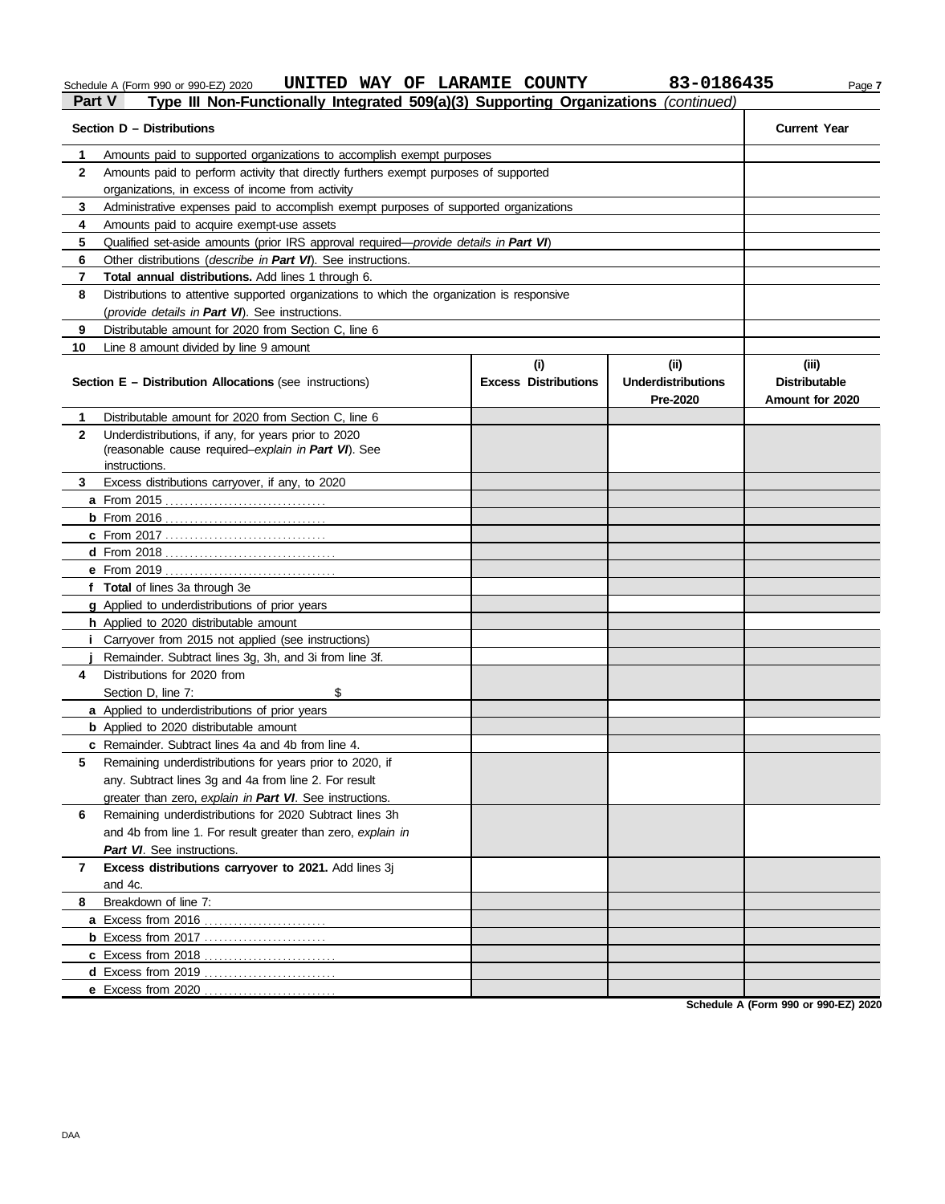Schedule A (Form 990 or 990-EZ) 2020 **UNITED WAY OF LARAMIE COUNTY** **83-0186435**

## Part V Type III Non-Functionally Integrated 509(a)(3) Supporting Organizations *(continued)*

| Section D – Distributions | | Current Year |
|---|---|---|
| 1 | Amounts paid to supported organizations to accomplish exempt purposes | |
| 2 | Amounts paid to perform activity that directly furthers exempt purposes of supported organizations, in excess of income from activity | |
| 3 | Administrative expenses paid to accomplish exempt purposes of supported organizations | |
| 4 | Amounts paid to acquire exempt-use assets | |
| 5 | Qualified set-aside amounts (prior IRS approval required—*provide details in* ***Part VI***) | |
| 6 | Other distributions (*describe in* ***Part VI***). See instructions. | |
| 7 | **Total annual distributions.** Add lines 1 through 6. | |
| 8 | Distributions to attentive supported organizations to which the organization is responsive (*provide details in* ***Part VI***). See instructions. | |
| 9 | Distributable amount for 2020 from Section C, line 6 | |
| 10 | Line 8 amount divided by line 9 amount | |

| Section E – Distribution Allocations (see instructions) | (i) Excess Distributions | (ii) Underdistributions Pre-2020 | (iii) Distributable Amount for 2020 |
|---|---|---|---|
| **1** Distributable amount for 2020 from Section C, line 6 | | | |
| **2** Underdistributions, if any, for years prior to 2020 (reasonable cause required–*explain in* ***Part VI***). See instructions. | | | |
| **3** Excess distributions carryover, if any, to 2020 | | | |
| **a** From 2015 | | | |
| **b** From 2016 | | | |
| **c** From 2017 | | | |
| **d** From 2018 | | | |
| **e** From 2019 | | | |
| **f Total** of lines 3a through 3e | | | |
| **g** Applied to underdistributions of prior years | | | |
| **h** Applied to 2020 distributable amount | | | |
| **i** Carryover from 2015 not applied (see instructions) | | | |
| **j** Remainder. Subtract lines 3g, 3h, and 3i from line 3f. | | | |
| **4** Distributions for 2020 from Section D, line 7: $ | | | |
| **a** Applied to underdistributions of prior years | | | |
| **b** Applied to 2020 distributable amount | | | |
| **c** Remainder. Subtract lines 4a and 4b from line 4. | | | |
| **5** Remaining underdistributions for years prior to 2020, if any. Subtract lines 3g and 4a from line 2. For result greater than zero, *explain in* ***Part VI***. See instructions. | | | |
| **6** Remaining underdistributions for 2020 Subtract lines 3h and 4b from line 1. For result greater than zero, *explain in* ***Part VI***. See instructions. | | | |
| **7 Excess distributions carryover to 2021.** Add lines 3j and 4c. | | | |
| **8** Breakdown of line 7: | | | |
| **a** Excess from 2016 | | | |
| **b** Excess from 2017 | | | |
| **c** Excess from 2018 | | | |
| **d** Excess from 2019 | | | |
| **e** Excess from 2020 | | | |

**Schedule A (Form 990 or 990-EZ) 2020**

DAA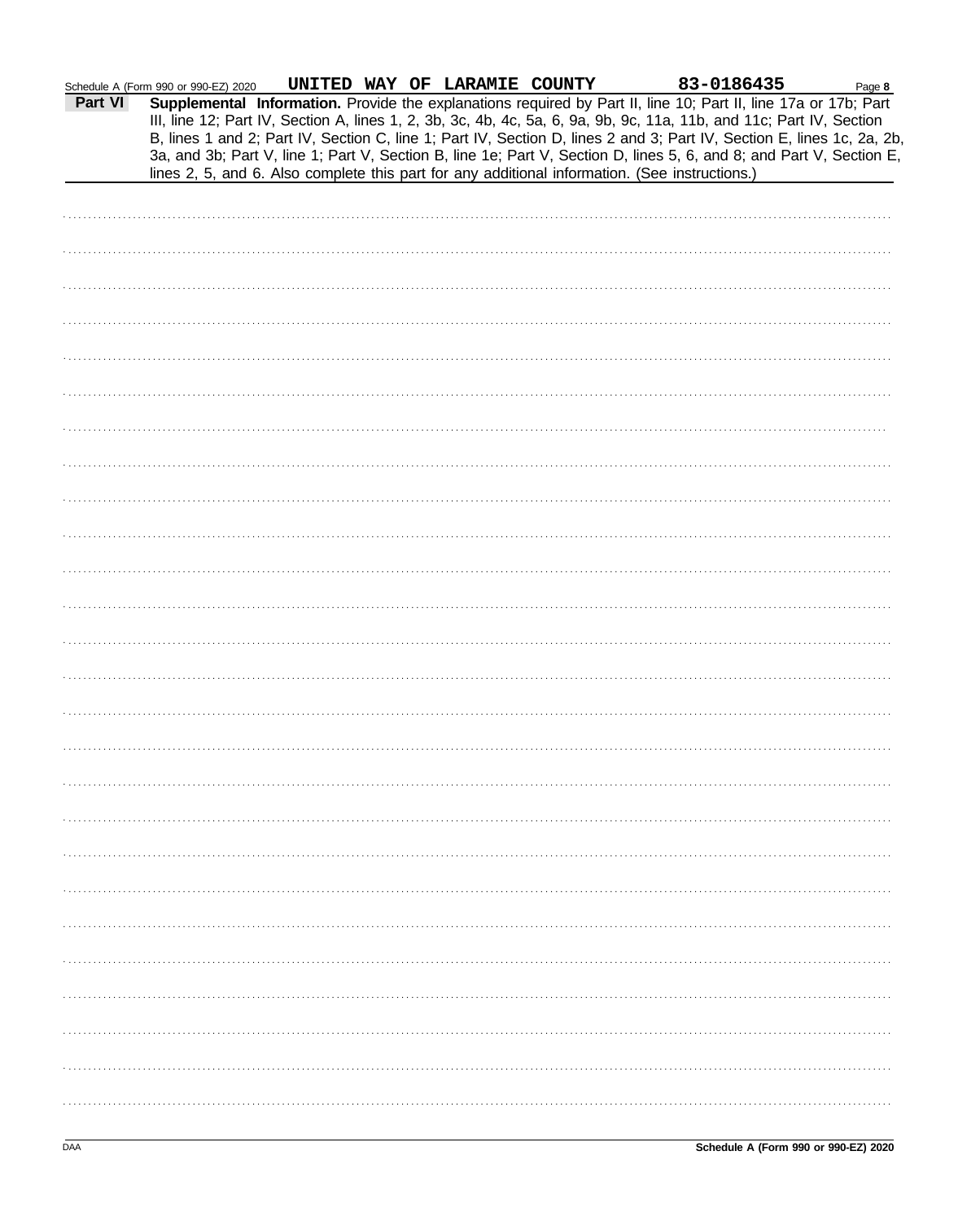Schedule A (Form 990 or 990-EZ) 2020 UNITED WAY OF LARAMIE COUNTY 83-0186435

**Part VI** **Supplemental Information.** Provide the explanations required by Part II, line 10; Part II, line 17a or 17b; Part III, line 12; Part IV, Section A, lines 1, 2, 3b, 3c, 4b, 4c, 5a, 6, 9a, 9b, 9c, 11a, 11b, and 11c; Part IV, Section B, lines 1 and 2; Part IV, Section C, line 1; Part IV, Section D, lines 2 and 3; Part IV, Section E, lines 1c, 2a, 2b, 3a, and 3b; Part V, line 1; Part V, Section B, line 1e; Part V, Section D, lines 5, 6, and 8; and Part V, Section E, lines 2, 5, and 6. Also complete this part for any additional information. (See instructions.)

Schedule A (Form 990 or 990-EZ) 2020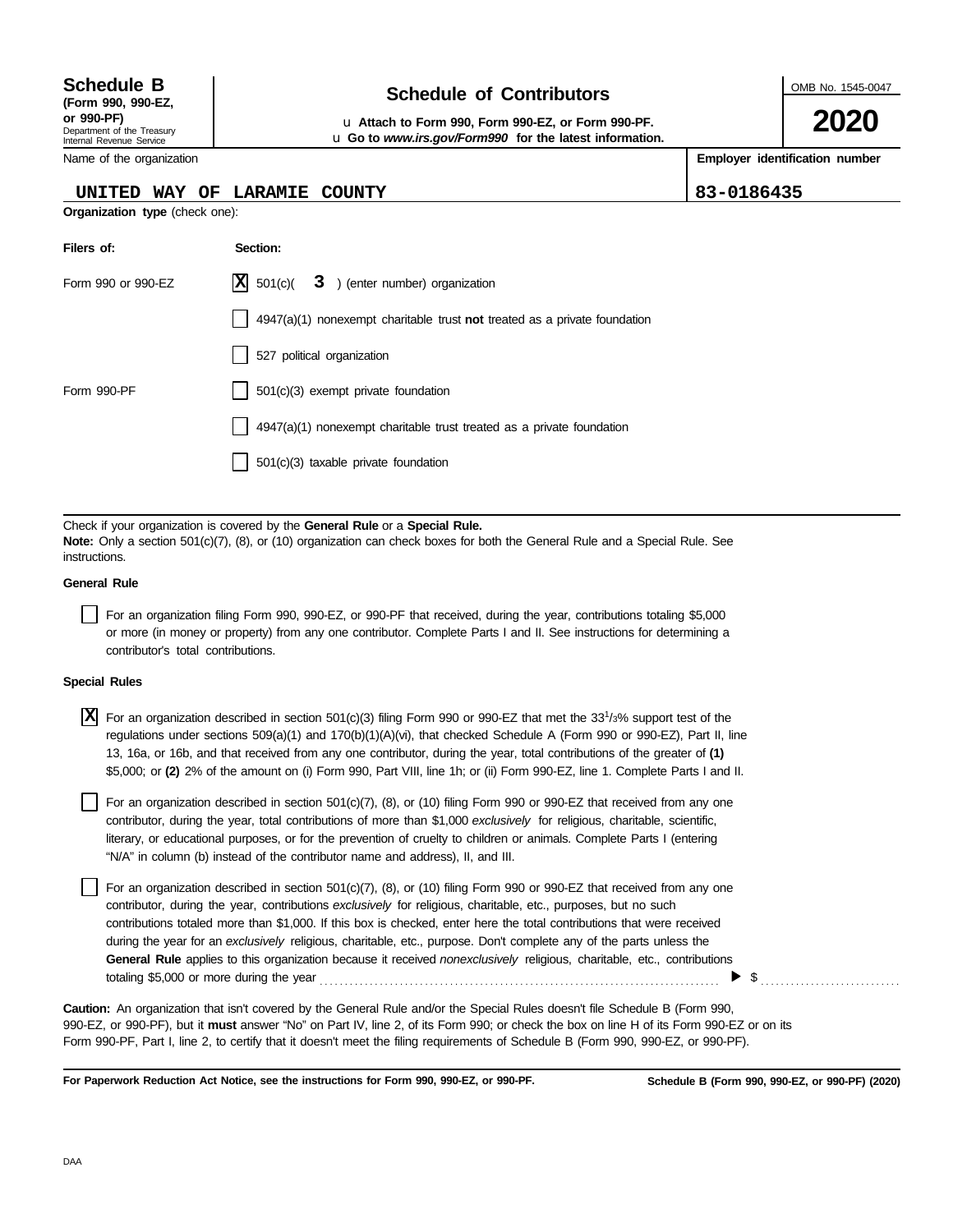**Schedule B**
**(Form 990, 990-EZ, or 990-PF)**
Department of the Treasury
Internal Revenue Service

# Schedule of Contributors

u **Attach to Form 990, Form 990-EZ, or Form 990-PF.**
u **Go to *www.irs.gov/Form990* for the latest information.**

OMB No. 1545-0047

**2020**

| Name of the organization | Employer identification number |
|---|---|
| UNITED WAY OF LARAMIE COUNTY | 83-0186435 |

**Organization type** (check one):

| Filers of: | Section: |
|---|---|
| Form 990 or 990-EZ | [X] 501(c)( 3 ) (enter number) organization |
| | [ ] 4947(a)(1) nonexempt charitable trust **not** treated as a private foundation |
| | [ ] 527 political organization |
| Form 990-PF | [ ] 501(c)(3) exempt private foundation |
| | [ ] 4947(a)(1) nonexempt charitable trust treated as a private foundation |
| | [ ] 501(c)(3) taxable private foundation |

Check if your organization is covered by the **General Rule** or a **Special Rule.**
**Note:** Only a section 501(c)(7), (8), or (10) organization can check boxes for both the General Rule and a Special Rule. See instructions.

**General Rule**

[ ] For an organization filing Form 990, 990-EZ, or 990-PF that received, during the year, contributions totaling $5,000 or more (in money or property) from any one contributor. Complete Parts I and II. See instructions for determining a contributor's total contributions.

**Special Rules**

[X] For an organization described in section 501(c)(3) filing Form 990 or 990-EZ that met the 33 1/3% support test of the regulations under sections 509(a)(1) and 170(b)(1)(A)(vi), that checked Schedule A (Form 990 or 990-EZ), Part II, line 13, 16a, or 16b, and that received from any one contributor, during the year, total contributions of the greater of **(1)** $5,000; or **(2)** 2% of the amount on (i) Form 990, Part VIII, line 1h; or (ii) Form 990-EZ, line 1. Complete Parts I and II.

[ ] For an organization described in section 501(c)(7), (8), or (10) filing Form 990 or 990-EZ that received from any one contributor, during the year, total contributions of more than $1,000 *exclusively* for religious, charitable, scientific, literary, or educational purposes, or for the prevention of cruelty to children or animals. Complete Parts I (entering "N/A" in column (b) instead of the contributor name and address), II, and III.

[ ] For an organization described in section 501(c)(7), (8), or (10) filing Form 990 or 990-EZ that received from any one contributor, during the year, contributions *exclusively* for religious, charitable, etc., purposes, but no such contributions totaled more than $1,000. If this box is checked, enter here the total contributions that were received during the year for an *exclusively* religious, charitable, etc., purpose. Don't complete any of the parts unless the **General Rule** applies to this organization because it received *nonexclusively* religious, charitable, etc., contributions totaling $5,000 or more during the year . . . . . . . . . . . . ▶ $ . . . . . . . . . . . .

**Caution:** An organization that isn't covered by the General Rule and/or the Special Rules doesn't file Schedule B (Form 990, 990-EZ, or 990-PF), but it **must** answer "No" on Part IV, line 2, of its Form 990; or check the box on line H of its Form 990-EZ or on its Form 990-PF, Part I, line 2, to certify that it doesn't meet the filing requirements of Schedule B (Form 990, 990-EZ, or 990-PF).

**For Paperwork Reduction Act Notice, see the instructions for Form 990, 990-EZ, or 990-PF.** **Schedule B (Form 990, 990-EZ, or 990-PF) (2020)**

DAA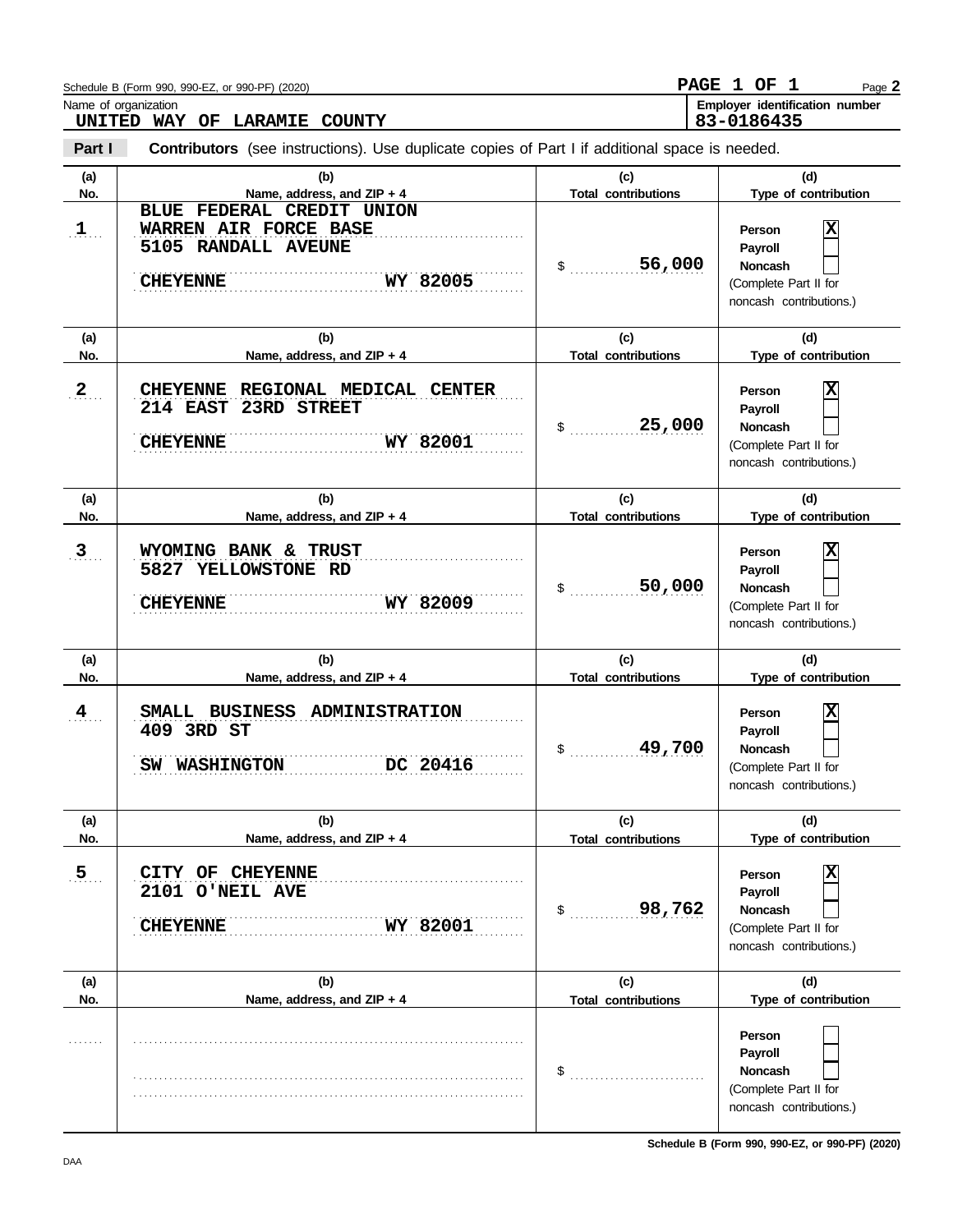Schedule B (Form 990, 990-EZ, or 990-PF) (2020)

PAGE 1 OF 1

Name of organization: **UNITED WAY OF LARAMIE COUNTY**

Employer identification number: **83-0186435**

**Part I** **Contributors** (see instructions). Use duplicate copies of Part I if additional space is needed.

| (a) No. | (b) Name, address, and ZIP + 4 | (c) Total contributions | (d) Type of contribution |
|---|---|---|---|
| 1 | BLUE FEDERAL CREDIT UNION<br>WARREN AIR FORCE BASE<br>5105 RANDALL AVEUNE<br>CHEYENNE WY 82005 | $ 56,000 | Person [X]<br>Payroll [ ]<br>Noncash [ ]<br>(Complete Part II for noncash contributions.) |
| 2 | CHEYENNE REGIONAL MEDICAL CENTER<br>214 EAST 23RD STREET<br>CHEYENNE WY 82001 | $ 25,000 | Person [X]<br>Payroll [ ]<br>Noncash [ ]<br>(Complete Part II for noncash contributions.) |
| 3 | WYOMING BANK & TRUST<br>5827 YELLOWSTONE RD<br>CHEYENNE WY 82009 | $ 50,000 | Person [X]<br>Payroll [ ]<br>Noncash [ ]<br>(Complete Part II for noncash contributions.) |
| 4 | SMALL BUSINESS ADMINISTRATION<br>409 3RD ST<br>SW WASHINGTON DC 20416 | $ 49,700 | Person [X]<br>Payroll [ ]<br>Noncash [ ]<br>(Complete Part II for noncash contributions.) |
| 5 | CITY OF CHEYENNE<br>2101 O'NEIL AVE<br>CHEYENNE WY 82001 | $ 98,762 | Person [X]<br>Payroll [ ]<br>Noncash [ ]<br>(Complete Part II for noncash contributions.) |
| | | $ | Person [ ]<br>Payroll [ ]<br>Noncash [ ]<br>(Complete Part II for noncash contributions.) |

Schedule B (Form 990, 990-EZ, or 990-PF) (2020)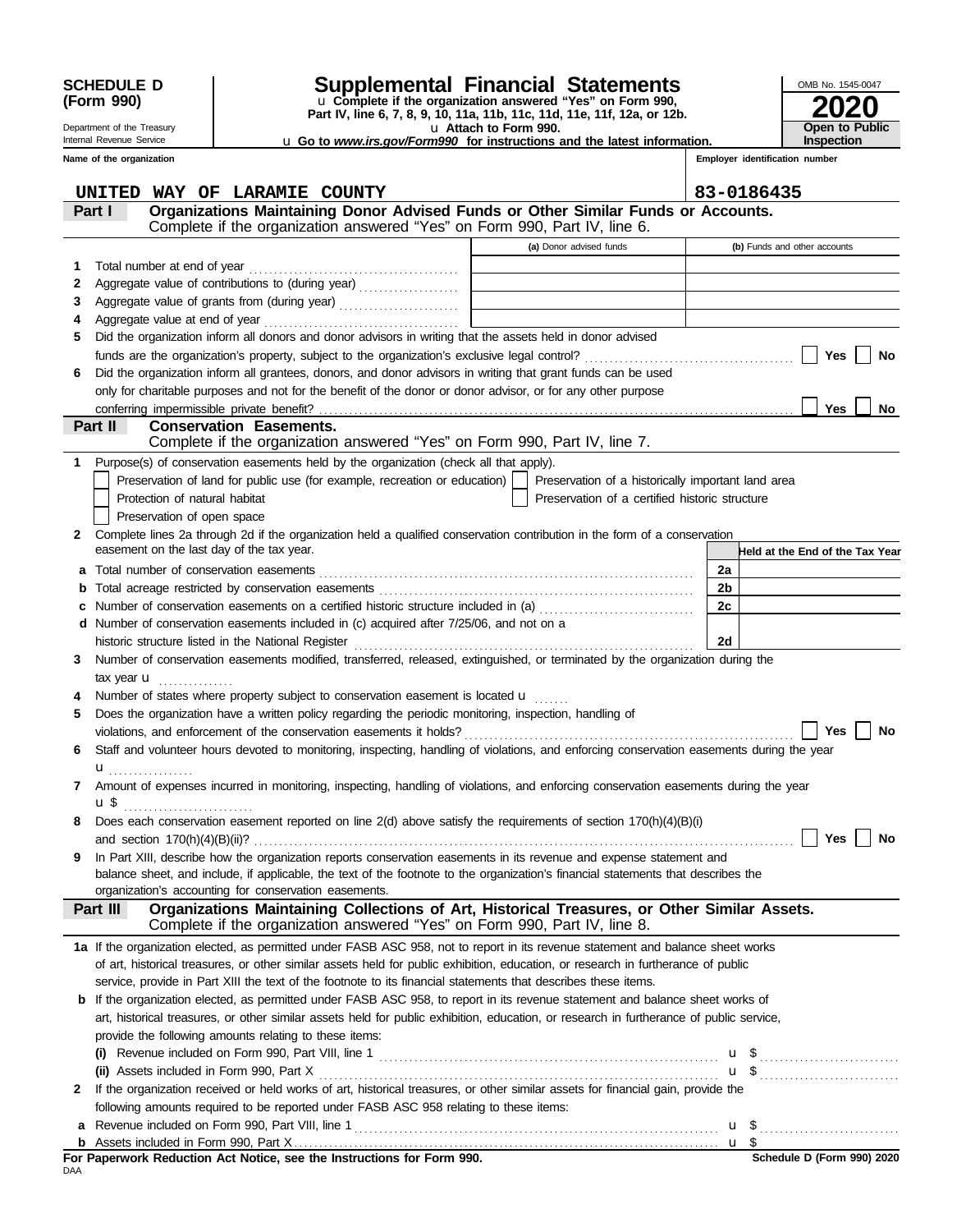**SCHEDULE D (Form 990)**

Department of the Treasury
Internal Revenue Service

# Supplemental Financial Statements

u Complete if the organization answered "Yes" on Form 990, Part IV, line 6, 7, 8, 9, 10, 11a, 11b, 11c, 11d, 11e, 11f, 12a, or 12b.
u Attach to Form 990.
u Go to *www.irs.gov/Form990* for instructions and the latest information.

OMB No. 1545-0047
**2020**
**Open to Public Inspection**

**Name of the organization:** UNITED WAY OF LARAMIE COUNTY
**Employer identification number:** 83-0186435

## Part I — Organizations Maintaining Donor Advised Funds or Other Similar Funds or Accounts.
Complete if the organization answered "Yes" on Form 990, Part IV, line 6.

| | | (a) Donor advised funds | (b) Funds and other accounts |
|---|---|---|---|
| 1 | Total number at end of year | | |
| 2 | Aggregate value of contributions to (during year) | | |
| 3 | Aggregate value of grants from (during year) | | |
| 4 | Aggregate value at end of year | | |

5 Did the organization inform all donors and donor advisors in writing that the assets held in donor advised funds are the organization's property, subject to the organization's exclusive legal control? ☐ Yes ☐ No

6 Did the organization inform all grantees, donors, and donor advisors in writing that grant funds can be used only for charitable purposes and not for the benefit of the donor or donor advisor, or for any other purpose conferring impermissible private benefit? ☐ Yes ☐ No

## Part II — Conservation Easements.
Complete if the organization answered "Yes" on Form 990, Part IV, line 7.

1 Purpose(s) of conservation easements held by the organization (check all that apply).
- ☐ Preservation of land for public use (for example, recreation or education)
- ☐ Preservation of a historically important land area
- ☐ Protection of natural habitat
- ☐ Preservation of a certified historic structure
- ☐ Preservation of open space

2 Complete lines 2a through 2d if the organization held a qualified conservation contribution in the form of a conservation easement on the last day of the tax year.

| | | | Held at the End of the Tax Year |
|---|---|---|---|
| a | Total number of conservation easements | 2a | |
| b | Total acreage restricted by conservation easements | 2b | |
| c | Number of conservation easements on a certified historic structure included in (a) | 2c | |
| d | Number of conservation easements included in (c) acquired after 7/25/06, and not on a historic structure listed in the National Register | 2d | |

3 Number of conservation easements modified, transferred, released, extinguished, or terminated by the organization during the tax year u

4 Number of states where property subject to conservation easement is located u

5 Does the organization have a written policy regarding the periodic monitoring, inspection, handling of violations, and enforcement of the conservation easements it holds? ☐ Yes ☐ No

6 Staff and volunteer hours devoted to monitoring, inspecting, handling of violations, and enforcing conservation easements during the year u

7 Amount of expenses incurred in monitoring, inspecting, handling of violations, and enforcing conservation easements during the year u $

8 Does each conservation easement reported on line 2(d) above satisfy the requirements of section 170(h)(4)(B)(i) and section 170(h)(4)(B)(ii)? ☐ Yes ☐ No

9 In Part XIII, describe how the organization reports conservation easements in its revenue and expense statement and balance sheet, and include, if applicable, the text of the footnote to the organization's financial statements that describes the organization's accounting for conservation easements.

## Part III — Organizations Maintaining Collections of Art, Historical Treasures, or Other Similar Assets.
Complete if the organization answered "Yes" on Form 990, Part IV, line 8.

1a If the organization elected, as permitted under FASB ASC 958, not to report in its revenue statement and balance sheet works of art, historical treasures, or other similar assets held for public exhibition, education, or research in furtherance of public service, provide in Part XIII the text of the footnote to its financial statements that describes these items.

b If the organization elected, as permitted under FASB ASC 958, to report in its revenue statement and balance sheet works of art, historical treasures, or other similar assets held for public exhibition, education, or research in furtherance of public service, provide the following amounts relating to these items:

(i) Revenue included on Form 990, Part VIII, line 1 u $

(ii) Assets included in Form 990, Part X u $

2 If the organization received or held works of art, historical treasures, or other similar assets for financial gain, provide the following amounts required to be reported under FASB ASC 958 relating to these items:

a Revenue included on Form 990, Part VIII, line 1 u $

b Assets included in Form 990, Part X u $

**For Paperwork Reduction Act Notice, see the Instructions for Form 990.**

DAA

Schedule D (Form 990) 2020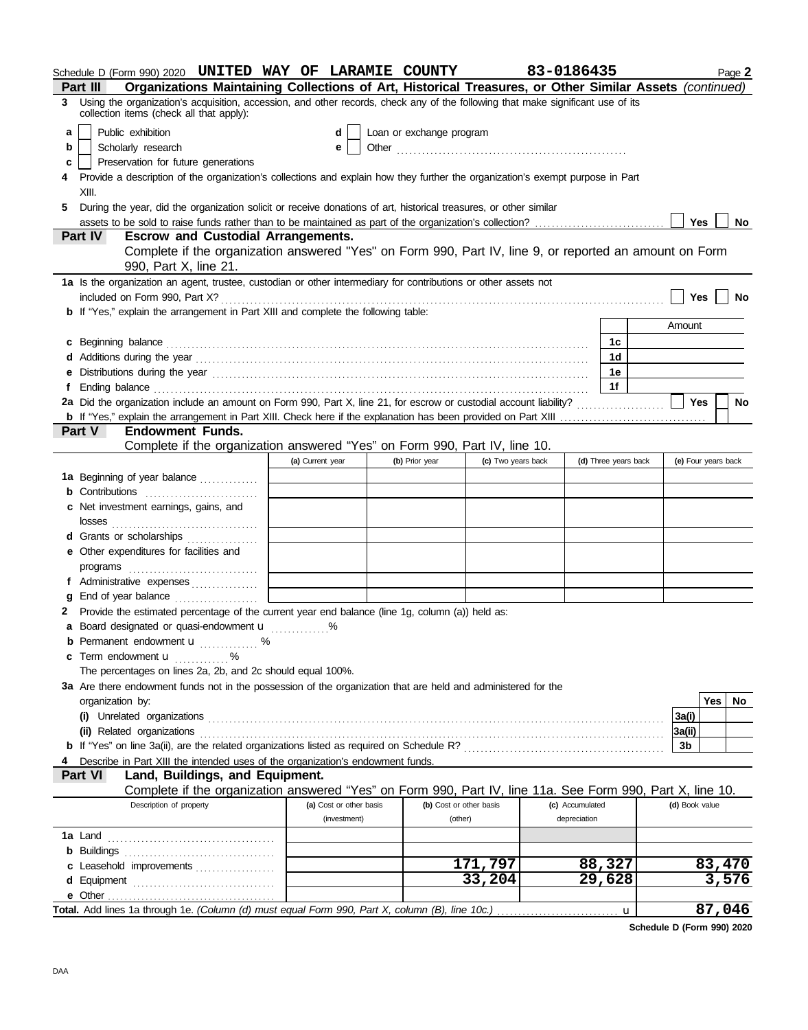Schedule D (Form 990) 2020 **UNITED WAY OF LARAMIE COUNTY** **83-0186435** Page **2**

## Part III Organizations Maintaining Collections of Art, Historical Treasures, or Other Similar Assets *(continued)*

**3** Using the organization's acquisition, accession, and other records, check any of the following that make significant use of its collection items (check all that apply):

- **a** ☐ Public exhibition
- **b** ☐ Scholarly research
- **c** ☐ Preservation for future generations
- **d** ☐ Loan or exchange program
- **e** ☐ Other

**4** Provide a description of the organization's collections and explain how they further the organization's exempt purpose in Part XIII.

**5** During the year, did the organization solicit or receive donations of art, historical treasures, or other similar assets to be sold to raise funds rather than to be maintained as part of the organization's collection? ☐ Yes ☐ No

## Part IV Escrow and Custodial Arrangements.

Complete if the organization answered "Yes" on Form 990, Part IV, line 9, or reported an amount on Form 990, Part X, line 21.

**1a** Is the organization an agent, trustee, custodian or other intermediary for contributions or other assets not included on Form 990, Part X? ☐ Yes ☐ No

**b** If "Yes," explain the arrangement in Part XIII and complete the following table:

| | | Amount |
|---|---|---|
| **c** Beginning balance | 1c | |
| **d** Additions during the year | 1d | |
| **e** Distributions during the year | 1e | |
| **f** Ending balance | 1f | |

**2a** Did the organization include an amount on Form 990, Part X, line 21, for escrow or custodial account liability? ☐ Yes ☐ No

**b** If "Yes," explain the arrangement in Part XIII. Check here if the explanation has been provided on Part XIII ☐

## Part V Endowment Funds.

Complete if the organization answered "Yes" on Form 990, Part IV, line 10.

| | (a) Current year | (b) Prior year | (c) Two years back | (d) Three years back | (e) Four years back |
|---|---|---|---|---|---|
| **1a** Beginning of year balance | | | | | |
| **b** Contributions | | | | | |
| **c** Net investment earnings, gains, and losses | | | | | |
| **d** Grants or scholarships | | | | | |
| **e** Other expenditures for facilities and programs | | | | | |
| **f** Administrative expenses | | | | | |
| **g** End of year balance | | | | | |

**2** Provide the estimated percentage of the current year end balance (line 1g, column (a)) held as:

- **a** Board designated or quasi-endowment ▶ ______ %
- **b** Permanent endowment ▶ ______ %
- **c** Term endowment ▶ ______ %

The percentages on lines 2a, 2b, and 2c should equal 100%.

**3a** Are there endowment funds not in the possession of the organization that are held and administered for the organization by:

| | | Yes | No |
|---|---|---|---|
| **(i)** Unrelated organizations | 3a(i) | | |
| **(ii)** Related organizations | 3a(ii) | | |
| **b** If "Yes" on line 3a(ii), are the related organizations listed as required on Schedule R? | 3b | | |

**4** Describe in Part XIII the intended uses of the organization's endowment funds.

## Part VI Land, Buildings, and Equipment.

Complete if the organization answered "Yes" on Form 990, Part IV, line 11a. See Form 990, Part X, line 10.

| Description of property | (a) Cost or other basis (investment) | (b) Cost or other basis (other) | (c) Accumulated depreciation | (d) Book value |
|---|---|---|---|---|
| **1a** Land | | | | |
| **b** Buildings | | | | |
| **c** Leasehold improvements | | 171,797 | 88,327 | 83,470 |
| **d** Equipment | | 33,204 | 29,628 | 3,576 |
| **e** Other | | | | |
| **Total.** Add lines 1a through 1e. *(Column (d) must equal Form 990, Part X, column (B), line 10c.)* ▶ | | | | 87,046 |

**Schedule D (Form 990) 2020**

DAA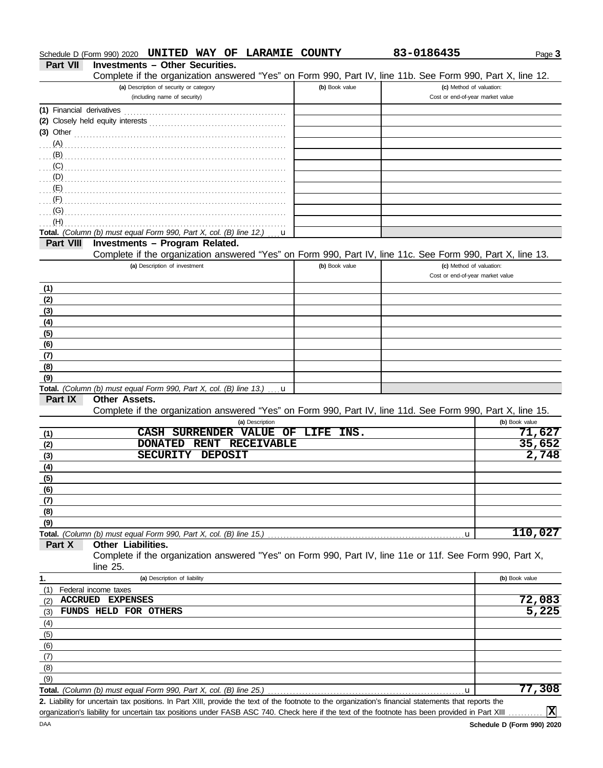Schedule D (Form 990) 2020 **UNITED WAY OF LARAMIE COUNTY** **83-0186435**

## Part VII Investments – Other Securities.

Complete if the organization answered "Yes" on Form 990, Part IV, line 11b. See Form 990, Part X, line 12.

| (a) Description of security or category (including name of security) | (b) Book value | (c) Method of valuation: Cost or end-of-year market value |
|---|---|---|
| (1) Financial derivatives | | |
| (2) Closely held equity interests | | |
| (3) Other | | |
| (A) | | |
| (B) | | |
| (C) | | |
| (D) | | |
| (E) | | |
| (F) | | |
| (G) | | |
| (H) | | |
| **Total.** *(Column (b) must equal Form 990, Part X, col. (B) line 12.)* u | | |

## Part VIII Investments – Program Related.

Complete if the organization answered "Yes" on Form 990, Part IV, line 11c. See Form 990, Part X, line 13.

| (a) Description of investment | (b) Book value | (c) Method of valuation: Cost or end-of-year market value |
|---|---|---|
| (1) | | |
| (2) | | |
| (3) | | |
| (4) | | |
| (5) | | |
| (6) | | |
| (7) | | |
| (8) | | |
| (9) | | |
| **Total.** *(Column (b) must equal Form 990, Part X, col. (B) line 13.)* u | | |

## Part IX Other Assets.

Complete if the organization answered "Yes" on Form 990, Part IV, line 11d. See Form 990, Part X, line 15.

| | (a) Description | (b) Book value |
|---|---|---|
| (1) | CASH SURRENDER VALUE OF LIFE INS. | 71,627 |
| (2) | DONATED RENT RECEIVABLE | 35,652 |
| (3) | SECURITY DEPOSIT | 2,748 |
| (4) | | |
| (5) | | |
| (6) | | |
| (7) | | |
| (8) | | |
| (9) | | |
| **Total.** | *(Column (b) must equal Form 990, Part X, col. (B) line 15.)* u | 110,027 |

## Part X Other Liabilities.

Complete if the organization answered "Yes" on Form 990, Part IV, line 11e or 11f. See Form 990, Part X, line 25.

| 1. | (a) Description of liability | (b) Book value |
|---|---|---|
| (1) | Federal income taxes | |
| (2) | ACCRUED EXPENSES | 72,083 |
| (3) | FUNDS HELD FOR OTHERS | 5,225 |
| (4) | | |
| (5) | | |
| (6) | | |
| (7) | | |
| (8) | | |
| (9) | | |
| **Total.** | *(Column (b) must equal Form 990, Part X, col. (B) line 25.)* u | 77,308 |

**2.** Liability for uncertain tax positions. In Part XIII, provide the text of the footnote to the organization's financial statements that reports the organization's liability for uncertain tax positions under FASB ASC 740. Check here if the text of the footnote has been provided in Part XIII .......... X

DAA **Schedule D (Form 990) 2020**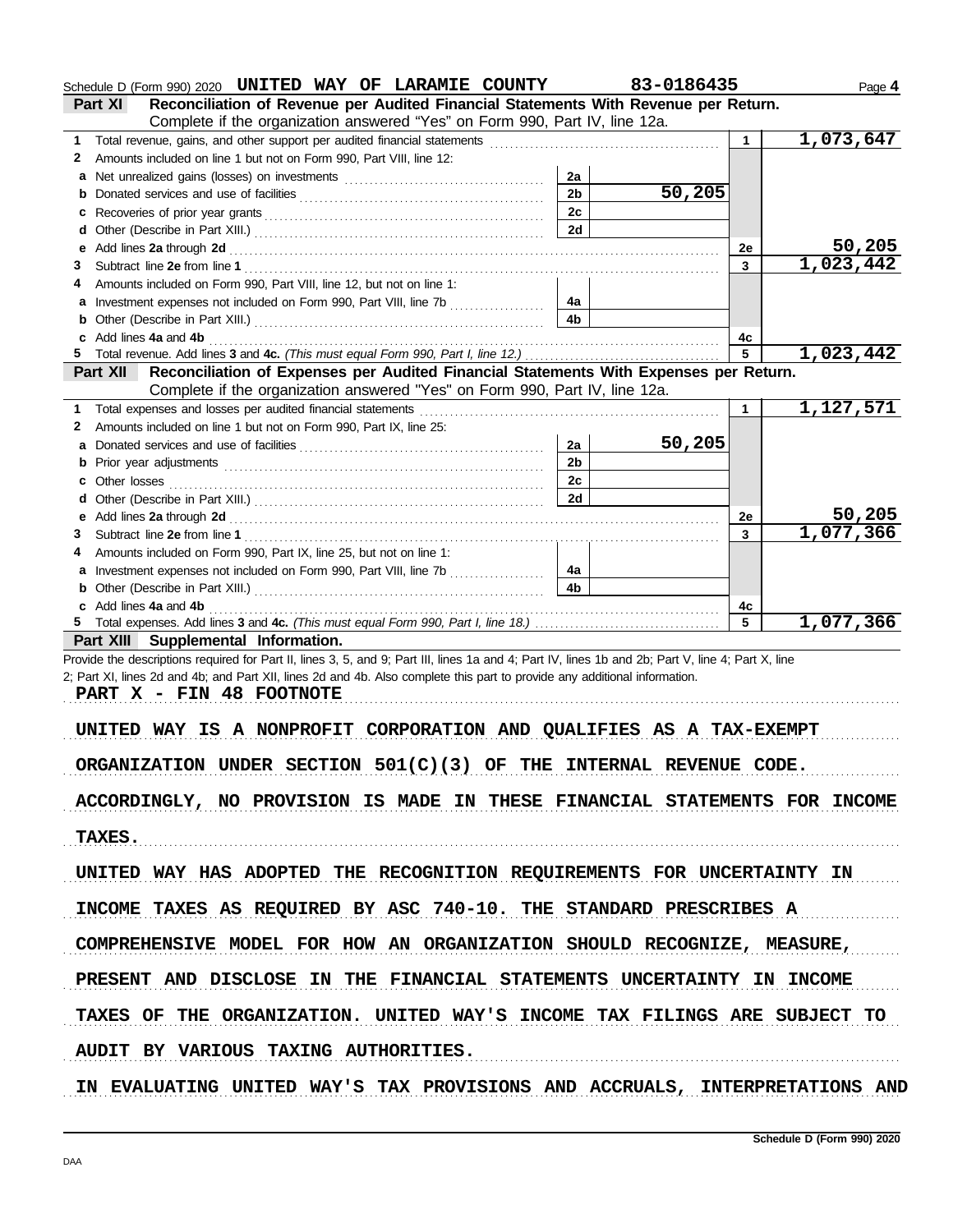Schedule D (Form 990) 2020 **UNITED WAY OF LARAMIE COUNTY** **83-0186435** Page **4**

## Part XI Reconciliation of Revenue per Audited Financial Statements With Revenue per Return.

Complete if the organization answered "Yes" on Form 990, Part IV, line 12a.

| | | | | | |
|---|---|---|---|---|---|
| **1** | Total revenue, gains, and other support per audited financial statements | | | 1 | 1,073,647 |
| **2** | Amounts included on line 1 but not on Form 990, Part VIII, line 12: | | | | |
| **a** | Net unrealized gains (losses) on investments | 2a | | | |
| **b** | Donated services and use of facilities | 2b | 50,205 | | |
| **c** | Recoveries of prior year grants | 2c | | | |
| **d** | Other (Describe in Part XIII.) | 2d | | | |
| **e** | Add lines **2a** through **2d** | | | 2e | 50,205 |
| **3** | Subtract line **2e** from line **1** | | | 3 | 1,023,442 |
| **4** | Amounts included on Form 990, Part VIII, line 12, but not on line 1: | | | | |
| **a** | Investment expenses not included on Form 990, Part VIII, line 7b | 4a | | | |
| **b** | Other (Describe in Part XIII.) | 4b | | | |
| **c** | Add lines **4a** and **4b** | | | 4c | |
| **5** | Total revenue. Add lines **3** and **4c.** *(This must equal Form 990, Part I, line 12.)* | | | 5 | 1,023,442 |

## Part XII Reconciliation of Expenses per Audited Financial Statements With Expenses per Return.

Complete if the organization answered "Yes" on Form 990, Part IV, line 12a.

| | | | | | |
|---|---|---|---|---|---|
| **1** | Total expenses and losses per audited financial statements | | | 1 | 1,127,571 |
| **2** | Amounts included on line 1 but not on Form 990, Part IX, line 25: | | | | |
| **a** | Donated services and use of facilities | 2a | 50,205 | | |
| **b** | Prior year adjustments | 2b | | | |
| **c** | Other losses | 2c | | | |
| **d** | Other (Describe in Part XIII.) | 2d | | | |
| **e** | Add lines **2a** through **2d** | | | 2e | 50,205 |
| **3** | Subtract line **2e** from line **1** | | | 3 | 1,077,366 |
| **4** | Amounts included on Form 990, Part IX, line 25, but not on line 1: | | | | |
| **a** | Investment expenses not included on Form 990, Part VIII, line 7b | 4a | | | |
| **b** | Other (Describe in Part XIII.) | 4b | | | |
| **c** | Add lines **4a** and **4b** | | | 4c | |
| **5** | Total expenses. Add lines **3** and **4c.** *(This must equal Form 990, Part I, line 18.)* | | | 5 | 1,077,366 |

## Part XIII Supplemental Information.

Provide the descriptions required for Part II, lines 3, 5, and 9; Part III, lines 1a and 4; Part IV, lines 1b and 2b; Part V, line 4; Part X, line 2; Part XI, lines 2d and 4b; and Part XII, lines 2d and 4b. Also complete this part to provide any additional information.

PART X - FIN 48 FOOTNOTE

UNITED WAY IS A NONPROFIT CORPORATION AND QUALIFIES AS A TAX-EXEMPT ORGANIZATION UNDER SECTION 501(C)(3) OF THE INTERNAL REVENUE CODE. ACCORDINGLY, NO PROVISION IS MADE IN THESE FINANCIAL STATEMENTS FOR INCOME TAXES.

UNITED WAY HAS ADOPTED THE RECOGNITION REQUIREMENTS FOR UNCERTAINTY IN INCOME TAXES AS REQUIRED BY ASC 740-10. THE STANDARD PRESCRIBES A COMPREHENSIVE MODEL FOR HOW AN ORGANIZATION SHOULD RECOGNIZE, MEASURE, PRESENT AND DISCLOSE IN THE FINANCIAL STATEMENTS UNCERTAINTY IN INCOME TAXES OF THE ORGANIZATION. UNITED WAY'S INCOME TAX FILINGS ARE SUBJECT TO AUDIT BY VARIOUS TAXING AUTHORITIES.

IN EVALUATING UNITED WAY'S TAX PROVISIONS AND ACCRUALS, INTERPRETATIONS AND

Schedule D (Form 990) 2020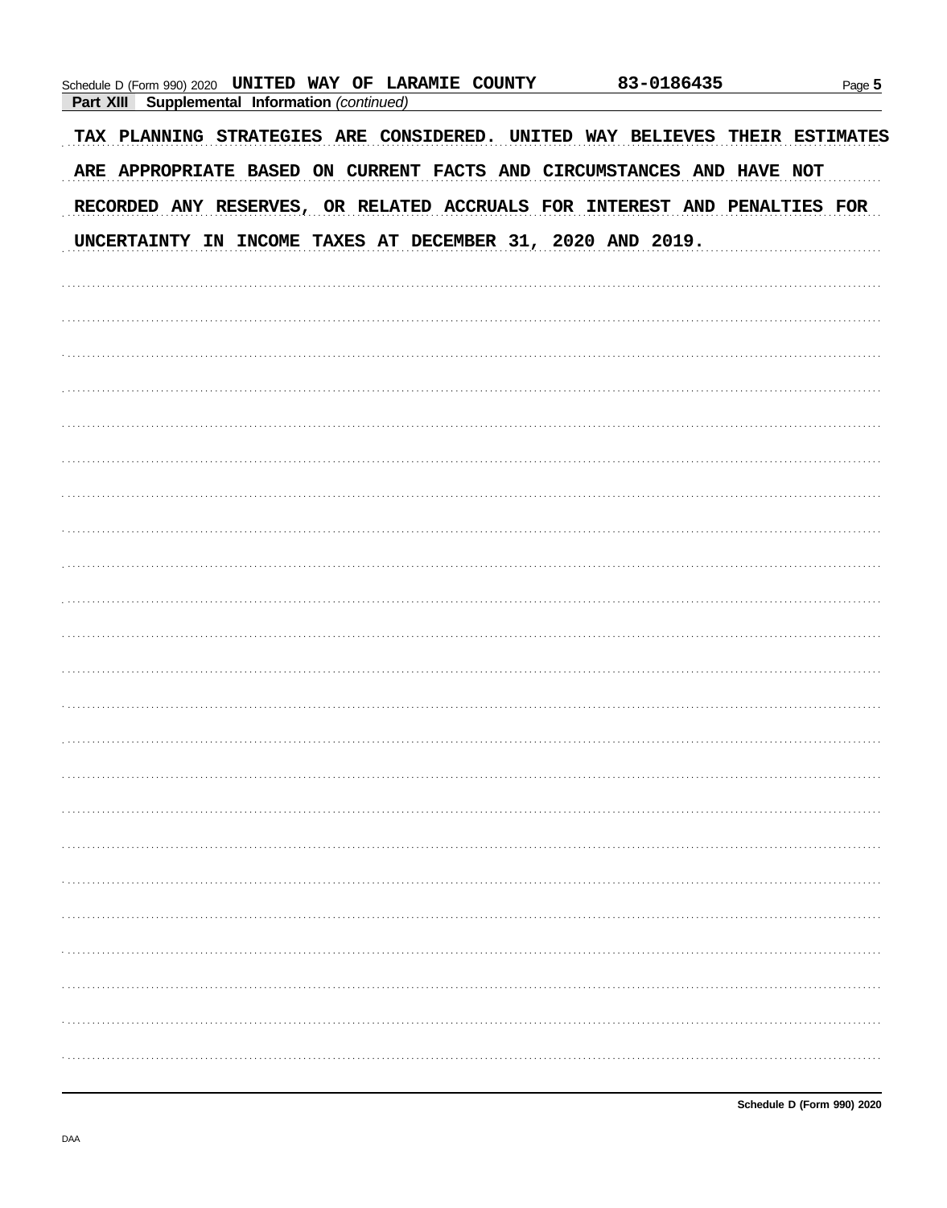**Part XIII Supplemental Information** *(continued)*

TAX PLANNING STRATEGIES ARE CONSIDERED. UNITED WAY BELIEVES THEIR ESTIMATES ARE APPROPRIATE BASED ON CURRENT FACTS AND CIRCUMSTANCES AND HAVE NOT RECORDED ANY RESERVES, OR RELATED ACCRUALS FOR INTEREST AND PENALTIES FOR UNCERTAINTY IN INCOME TAXES AT DECEMBER 31, 2020 AND 2019.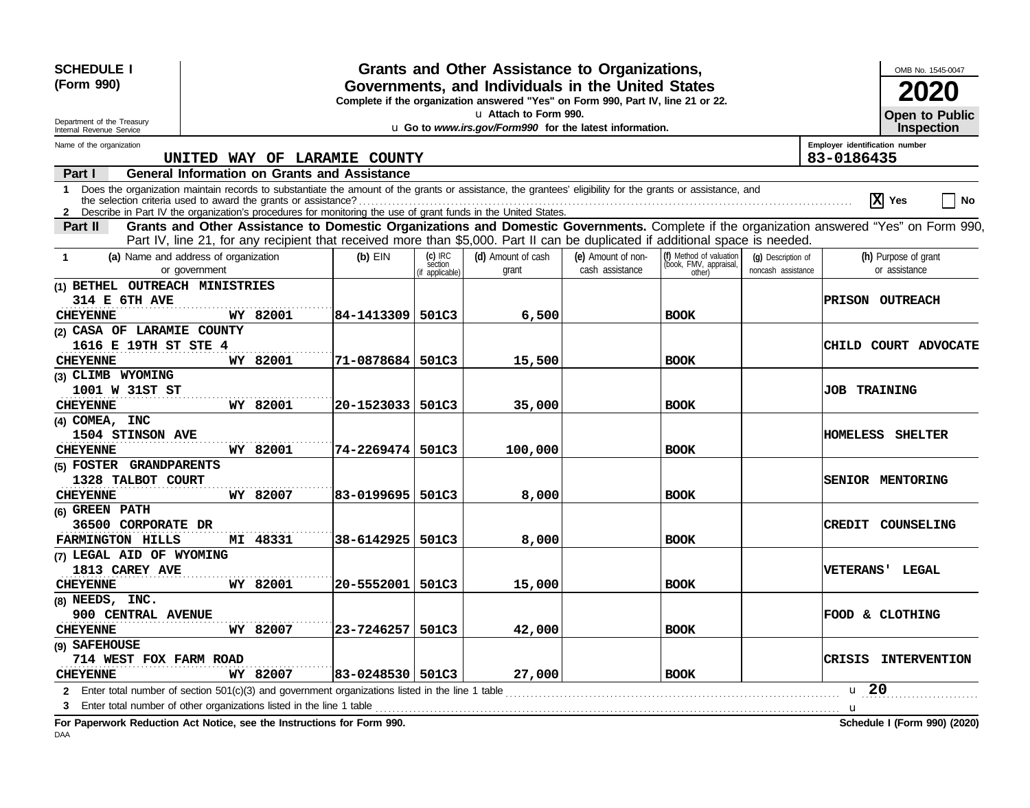**SCHEDULE I (Form 990)**

Department of the Treasury
Internal Revenue Service

# Grants and Other Assistance to Organizations, Governments, and Individuals in the United States

**Complete if the organization answered "Yes" on Form 990, Part IV, line 21 or 22.**
**Attach to Form 990.**
**Go to www.irs.gov/Form990 for the latest information.**

OMB No. 1545-0047
**2020**
**Open to Public Inspection**

Name of the organization: UNITED WAY OF LARAMIE COUNTY

Employer identification number: 83-0186435

**Part I — General Information on Grants and Assistance**

1 Does the organization maintain records to substantiate the amount of the grants or assistance, the grantees' eligibility for the grants or assistance, and the selection criteria used to award the grants or assistance? [X] Yes [ ] No

2 Describe in Part IV the organization's procedures for monitoring the use of grant funds in the United States.

**Part II — Grants and Other Assistance to Domestic Organizations and Domestic Governments.** Complete if the organization answered "Yes" on Form 990, Part IV, line 21, for any recipient that received more than $5,000. Part II can be duplicated if additional space is needed.

| 1 (a) Name and address of organization or government | (b) EIN | (c) IRC section (if applicable) | (d) Amount of cash grant | (e) Amount of non-cash assistance | (f) Method of valuation (book, FMV, appraisal, other) | (g) Description of noncash assistance | (h) Purpose of grant or assistance |
|---|---|---|---|---|---|---|---|
| (1) BETHEL OUTREACH MINISTRIES<br>314 E 6TH AVE<br>CHEYENNE WY 82001 | 84-1413309 | 501C3 | 6,500 | | BOOK | | PRISON OUTREACH |
| (2) CASA OF LARAMIE COUNTY<br>1616 E 19TH ST STE 4<br>CHEYENNE WY 82001 | 71-0878684 | 501C3 | 15,500 | | BOOK | | CHILD COURT ADVOCATE |
| (3) CLIMB WYOMING<br>1001 W 31ST ST<br>CHEYENNE WY 82001 | 20-1523033 | 501C3 | 35,000 | | BOOK | | JOB TRAINING |
| (4) COMEA, INC<br>1504 STINSON AVE<br>CHEYENNE WY 82001 | 74-2269474 | 501C3 | 100,000 | | BOOK | | HOMELESS SHELTER |
| (5) FOSTER GRANDPARENTS<br>1328 TALBOT COURT<br>CHEYENNE WY 82007 | 83-0199695 | 501C3 | 8,000 | | BOOK | | SENIOR MENTORING |
| (6) GREEN PATH<br>36500 CORPORATE DR<br>FARMINGTON HILLS MI 48331 | 38-6142925 | 501C3 | 8,000 | | BOOK | | CREDIT COUNSELING |
| (7) LEGAL AID OF WYOMING<br>1813 CAREY AVE<br>CHEYENNE WY 82001 | 20-5552001 | 501C3 | 15,000 | | BOOK | | VETERANS' LEGAL |
| (8) NEEDS, INC.<br>900 CENTRAL AVENUE<br>CHEYENNE WY 82007 | 23-7246257 | 501C3 | 42,000 | | BOOK | | FOOD & CLOTHING |
| (9) SAFEHOUSE<br>714 WEST FOX FARM ROAD<br>CHEYENNE WY 82007 | 83-0248530 | 501C3 | 27,000 | | BOOK | | CRISIS INTERVENTION |

2 Enter total number of section 501(c)(3) and government organizations listed in the line 1 table: 20

3 Enter total number of other organizations listed in the line 1 table:

**For Paperwork Reduction Act Notice, see the Instructions for Form 990.** **Schedule I (Form 990) (2020)**

DAA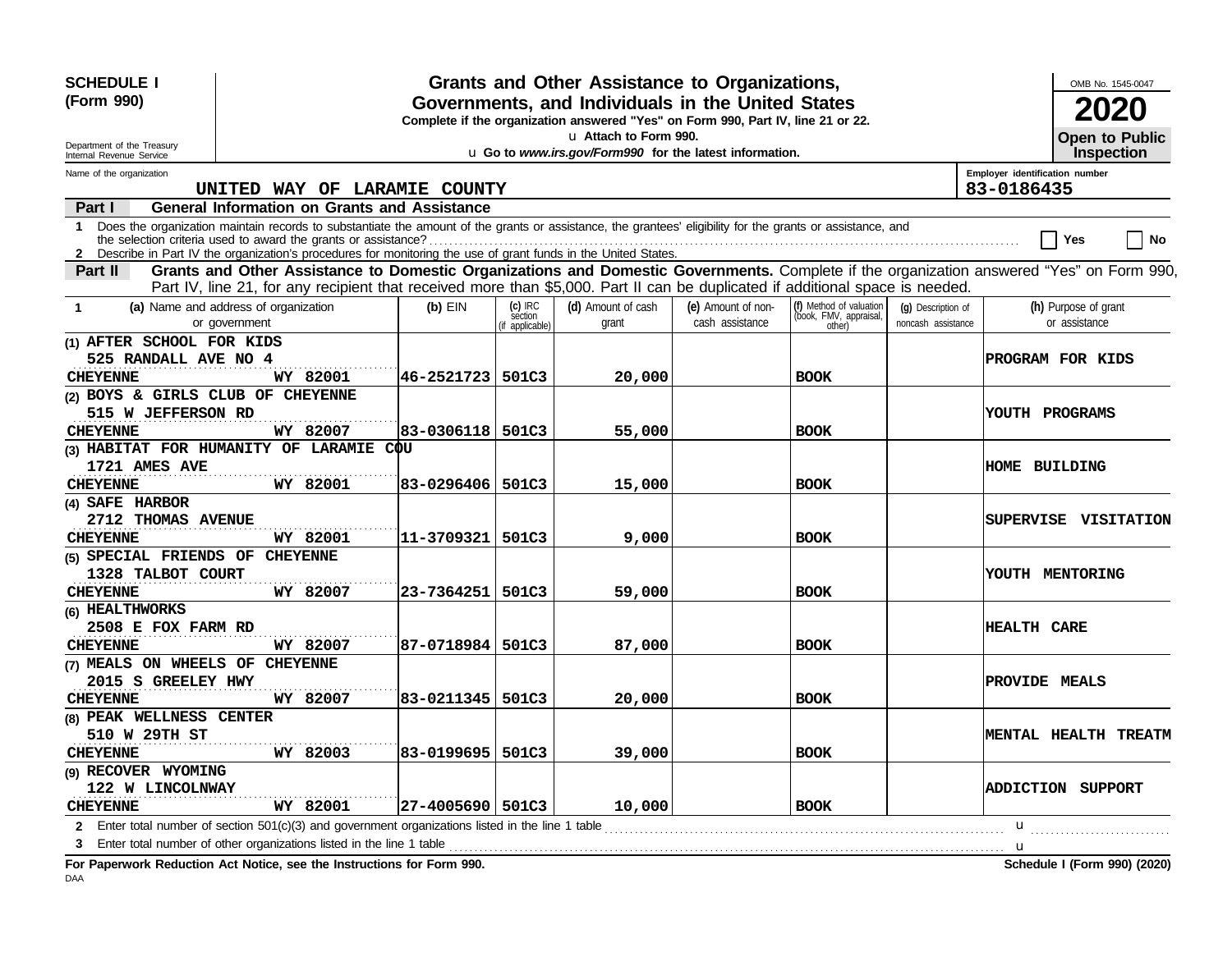**SCHEDULE I (Form 990)**

Department of the Treasury
Internal Revenue Service

# Grants and Other Assistance to Organizations, Governments, and Individuals in the United States

**Complete if the organization answered "Yes" on Form 990, Part IV, line 21 or 22.**

u Attach to Form 990.

u Go to *www.irs.gov/Form990* for the latest information.

OMB No. 1545-0047

**2020**

**Open to Public Inspection**

Name of the organization: UNITED WAY OF LARAMIE COUNTY

Employer identification number: 83-0186435

**Part I — General Information on Grants and Assistance**

1 Does the organization maintain records to substantiate the amount of the grants or assistance, the grantees' eligibility for the grants or assistance, and the selection criteria used to award the grants or assistance? ☐ Yes ☐ No

2 Describe in Part IV the organization's procedures for monitoring the use of grant funds in the United States.

**Part II — Grants and Other Assistance to Domestic Organizations and Domestic Governments.** Complete if the organization answered "Yes" on Form 990, Part IV, line 21, for any recipient that received more than $5,000. Part II can be duplicated if additional space is needed.

| 1 (a) Name and address of organization or government | (b) EIN | (c) IRC section (if applicable) | (d) Amount of cash grant | (e) Amount of non-cash assistance | (f) Method of valuation (book, FMV, appraisal, other) | (g) Description of noncash assistance | (h) Purpose of grant or assistance |
|---|---|---|---|---|---|---|---|
| (1) AFTER SCHOOL FOR KIDS<br>525 RANDALL AVE NO 4<br>CHEYENNE WY 82001 | 46-2521723 | 501C3 | 20,000 | | BOOK | | PROGRAM FOR KIDS |
| (2) BOYS & GIRLS CLUB OF CHEYENNE<br>515 W JEFFERSON RD<br>CHEYENNE WY 82007 | 83-0306118 | 501C3 | 55,000 | | BOOK | | YOUTH PROGRAMS |
| (3) HABITAT FOR HUMANITY OF LARAMIE COU<br>1721 AMES AVE<br>CHEYENNE WY 82001 | 83-0296406 | 501C3 | 15,000 | | BOOK | | HOME BUILDING |
| (4) SAFE HARBOR<br>2712 THOMAS AVENUE<br>CHEYENNE WY 82001 | 11-3709321 | 501C3 | 9,000 | | BOOK | | SUPERVISE VISITATION |
| (5) SPECIAL FRIENDS OF CHEYENNE<br>1328 TALBOT COURT<br>CHEYENNE WY 82007 | 23-7364251 | 501C3 | 59,000 | | BOOK | | YOUTH MENTORING |
| (6) HEALTHWORKS<br>2508 E FOX FARM RD<br>CHEYENNE WY 82007 | 87-0718984 | 501C3 | 87,000 | | BOOK | | HEALTH CARE |
| (7) MEALS ON WHEELS OF CHEYENNE<br>2015 S GREELEY HWY<br>CHEYENNE WY 82007 | 83-0211345 | 501C3 | 20,000 | | BOOK | | PROVIDE MEALS |
| (8) PEAK WELLNESS CENTER<br>510 W 29TH ST<br>CHEYENNE WY 82003 | 83-0199695 | 501C3 | 39,000 | | BOOK | | MENTAL HEALTH TREATM |
| (9) RECOVER WYOMING<br>122 W LINCOLNWAY<br>CHEYENNE WY 82001 | 27-4005690 | 501C3 | 10,000 | | BOOK | | ADDICTION SUPPORT |

2 Enter total number of section 501(c)(3) and government organizations listed in the line 1 table u

3 Enter total number of other organizations listed in the line 1 table u

**For Paperwork Reduction Act Notice, see the Instructions for Form 990.**

**Schedule I (Form 990) (2020)**

DAA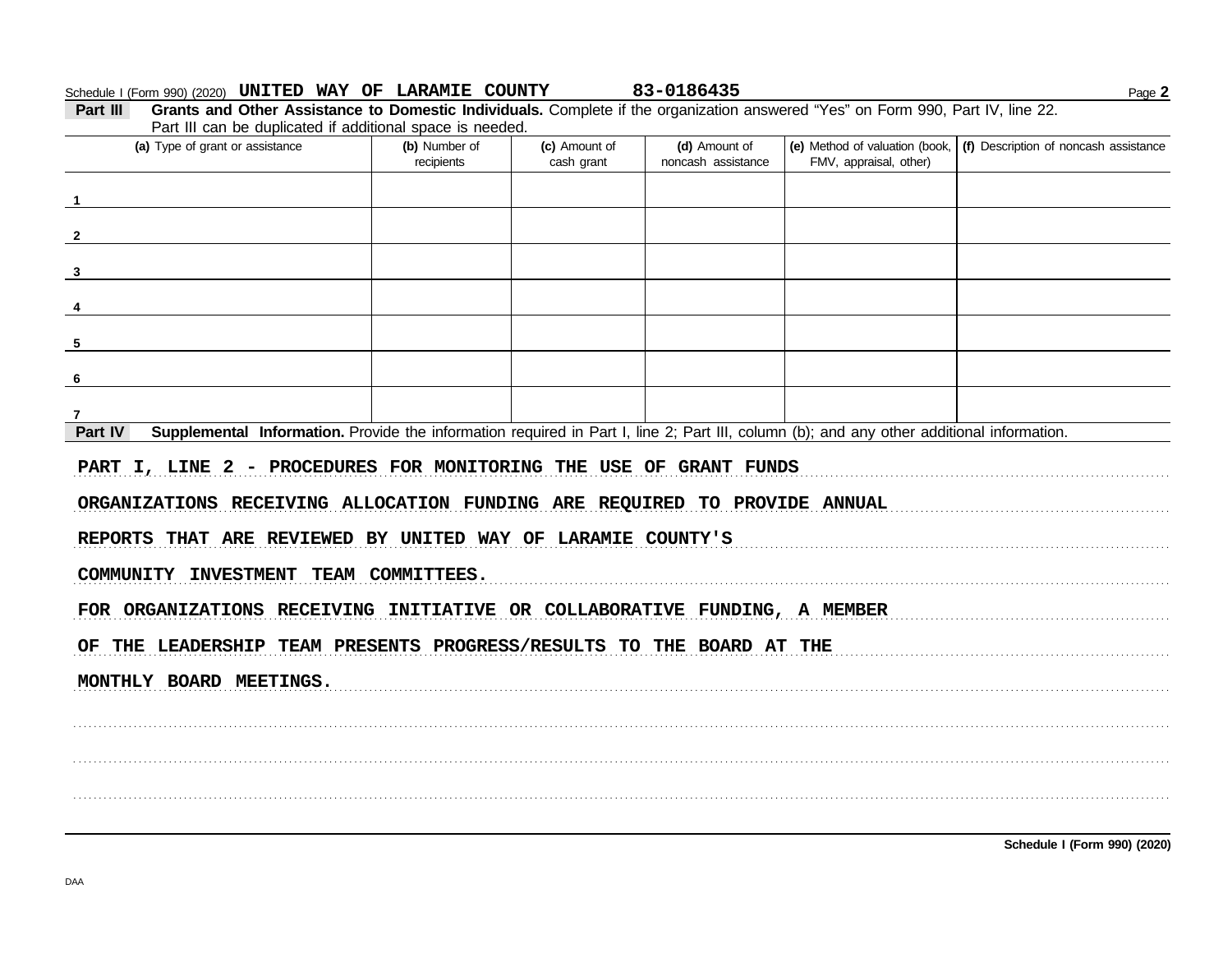Schedule I (Form 990) (2020) UNITED WAY OF LARAMIE COUNTY 83-0186435 Page 2

**Part III** **Grants and Other Assistance to Domestic Individuals.** Complete if the organization answered "Yes" on Form 990, Part IV, line 22. Part III can be duplicated if additional space is needed.

| (a) Type of grant or assistance | (b) Number of recipients | (c) Amount of cash grant | (d) Amount of noncash assistance | (e) Method of valuation (book, FMV, appraisal, other) | (f) Description of noncash assistance |
|---|---|---|---|---|---|
| 1 | | | | | |
| 2 | | | | | |
| 3 | | | | | |
| 4 | | | | | |
| 5 | | | | | |
| 6 | | | | | |
| 7 | | | | | |

**Part IV** **Supplemental Information.** Provide the information required in Part I, line 2; Part III, column (b); and any other additional information.

PART I, LINE 2 - PROCEDURES FOR MONITORING THE USE OF GRANT FUNDS

ORGANIZATIONS RECEIVING ALLOCATION FUNDING ARE REQUIRED TO PROVIDE ANNUAL REPORTS THAT ARE REVIEWED BY UNITED WAY OF LARAMIE COUNTY'S COMMUNITY INVESTMENT TEAM COMMITTEES.

FOR ORGANIZATIONS RECEIVING INITIATIVE OR COLLABORATIVE FUNDING, A MEMBER OF THE LEADERSHIP TEAM PRESENTS PROGRESS/RESULTS TO THE BOARD AT THE MONTHLY BOARD MEETINGS.

Schedule I (Form 990) (2020)

DAA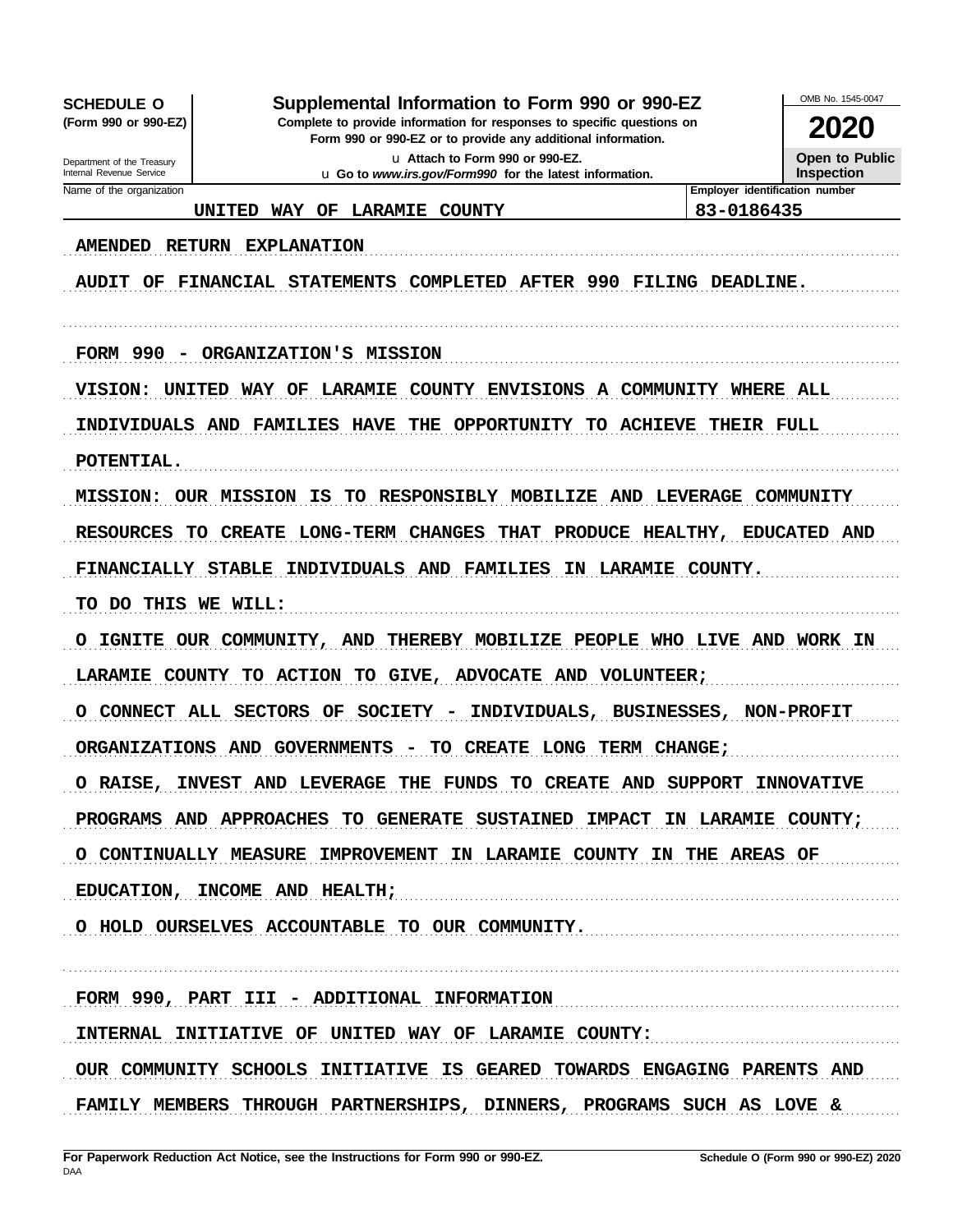**SCHEDULE O (Form 990 or 990-EZ)**

Department of the Treasury
Internal Revenue Service

# Supplemental Information to Form 990 or 990-EZ

**Complete to provide information for responses to specific questions on Form 990 or 990-EZ or to provide any additional information.**

u Attach to Form 990 or 990-EZ.

u Go to *www.irs.gov/Form990* for the latest information.

OMB No. 1545-0047

**2020**

**Open to Public Inspection**

| Name of the organization | Employer identification number |
|---|---|
| UNITED WAY OF LARAMIE COUNTY | 83-0186435 |

AMENDED RETURN EXPLANATION

AUDIT OF FINANCIAL STATEMENTS COMPLETED AFTER 990 FILING DEADLINE.

FORM 990 - ORGANIZATION'S MISSION

VISION: UNITED WAY OF LARAMIE COUNTY ENVISIONS A COMMUNITY WHERE ALL INDIVIDUALS AND FAMILIES HAVE THE OPPORTUNITY TO ACHIEVE THEIR FULL POTENTIAL.

MISSION: OUR MISSION IS TO RESPONSIBLY MOBILIZE AND LEVERAGE COMMUNITY RESOURCES TO CREATE LONG-TERM CHANGES THAT PRODUCE HEALTHY, EDUCATED AND FINANCIALLY STABLE INDIVIDUALS AND FAMILIES IN LARAMIE COUNTY.

TO DO THIS WE WILL:

O IGNITE OUR COMMUNITY, AND THEREBY MOBILIZE PEOPLE WHO LIVE AND WORK IN LARAMIE COUNTY TO ACTION TO GIVE, ADVOCATE AND VOLUNTEER;

O CONNECT ALL SECTORS OF SOCIETY - INDIVIDUALS, BUSINESSES, NON-PROFIT ORGANIZATIONS AND GOVERNMENTS - TO CREATE LONG TERM CHANGE;

O RAISE, INVEST AND LEVERAGE THE FUNDS TO CREATE AND SUPPORT INNOVATIVE PROGRAMS AND APPROACHES TO GENERATE SUSTAINED IMPACT IN LARAMIE COUNTY;

O CONTINUALLY MEASURE IMPROVEMENT IN LARAMIE COUNTY IN THE AREAS OF EDUCATION, INCOME AND HEALTH;

O HOLD OURSELVES ACCOUNTABLE TO OUR COMMUNITY.

FORM 990, PART III - ADDITIONAL INFORMATION

INTERNAL INITIATIVE OF UNITED WAY OF LARAMIE COUNTY:

OUR COMMUNITY SCHOOLS INITIATIVE IS GEARED TOWARDS ENGAGING PARENTS AND FAMILY MEMBERS THROUGH PARTNERSHIPS, DINNERS, PROGRAMS SUCH AS LOVE &

**For Paperwork Reduction Act Notice, see the Instructions for Form 990 or 990-EZ.** DAA **Schedule O (Form 990 or 990-EZ) 2020**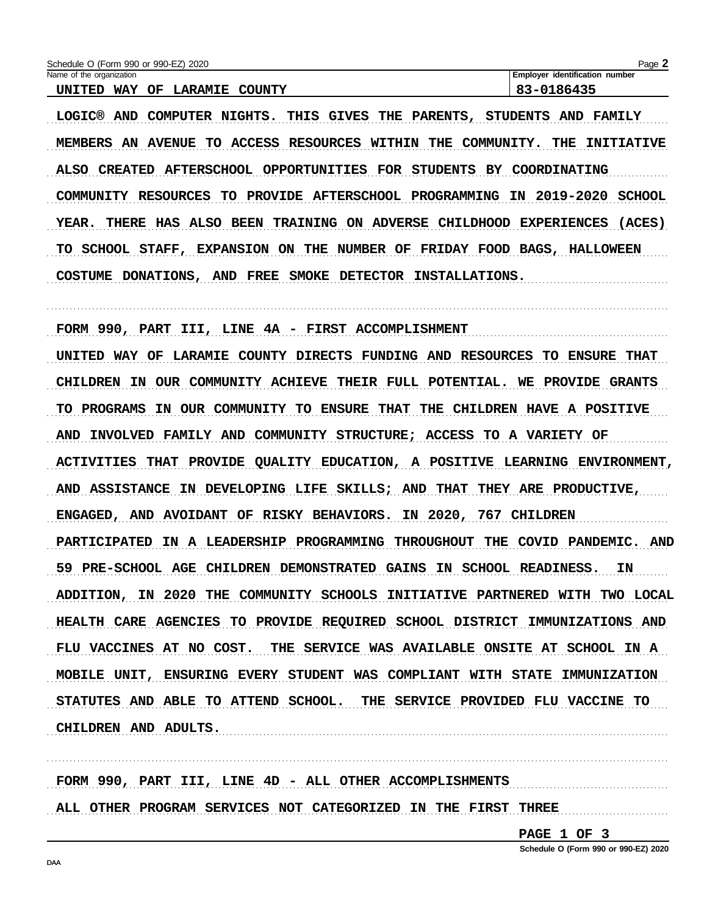Name of the organization: UNITED WAY OF LARAMIE COUNTY

Employer identification number: 83-0186435

LOGIC® AND COMPUTER NIGHTS. THIS GIVES THE PARENTS, STUDENTS AND FAMILY MEMBERS AN AVENUE TO ACCESS RESOURCES WITHIN THE COMMUNITY. THE INITIATIVE ALSO CREATED AFTERSCHOOL OPPORTUNITIES FOR STUDENTS BY COORDINATING COMMUNITY RESOURCES TO PROVIDE AFTERSCHOOL PROGRAMMING IN 2019-2020 SCHOOL YEAR. THERE HAS ALSO BEEN TRAINING ON ADVERSE CHILDHOOD EXPERIENCES (ACES) TO SCHOOL STAFF, EXPANSION ON THE NUMBER OF FRIDAY FOOD BAGS, HALLOWEEN COSTUME DONATIONS, AND FREE SMOKE DETECTOR INSTALLATIONS.

FORM 990, PART III, LINE 4A - FIRST ACCOMPLISHMENT

UNITED WAY OF LARAMIE COUNTY DIRECTS FUNDING AND RESOURCES TO ENSURE THAT CHILDREN IN OUR COMMUNITY ACHIEVE THEIR FULL POTENTIAL. WE PROVIDE GRANTS TO PROGRAMS IN OUR COMMUNITY TO ENSURE THAT THE CHILDREN HAVE A POSITIVE AND INVOLVED FAMILY AND COMMUNITY STRUCTURE; ACCESS TO A VARIETY OF ACTIVITIES THAT PROVIDE QUALITY EDUCATION, A POSITIVE LEARNING ENVIRONMENT, AND ASSISTANCE IN DEVELOPING LIFE SKILLS; AND THAT THEY ARE PRODUCTIVE, ENGAGED, AND AVOIDANT OF RISKY BEHAVIORS. IN 2020, 767 CHILDREN PARTICIPATED IN A LEADERSHIP PROGRAMMING THROUGHOUT THE COVID PANDEMIC. AND 59 PRE-SCHOOL AGE CHILDREN DEMONSTRATED GAINS IN SCHOOL READINESS. IN ADDITION, IN 2020 THE COMMUNITY SCHOOLS INITIATIVE PARTNERED WITH TWO LOCAL HEALTH CARE AGENCIES TO PROVIDE REQUIRED SCHOOL DISTRICT IMMUNIZATIONS AND FLU VACCINES AT NO COST. THE SERVICE WAS AVAILABLE ONSITE AT SCHOOL IN A MOBILE UNIT, ENSURING EVERY STUDENT WAS COMPLIANT WITH STATE IMMUNIZATION STATUTES AND ABLE TO ATTEND SCHOOL. THE SERVICE PROVIDED FLU VACCINE TO CHILDREN AND ADULTS.

FORM 990, PART III, LINE 4D - ALL OTHER ACCOMPLISHMENTS

ALL OTHER PROGRAM SERVICES NOT CATEGORIZED IN THE FIRST THREE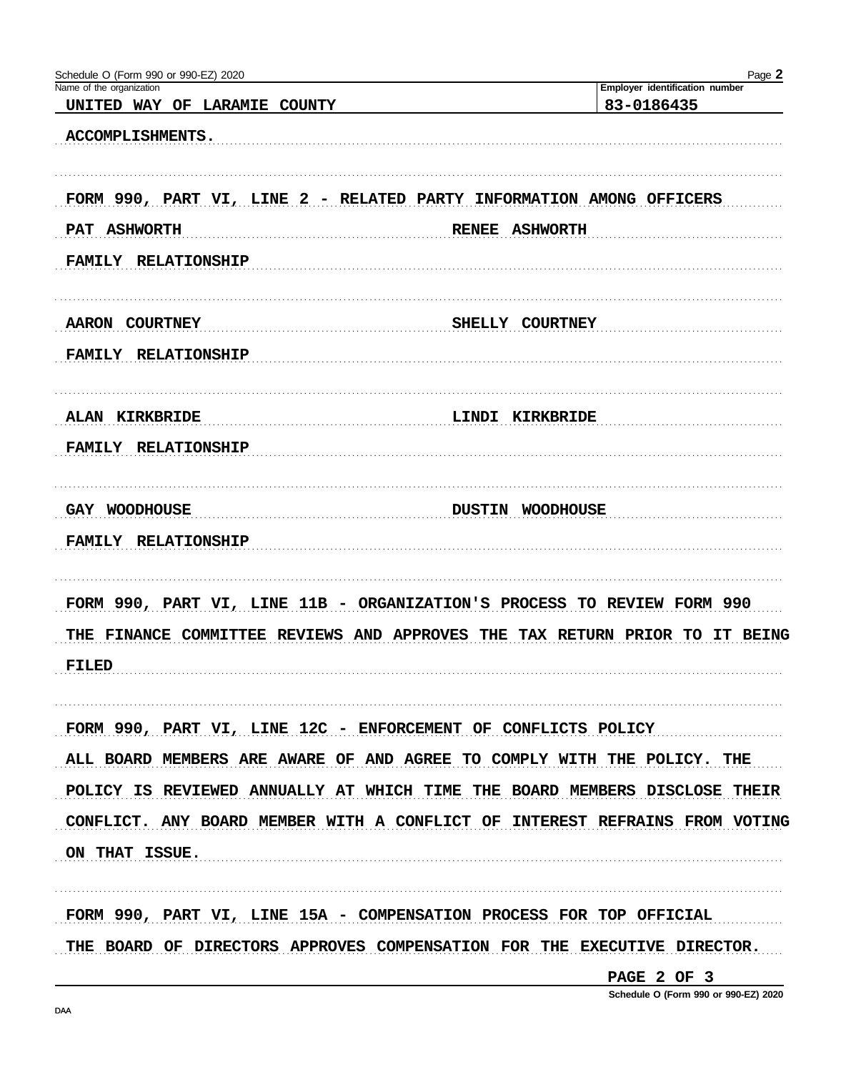Schedule O (Form 990 or 990-EZ) 2020

| Name of the organization | Employer identification number |
|---|---|
| UNITED WAY OF LARAMIE COUNTY | 83-0186435 |

ACCOMPLISHMENTS.

FORM 990, PART VI, LINE 2 - RELATED PARTY INFORMATION AMONG OFFICERS

PAT ASHWORTH — RENEE ASHWORTH

FAMILY RELATIONSHIP

AARON COURTNEY — SHELLY COURTNEY

FAMILY RELATIONSHIP

ALAN KIRKBRIDE — LINDI KIRKBRIDE

FAMILY RELATIONSHIP

GAY WOODHOUSE — DUSTIN WOODHOUSE

FAMILY RELATIONSHIP

FORM 990, PART VI, LINE 11B - ORGANIZATION'S PROCESS TO REVIEW FORM 990

THE FINANCE COMMITTEE REVIEWS AND APPROVES THE TAX RETURN PRIOR TO IT BEING FILED

FORM 990, PART VI, LINE 12C - ENFORCEMENT OF CONFLICTS POLICY

ALL BOARD MEMBERS ARE AWARE OF AND AGREE TO COMPLY WITH THE POLICY. THE POLICY IS REVIEWED ANNUALLY AT WHICH TIME THE BOARD MEMBERS DISCLOSE THEIR CONFLICT. ANY BOARD MEMBER WITH A CONFLICT OF INTEREST REFRAINS FROM VOTING ON THAT ISSUE.

FORM 990, PART VI, LINE 15A - COMPENSATION PROCESS FOR TOP OFFICIAL

THE BOARD OF DIRECTORS APPROVES COMPENSATION FOR THE EXECUTIVE DIRECTOR.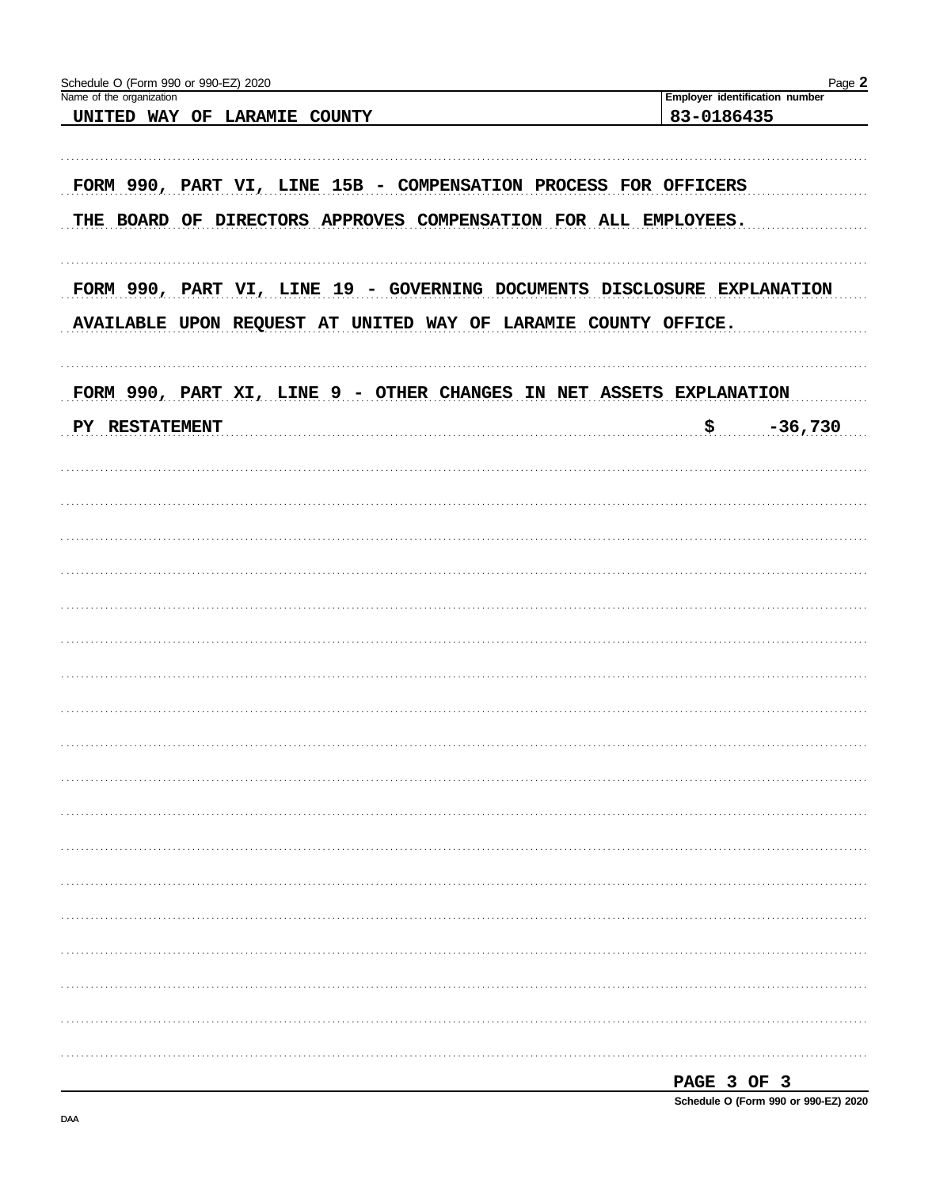Schedule O (Form 990 or 990-EZ) 2020

Name of the organization: UNITED WAY OF LARAMIE COUNTY

Employer identification number: 83-0186435

FORM 990, PART VI, LINE 15B - COMPENSATION PROCESS FOR OFFICERS

THE BOARD OF DIRECTORS APPROVES COMPENSATION FOR ALL EMPLOYEES.

FORM 990, PART VI, LINE 19 - GOVERNING DOCUMENTS DISCLOSURE EXPLANATION

AVAILABLE UPON REQUEST AT UNITED WAY OF LARAMIE COUNTY OFFICE.

FORM 990, PART XI, LINE 9 - OTHER CHANGES IN NET ASSETS EXPLANATION

PY RESTATEMENT $ -36,730

PAGE 3 OF 3

Schedule O (Form 990 or 990-EZ) 2020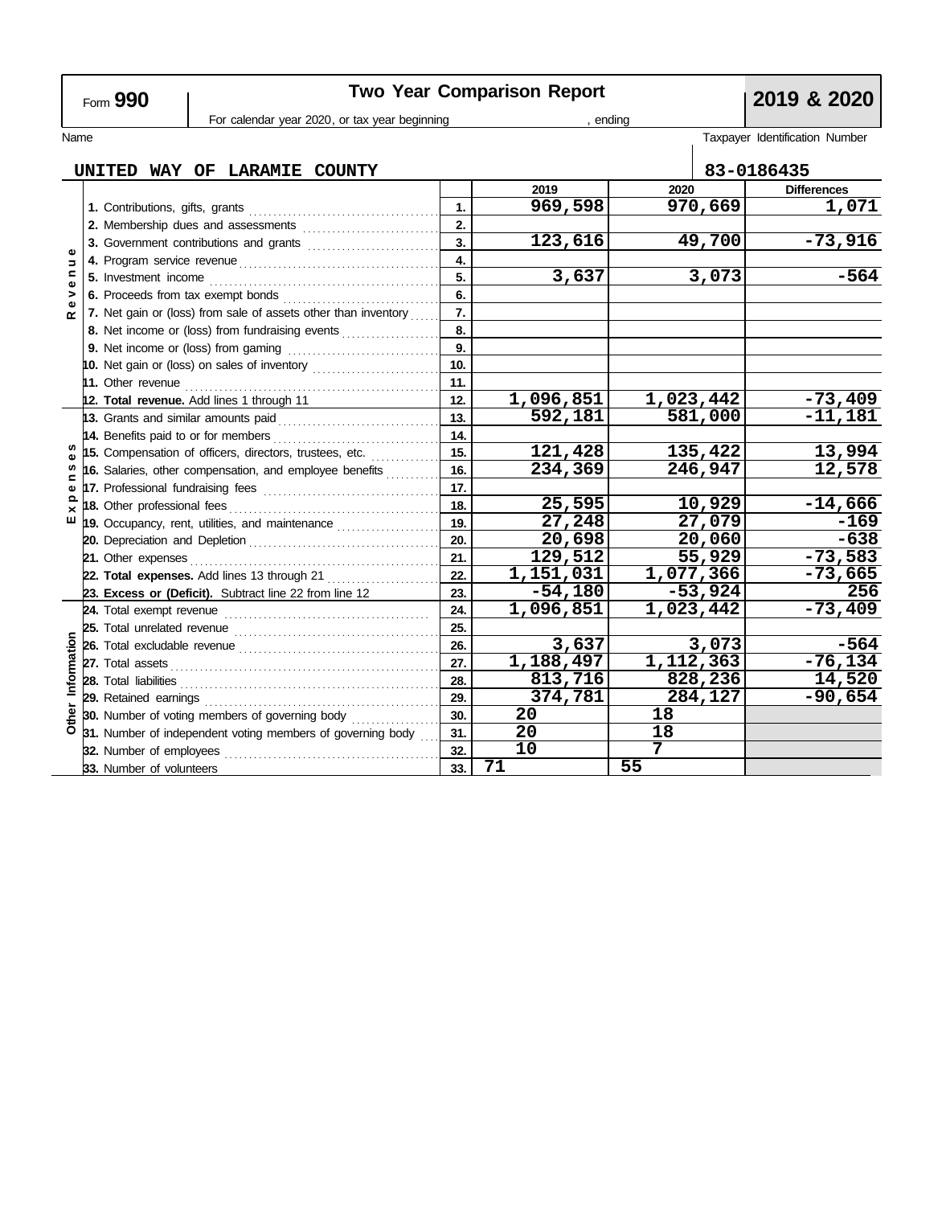Form **990**

# Two Year Comparison Report

**2019 & 2020**

For calendar year 2020, or tax year beginning , ending

Name: **UNITED WAY OF LARAMIE COUNTY**

Taxpayer Identification Number: **83-0186435**

| Section | Item | Line | 2019 | 2020 | Differences |
|---|---|---|---|---|---|
| Revenue | 1. Contributions, gifts, grants | 1. | 969,598 | 970,669 | 1,071 |
| | 2. Membership dues and assessments | 2. | | | |
| | 3. Government contributions and grants | 3. | 123,616 | 49,700 | -73,916 |
| | 4. Program service revenue | 4. | | | |
| | 5. Investment income | 5. | 3,637 | 3,073 | -564 |
| | 6. Proceeds from tax exempt bonds | 6. | | | |
| | 7. Net gain or (loss) from sale of assets other than inventory | 7. | | | |
| | 8. Net income or (loss) from fundraising events | 8. | | | |
| | 9. Net income or (loss) from gaming | 9. | | | |
| | 10. Net gain or (loss) on sales of inventory | 10. | | | |
| | 11. Other revenue | 11. | | | |
| | **12. Total revenue.** Add lines 1 through 11 | 12. | 1,096,851 | 1,023,442 | -73,409 |
| Expenses | 13. Grants and similar amounts paid | 13. | 592,181 | 581,000 | -11,181 |
| | 14. Benefits paid to or for members | 14. | | | |
| | 15. Compensation of officers, directors, trustees, etc. | 15. | 121,428 | 135,422 | 13,994 |
| | 16. Salaries, other compensation, and employee benefits | 16. | 234,369 | 246,947 | 12,578 |
| | 17. Professional fundraising fees | 17. | | | |
| | 18. Other professional fees | 18. | 25,595 | 10,929 | -14,666 |
| | 19. Occupancy, rent, utilities, and maintenance | 19. | 27,248 | 27,079 | -169 |
| | 20. Depreciation and Depletion | 20. | 20,698 | 20,060 | -638 |
| | 21. Other expenses | 21. | 129,512 | 55,929 | -73,583 |
| | **22. Total expenses.** Add lines 13 through 21 | 22. | 1,151,031 | 1,077,366 | -73,665 |
| | **23. Excess or (Deficit).** Subtract line 22 from line 12 | 23. | -54,180 | -53,924 | 256 |
| Other Information | 24. Total exempt revenue | 24. | 1,096,851 | 1,023,442 | -73,409 |
| | 25. Total unrelated revenue | 25. | | | |
| | 26. Total excludable revenue | 26. | 3,637 | 3,073 | -564 |
| | 27. Total assets | 27. | 1,188,497 | 1,112,363 | -76,134 |
| | 28. Total liabilities | 28. | 813,716 | 828,236 | 14,520 |
| | 29. Retained earnings | 29. | 374,781 | 284,127 | -90,654 |
| | 30. Number of voting members of governing body | 30. | 20 | 18 | |
| | 31. Number of independent voting members of governing body | 31. | 20 | 18 | |
| | 32. Number of employees | 32. | 10 | 7 | |
| | 33. Number of volunteers | 33. | 71 | 55 | |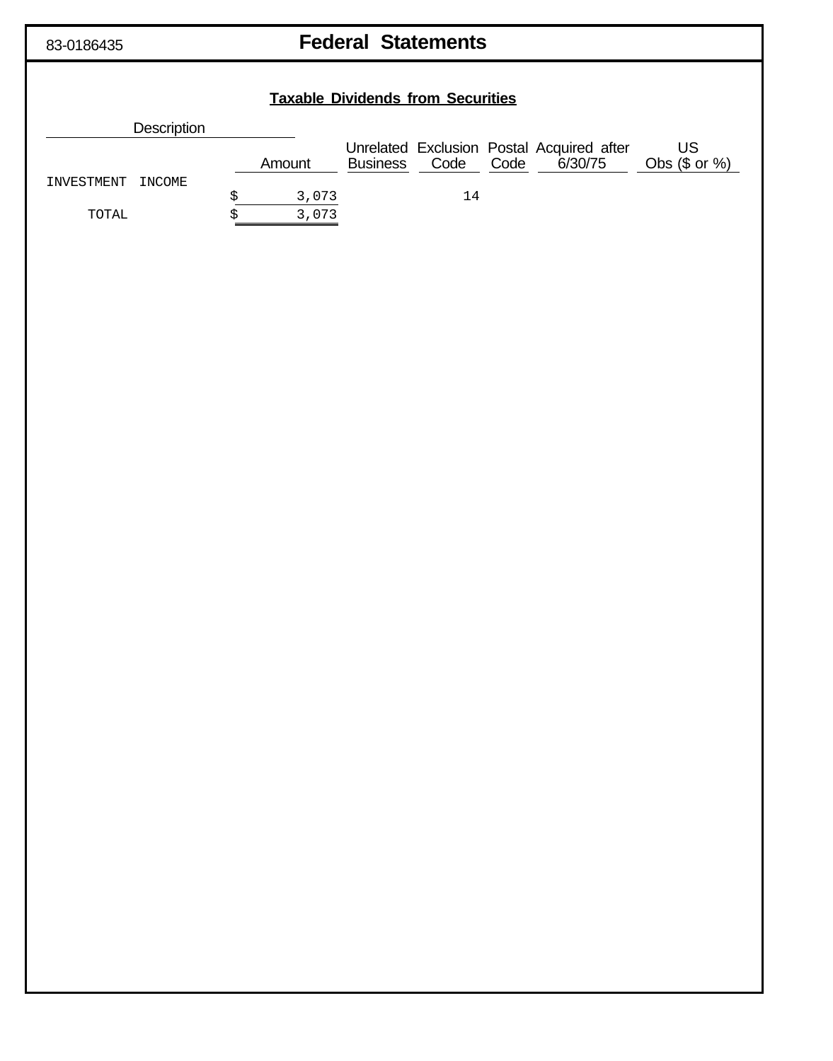83-0186435

# Federal Statements

## Taxable Dividends from Securities

| Description | Amount | Unrelated Business | Exclusion Code | Postal Code | Acquired after 6/30/75 | US Obs ($ or %) |
|---|---|---|---|---|---|---|
| INVESTMENT INCOME | $ 3,073 | | 14 | | | |
| TOTAL | $ 3,073 | | | | | |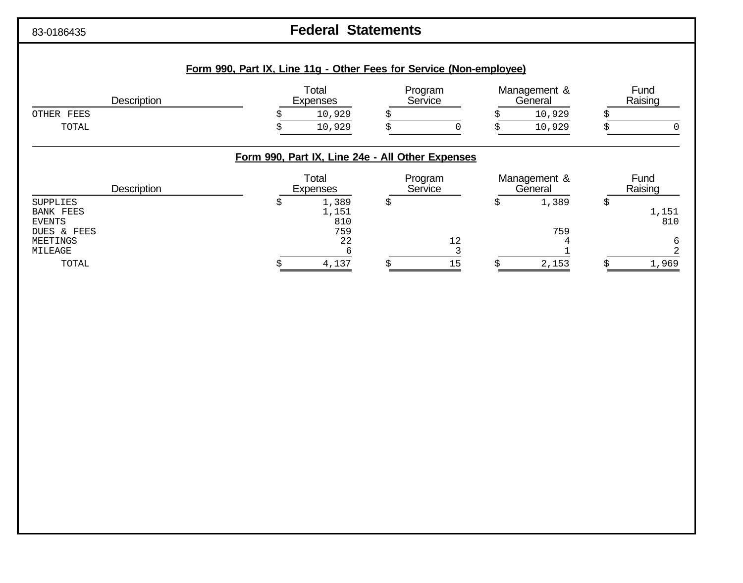83-0186435

# Federal Statements

## Form 990, Part IX, Line 11g - Other Fees for Service (Non-employee)

| Description | Total Expenses | Program Service | Management & General | Fund Raising |
|---|---|---|---|---|
| OTHER FEES | $ 10,929 | $ | $ 10,929 | $ |
| TOTAL | $ 10,929 | $ 0 | $ 10,929 | $ 0 |

## Form 990, Part IX, Line 24e - All Other Expenses

| Description | Total Expenses | Program Service | Management & General | Fund Raising |
|---|---|---|---|---|
| SUPPLIES | $ 1,389 | $ | $ 1,389 | $ |
| BANK FEES | 1,151 | | | 1,151 |
| EVENTS | 810 | | | 810 |
| DUES & FEES | 759 | | 759 | |
| MEETINGS | 22 | 12 | 4 | 6 |
| MILEAGE | 6 | 3 | 1 | 2 |
| TOTAL | $ 4,137 | $ 15 | $ 2,153 | $ 1,969 |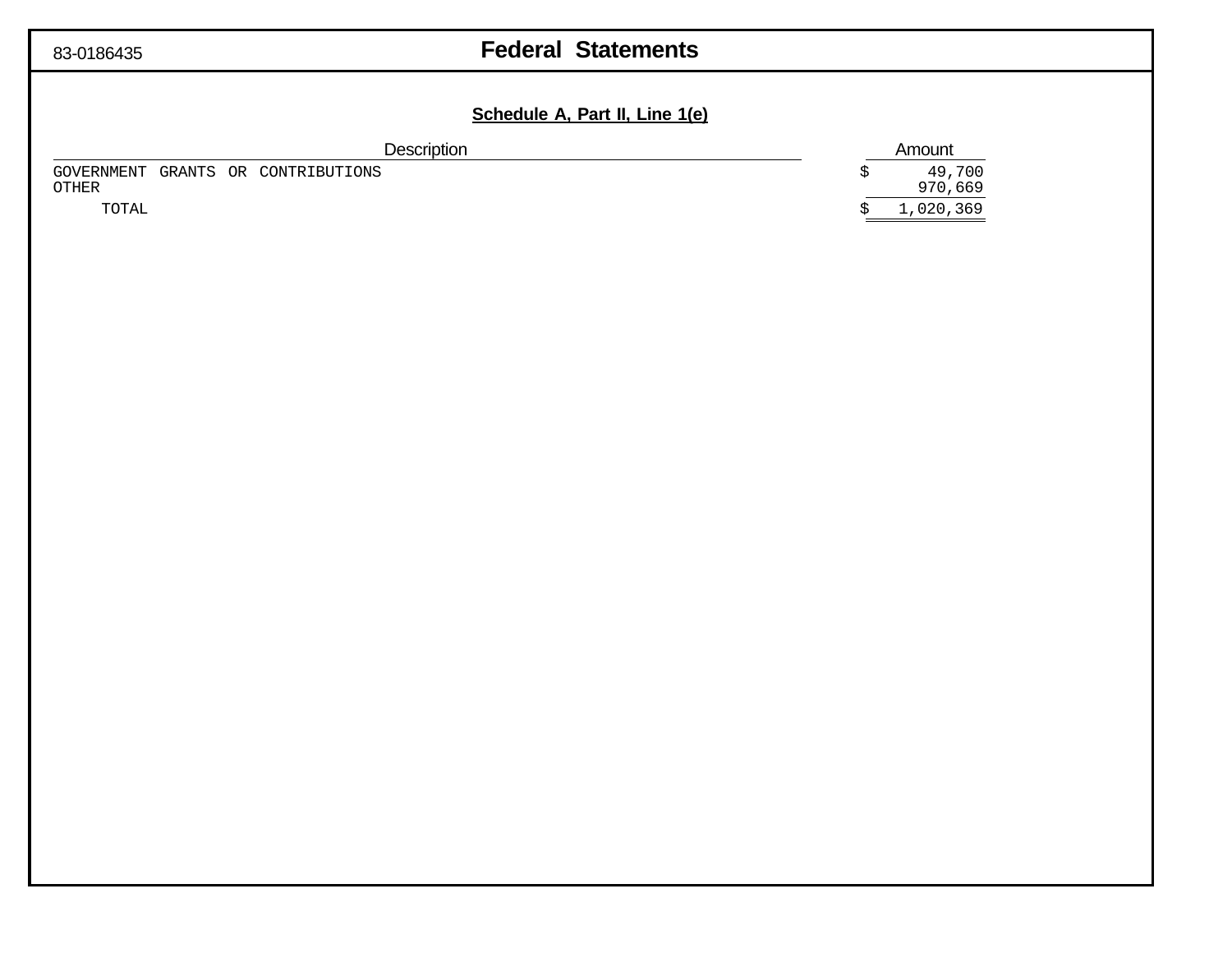83-0186435

# Federal Statements

## Schedule A, Part II, Line 1(e)

| Description | Amount |
|---|---|
| GOVERNMENT GRANTS OR CONTRIBUTIONS | $ 49,700 |
| OTHER | 970,669 |
| TOTAL | $ 1,020,369 |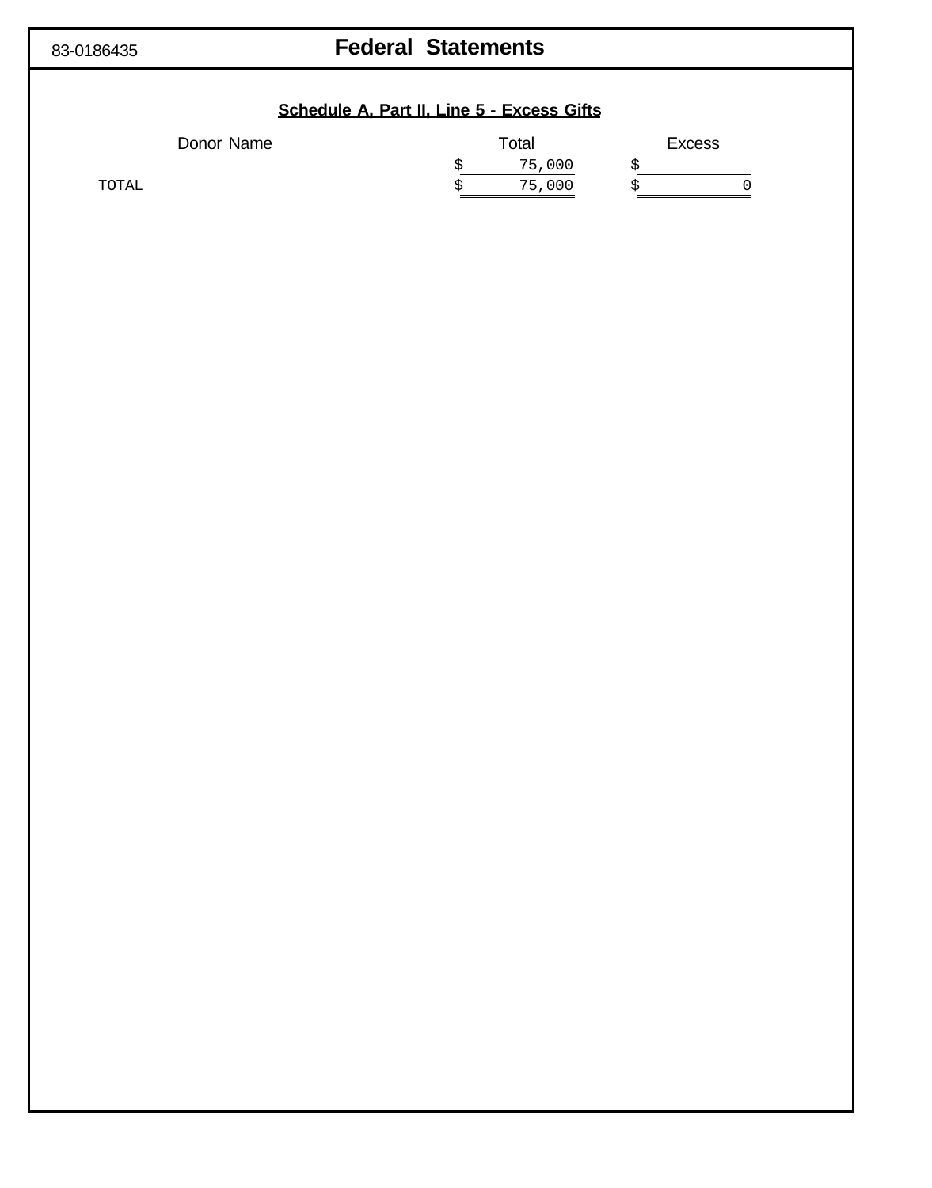83-0186435

# Federal Statements

## Schedule A, Part II, Line 5 - Excess Gifts

| Donor Name | Total | Excess |
|---|---|---|
| | $ 75,000 | $ |
| TOTAL | $ 75,000 | $ 0 |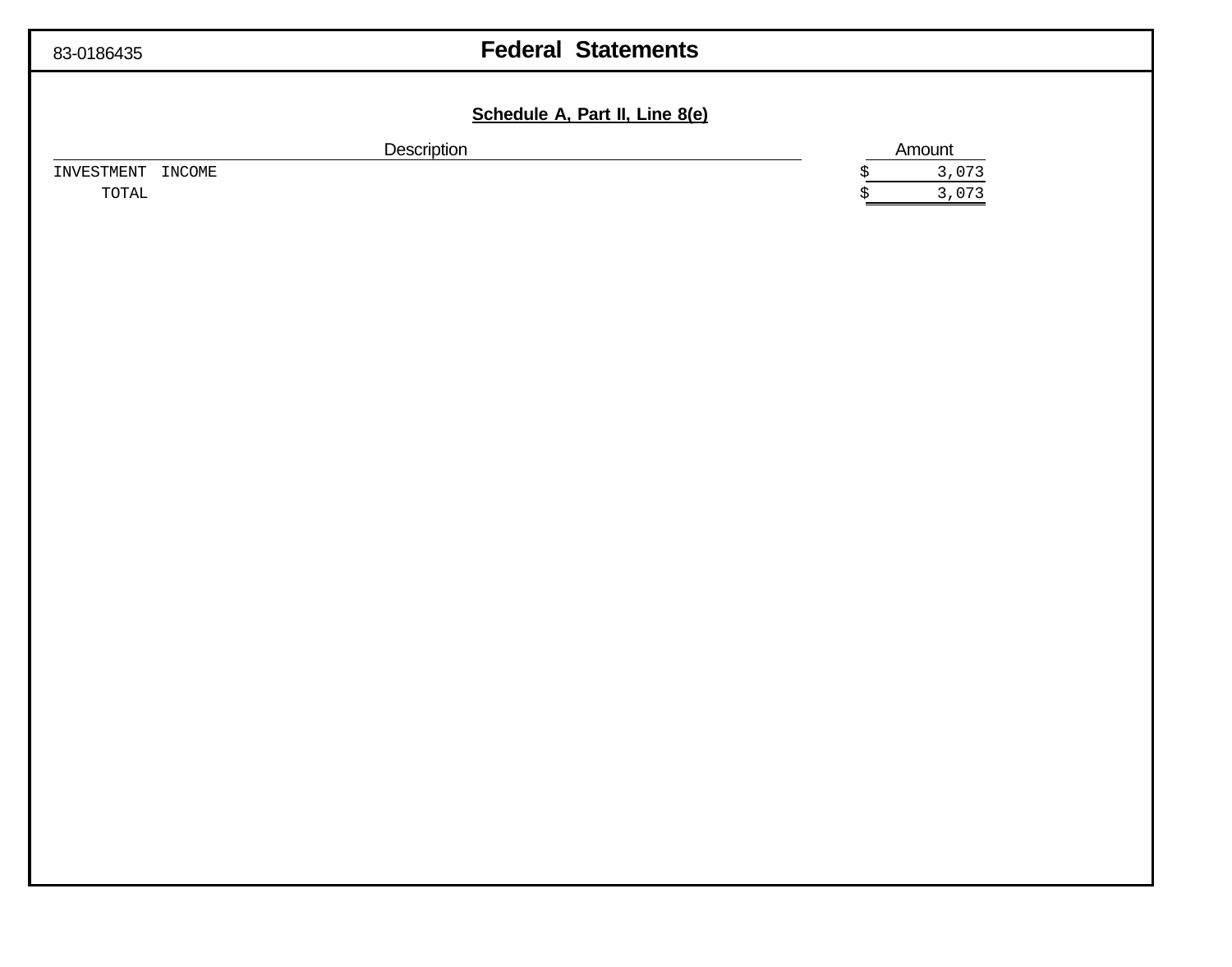83-0186435

# Federal Statements

## Schedule A, Part II, Line 8(e)

| Description | Amount |
|---|---|
| INVESTMENT INCOME | $ 3,073 |
| TOTAL | $ 3,073 |